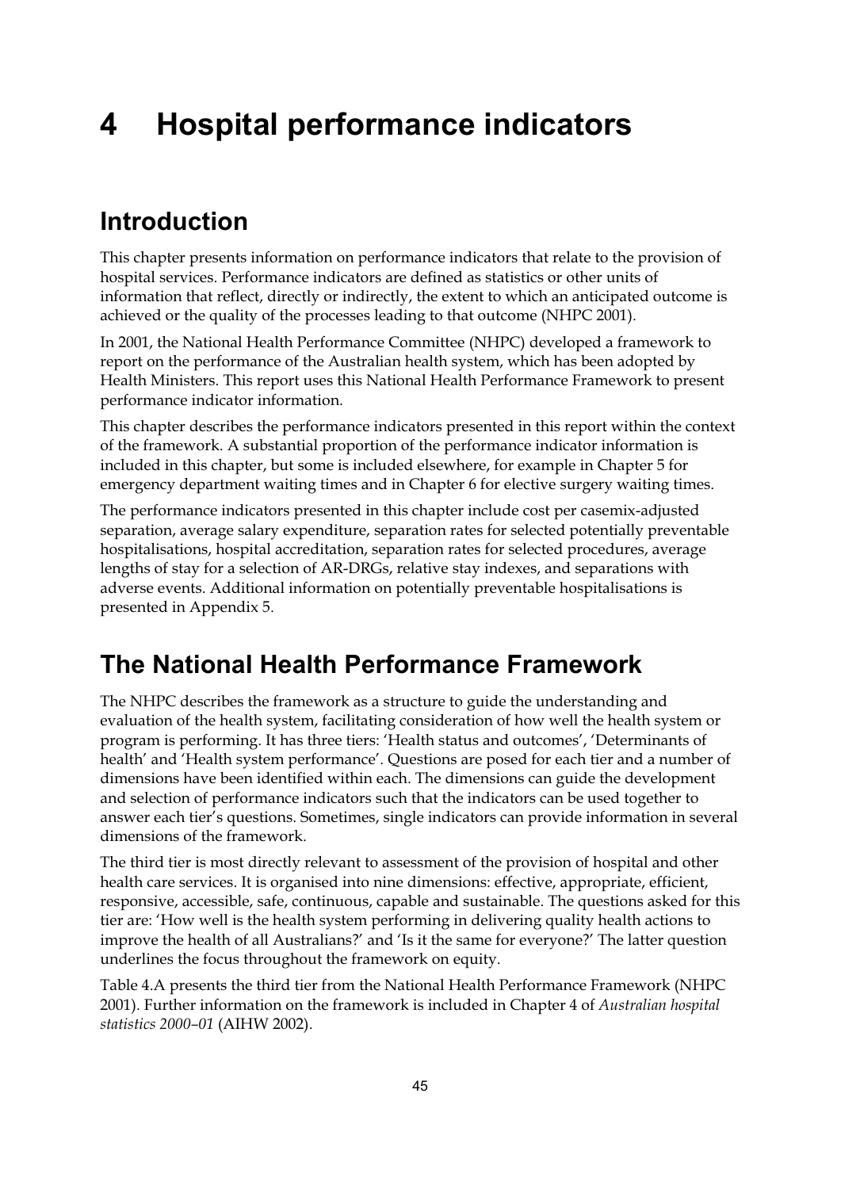# 4 Hospital performance indicators

## Introduction

This chapter presents information on performance indicators that relate to the provision of hospital services. Performance indicators are defined as statistics or other units of information that reflect, directly or indirectly, the extent to which an anticipated outcome is achieved or the quality of the processes leading to that outcome (NHPC 2001).

In 2001, the National Health Performance Committee (NHPC) developed a framework to report on the performance of the Australian health system, which has been adopted by Health Ministers. This report uses this National Health Performance Framework to present performance indicator information.

This chapter describes the performance indicators presented in this report within the context of the framework. A substantial proportion of the performance indicator information is included in this chapter, but some is included elsewhere, for example in Chapter 5 for emergency department waiting times and in Chapter 6 for elective surgery waiting times.

The performance indicators presented in this chapter include cost per casemix-adjusted separation, average salary expenditure, separation rates for selected potentially preventable hospitalisations, hospital accreditation, separation rates for selected procedures, average lengths of stay for a selection of AR-DRGs, relative stay indexes, and separations with adverse events. Additional information on potentially preventable hospitalisations is presented in Appendix 5.

## The National Health Performance Framework

The NHPC describes the framework as a structure to guide the understanding and evaluation of the health system, facilitating consideration of how well the health system or program is performing. It has three tiers: 'Health status and outcomes', 'Determinants of health' and 'Health system performance'. Questions are posed for each tier and a number of dimensions have been identified within each. The dimensions can guide the development and selection of performance indicators such that the indicators can be used together to answer each tier's questions. Sometimes, single indicators can provide information in several dimensions of the framework.

The third tier is most directly relevant to assessment of the provision of hospital and other health care services. It is organised into nine dimensions: effective, appropriate, efficient, responsive, accessible, safe, continuous, capable and sustainable. The questions asked for this tier are: 'How well is the health system performing in delivering quality health actions to improve the health of all Australians?' and 'Is it the same for everyone?' The latter question underlines the focus throughout the framework on equity.

Table 4.A presents the third tier from the National Health Performance Framework (NHPC 2001). Further information on the framework is included in Chapter 4 of *Australian hospital statistics 2000–01* (AIHW 2002).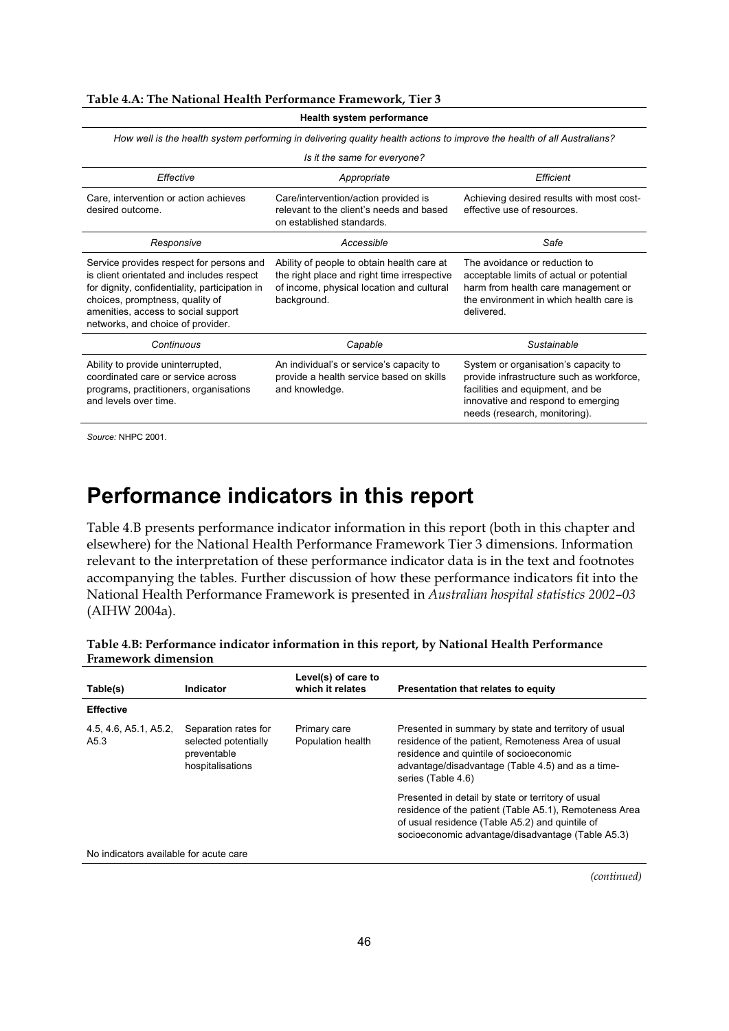**Table 4.A: The National Health Performance Framework, Tier 3**

| Health system performance | | |
|---|---|---|
| *How well is the health system performing in delivering quality health actions to improve the health of all Australians?* | | |
| *Is it the same for everyone?* | | |
| *Effective* | *Appropriate* | *Efficient* |
| Care, intervention or action achieves desired outcome. | Care/intervention/action provided is relevant to the client's needs and based on established standards. | Achieving desired results with most cost-effective use of resources. |
| *Responsive* | *Accessible* | *Safe* |
| Service provides respect for persons and is client orientated and includes respect for dignity, confidentiality, participation in choices, promptness, quality of amenities, access to social support networks, and choice of provider. | Ability of people to obtain health care at the right place and right time irrespective of income, physical location and cultural background. | The avoidance or reduction to acceptable limits of actual or potential harm from health care management or the environment in which health care is delivered. |
| *Continuous* | *Capable* | *Sustainable* |
| Ability to provide uninterrupted, coordinated care or service across programs, practitioners, organisations and levels over time. | An individual's or service's capacity to provide a health service based on skills and knowledge. | System or organisation's capacity to provide infrastructure such as workforce, facilities and equipment, and be innovative and respond to emerging needs (research, monitoring). |

*Source:* NHPC 2001.

# Performance indicators in this report

Table 4.B presents performance indicator information in this report (both in this chapter and elsewhere) for the National Health Performance Framework Tier 3 dimensions. Information relevant to the interpretation of these performance indicator data is in the text and footnotes accompanying the tables. Further discussion of how these performance indicators fit into the National Health Performance Framework is presented in *Australian hospital statistics 2002–03* (AIHW 2004a).

**Table 4.B: Performance indicator information in this report, by National Health Performance Framework dimension**

| Table(s) | Indicator | Level(s) of care to which it relates | Presentation that relates to equity |
|---|---|---|---|
| **Effective** | | | |
| 4.5, 4.6, A5.1, A5.2, A5.3 | Separation rates for selected potentially preventable hospitalisations | Primary care<br>Population health | Presented in summary by state and territory of usual residence of the patient, Remoteness Area of usual residence and quintile of socioeconomic advantage/disadvantage (Table 4.5) and as a time-series (Table 4.6) |
| | | | Presented in detail by state or territory of usual residence of the patient (Table A5.1), Remoteness Area of usual residence (Table A5.2) and quintile of socioeconomic advantage/disadvantage (Table A5.3) |
| No indicators available for acute care | | | |

*(continued)*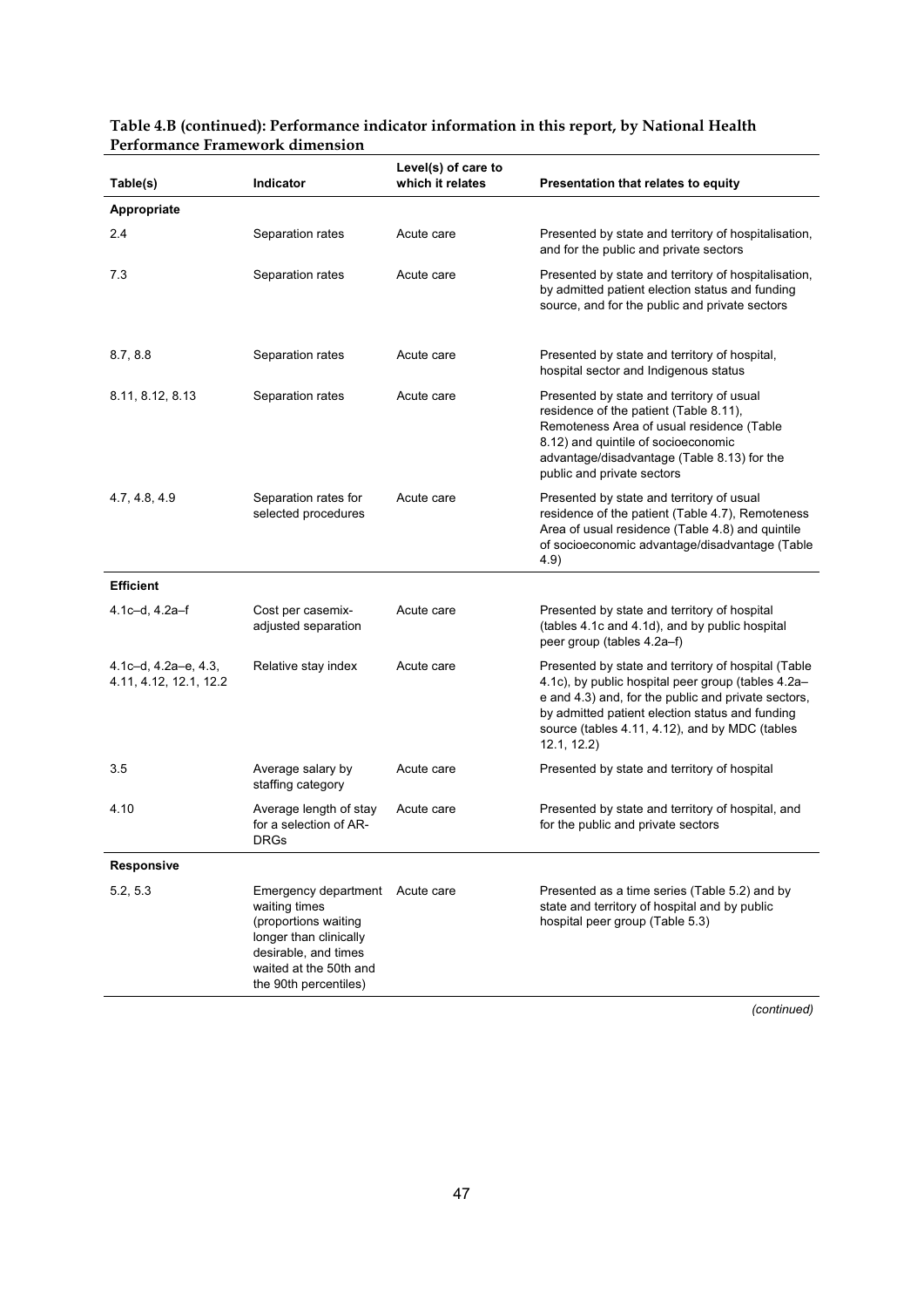**Table 4.B (continued): Performance indicator information in this report, by National Health Performance Framework dimension**

| Table(s) | Indicator | Level(s) of care to which it relates | Presentation that relates to equity |
|---|---|---|---|
| **Appropriate** | | | |
| 2.4 | Separation rates | Acute care | Presented by state and territory of hospitalisation, and for the public and private sectors |
| 7.3 | Separation rates | Acute care | Presented by state and territory of hospitalisation, by admitted patient election status and funding source, and for the public and private sectors |
| 8.7, 8.8 | Separation rates | Acute care | Presented by state and territory of hospital, hospital sector and Indigenous status |
| 8.11, 8.12, 8.13 | Separation rates | Acute care | Presented by state and territory of usual residence of the patient (Table 8.11), Remoteness Area of usual residence (Table 8.12) and quintile of socioeconomic advantage/disadvantage (Table 8.13) for the public and private sectors |
| 4.7, 4.8, 4.9 | Separation rates for selected procedures | Acute care | Presented by state and territory of usual residence of the patient (Table 4.7), Remoteness Area of usual residence (Table 4.8) and quintile of socioeconomic advantage/disadvantage (Table 4.9) |
| **Efficient** | | | |
| 4.1c–d, 4.2a–f | Cost per casemix-adjusted separation | Acute care | Presented by state and territory of hospital (tables 4.1c and 4.1d), and by public hospital peer group (tables 4.2a–f) |
| 4.1c–d, 4.2a–e, 4.3, 4.11, 4.12, 12.1, 12.2 | Relative stay index | Acute care | Presented by state and territory of hospital (Table 4.1c), by public hospital peer group (tables 4.2a–e and 4.3) and, for the public and private sectors, by admitted patient election status and funding source (tables 4.11, 4.12), and by MDC (tables 12.1, 12.2) |
| 3.5 | Average salary by staffing category | Acute care | Presented by state and territory of hospital |
| 4.10 | Average length of stay for a selection of AR-DRGs | Acute care | Presented by state and territory of hospital, and for the public and private sectors |
| **Responsive** | | | |
| 5.2, 5.3 | Emergency department waiting times (proportions waiting longer than clinically desirable, and times waited at the 50th and the 90th percentiles) | Acute care | Presented as a time series (Table 5.2) and by state and territory of hospital and by public hospital peer group (Table 5.3) |

*(continued)*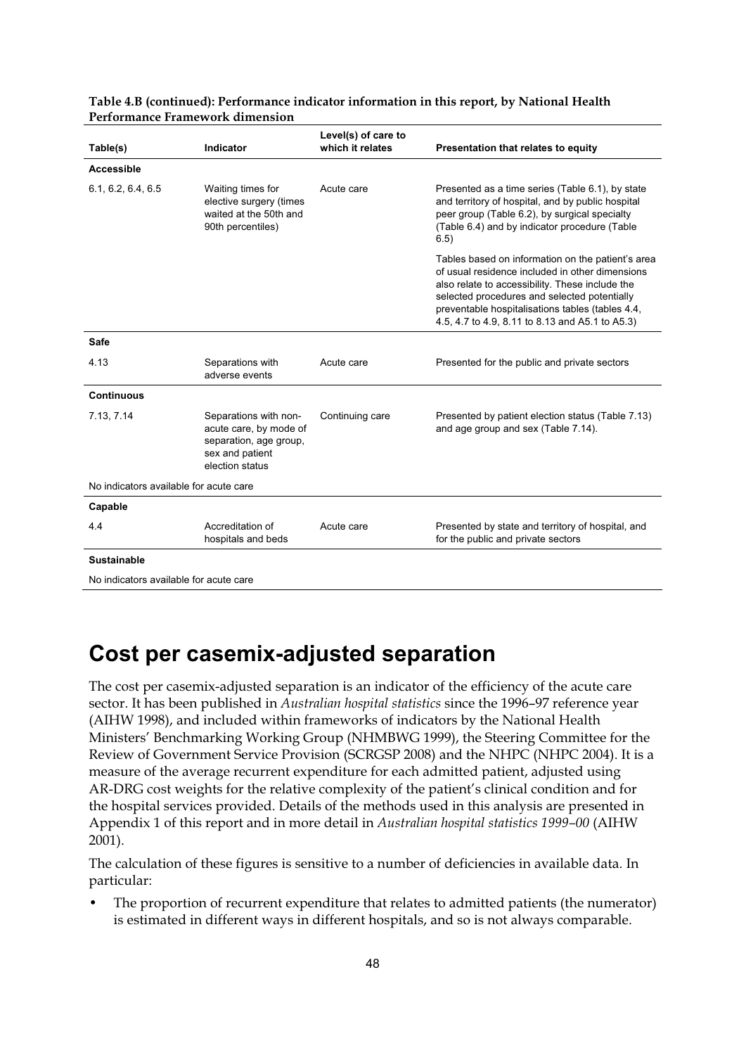**Table 4.B (continued): Performance indicator information in this report, by National Health Performance Framework dimension**

| Table(s) | Indicator | Level(s) of care to which it relates | Presentation that relates to equity |
|---|---|---|---|
| **Accessible** | | | |
| 6.1, 6.2, 6.4, 6.5 | Waiting times for elective surgery (times waited at the 50th and 90th percentiles) | Acute care | Presented as a time series (Table 6.1), by state and territory of hospital, and by public hospital peer group (Table 6.2), by surgical specialty (Table 6.4) and by indicator procedure (Table 6.5) |
| | | | Tables based on information on the patient's area of usual residence included in other dimensions also relate to accessibility. These include the selected procedures and selected potentially preventable hospitalisations tables (tables 4.4, 4.5, 4.7 to 4.9, 8.11 to 8.13 and A5.1 to A5.3) |
| **Safe** | | | |
| 4.13 | Separations with adverse events | Acute care | Presented for the public and private sectors |
| **Continuous** | | | |
| 7.13, 7.14 | Separations with non-acute care, by mode of separation, age group, sex and patient election status | Continuing care | Presented by patient election status (Table 7.13) and age group and sex (Table 7.14). |
| No indicators available for acute care | | | |
| **Capable** | | | |
| 4.4 | Accreditation of hospitals and beds | Acute care | Presented by state and territory of hospital, and for the public and private sectors |
| **Sustainable** | | | |
| No indicators available for acute care | | | |

# Cost per casemix-adjusted separation

The cost per casemix-adjusted separation is an indicator of the efficiency of the acute care sector. It has been published in *Australian hospital statistics* since the 1996–97 reference year (AIHW 1998), and included within frameworks of indicators by the National Health Ministers' Benchmarking Working Group (NHMBWG 1999), the Steering Committee for the Review of Government Service Provision (SCRGSP 2008) and the NHPC (NHPC 2004). It is a measure of the average recurrent expenditure for each admitted patient, adjusted using AR-DRG cost weights for the relative complexity of the patient's clinical condition and for the hospital services provided. Details of the methods used in this analysis are presented in Appendix 1 of this report and in more detail in *Australian hospital statistics 1999–00* (AIHW 2001).

The calculation of these figures is sensitive to a number of deficiencies in available data. In particular:

- The proportion of recurrent expenditure that relates to admitted patients (the numerator) is estimated in different ways in different hospitals, and so is not always comparable.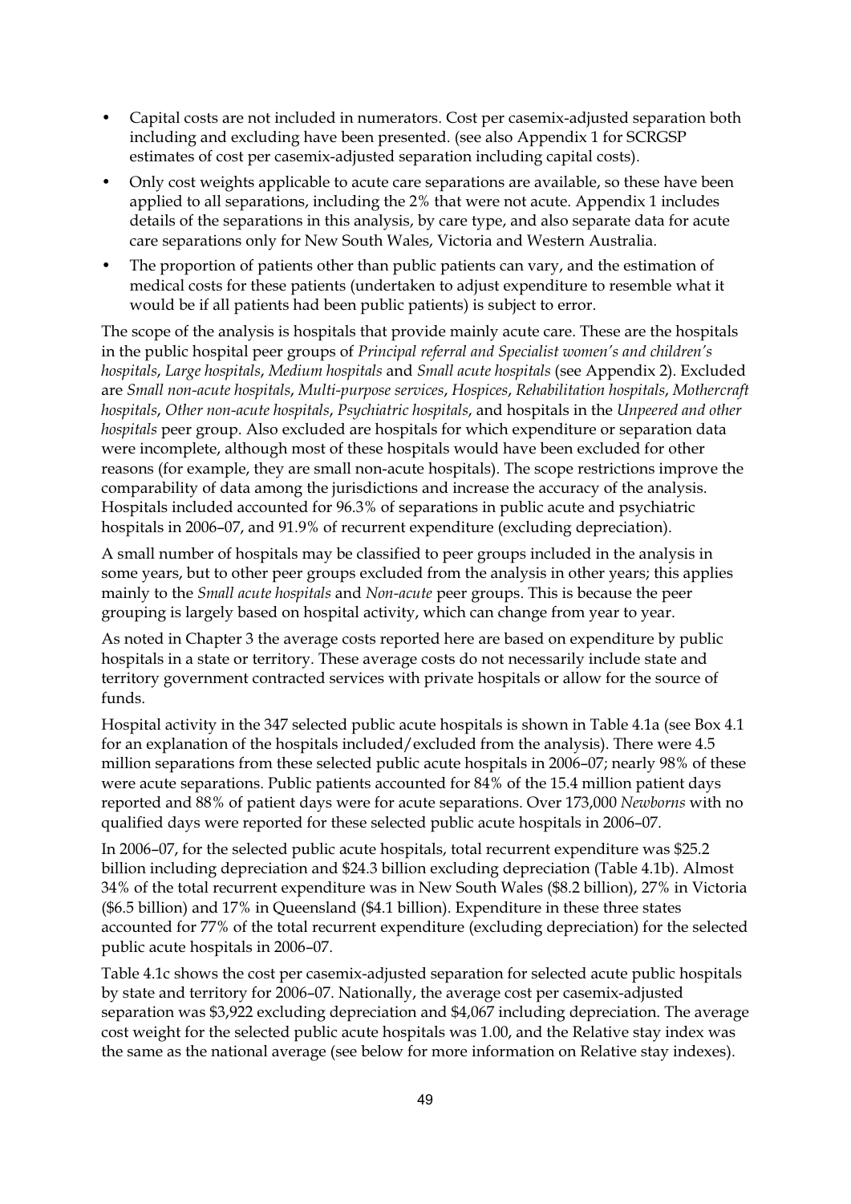- Capital costs are not included in numerators. Cost per casemix-adjusted separation both including and excluding have been presented. (see also Appendix 1 for SCRGSP estimates of cost per casemix-adjusted separation including capital costs).
- Only cost weights applicable to acute care separations are available, so these have been applied to all separations, including the 2% that were not acute. Appendix 1 includes details of the separations in this analysis, by care type, and also separate data for acute care separations only for New South Wales, Victoria and Western Australia.
- The proportion of patients other than public patients can vary, and the estimation of medical costs for these patients (undertaken to adjust expenditure to resemble what it would be if all patients had been public patients) is subject to error.

The scope of the analysis is hospitals that provide mainly acute care. These are the hospitals in the public hospital peer groups of *Principal referral and Specialist women's and children's hospitals*, *Large hospitals*, *Medium hospitals* and *Small acute hospitals* (see Appendix 2). Excluded are *Small non-acute hospitals*, *Multi-purpose services*, *Hospices*, *Rehabilitation hospitals*, *Mothercraft hospitals*, *Other non-acute hospitals*, *Psychiatric hospitals*, and hospitals in the *Unpeered and other hospitals* peer group. Also excluded are hospitals for which expenditure or separation data were incomplete, although most of these hospitals would have been excluded for other reasons (for example, they are small non-acute hospitals). The scope restrictions improve the comparability of data among the jurisdictions and increase the accuracy of the analysis. Hospitals included accounted for 96.3% of separations in public acute and psychiatric hospitals in 2006–07, and 91.9% of recurrent expenditure (excluding depreciation).

A small number of hospitals may be classified to peer groups included in the analysis in some years, but to other peer groups excluded from the analysis in other years; this applies mainly to the *Small acute hospitals* and *Non-acute* peer groups. This is because the peer grouping is largely based on hospital activity, which can change from year to year.

As noted in Chapter 3 the average costs reported here are based on expenditure by public hospitals in a state or territory. These average costs do not necessarily include state and territory government contracted services with private hospitals or allow for the source of funds.

Hospital activity in the 347 selected public acute hospitals is shown in Table 4.1a (see Box 4.1 for an explanation of the hospitals included/excluded from the analysis). There were 4.5 million separations from these selected public acute hospitals in 2006–07; nearly 98% of these were acute separations. Public patients accounted for 84% of the 15.4 million patient days reported and 88% of patient days were for acute separations. Over 173,000 *Newborns* with no qualified days were reported for these selected public acute hospitals in 2006–07.

In 2006–07, for the selected public acute hospitals, total recurrent expenditure was $25.2 billion including depreciation and $24.3 billion excluding depreciation (Table 4.1b). Almost 34% of the total recurrent expenditure was in New South Wales ($8.2 billion), 27% in Victoria ($6.5 billion) and 17% in Queensland ($4.1 billion). Expenditure in these three states accounted for 77% of the total recurrent expenditure (excluding depreciation) for the selected public acute hospitals in 2006–07.

Table 4.1c shows the cost per casemix-adjusted separation for selected acute public hospitals by state and territory for 2006–07. Nationally, the average cost per casemix-adjusted separation was $3,922 excluding depreciation and $4,067 including depreciation. The average cost weight for the selected public acute hospitals was 1.00, and the Relative stay index was the same as the national average (see below for more information on Relative stay indexes).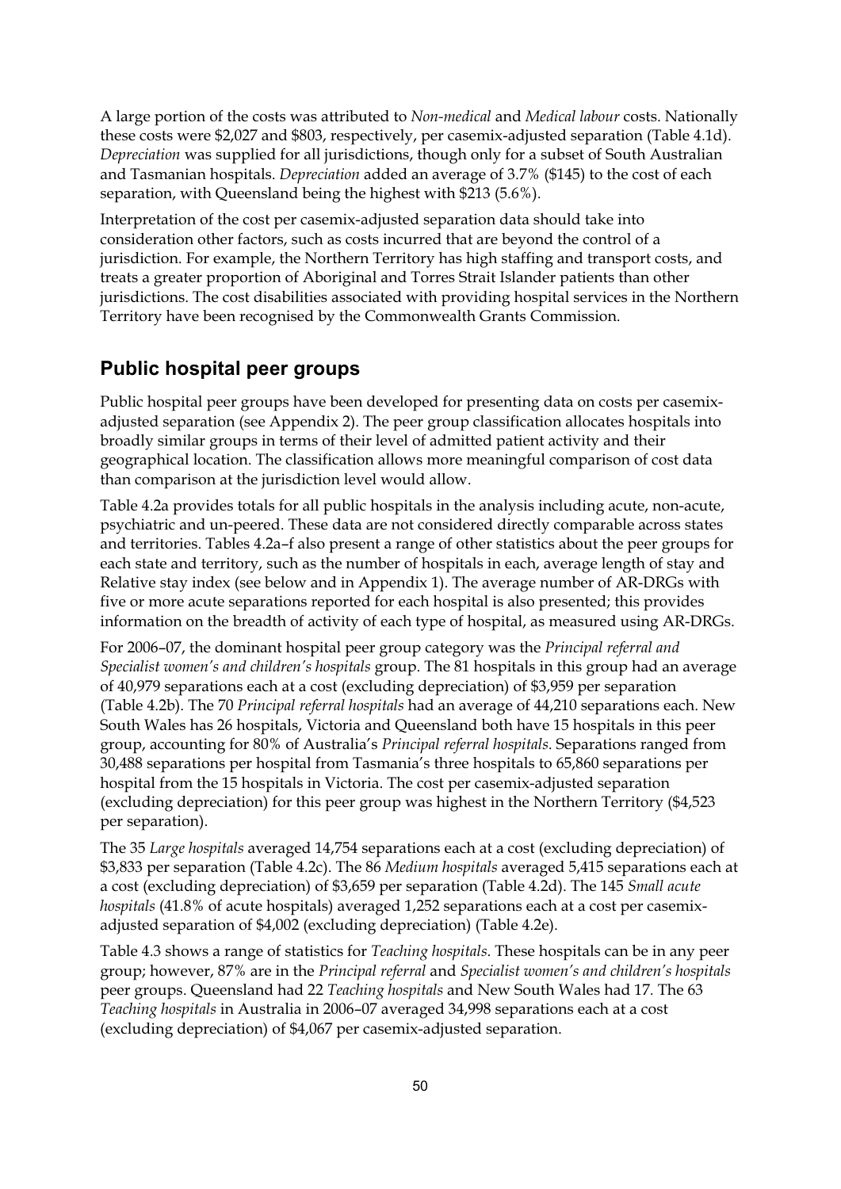A large portion of the costs was attributed to *Non-medical* and *Medical labour* costs. Nationally these costs were $2,027 and $803, respectively, per casemix-adjusted separation (Table 4.1d). *Depreciation* was supplied for all jurisdictions, though only for a subset of South Australian and Tasmanian hospitals. *Depreciation* added an average of 3.7% ($145) to the cost of each separation, with Queensland being the highest with $213 (5.6%).

Interpretation of the cost per casemix-adjusted separation data should take into consideration other factors, such as costs incurred that are beyond the control of a jurisdiction. For example, the Northern Territory has high staffing and transport costs, and treats a greater proportion of Aboriginal and Torres Strait Islander patients than other jurisdictions. The cost disabilities associated with providing hospital services in the Northern Territory have been recognised by the Commonwealth Grants Commission.

## Public hospital peer groups

Public hospital peer groups have been developed for presenting data on costs per casemix-adjusted separation (see Appendix 2). The peer group classification allocates hospitals into broadly similar groups in terms of their level of admitted patient activity and their geographical location. The classification allows more meaningful comparison of cost data than comparison at the jurisdiction level would allow.

Table 4.2a provides totals for all public hospitals in the analysis including acute, non-acute, psychiatric and un-peered. These data are not considered directly comparable across states and territories. Tables 4.2a–f also present a range of other statistics about the peer groups for each state and territory, such as the number of hospitals in each, average length of stay and Relative stay index (see below and in Appendix 1). The average number of AR-DRGs with five or more acute separations reported for each hospital is also presented; this provides information on the breadth of activity of each type of hospital, as measured using AR-DRGs.

For 2006–07, the dominant hospital peer group category was the *Principal referral and Specialist women's and children's hospitals* group. The 81 hospitals in this group had an average of 40,979 separations each at a cost (excluding depreciation) of $3,959 per separation (Table 4.2b). The 70 *Principal referral hospitals* had an average of 44,210 separations each. New South Wales has 26 hospitals, Victoria and Queensland both have 15 hospitals in this peer group, accounting for 80% of Australia's *Principal referral hospitals*. Separations ranged from 30,488 separations per hospital from Tasmania's three hospitals to 65,860 separations per hospital from the 15 hospitals in Victoria. The cost per casemix-adjusted separation (excluding depreciation) for this peer group was highest in the Northern Territory ($4,523 per separation).

The 35 *Large hospitals* averaged 14,754 separations each at a cost (excluding depreciation) of $3,833 per separation (Table 4.2c). The 86 *Medium hospitals* averaged 5,415 separations each at a cost (excluding depreciation) of $3,659 per separation (Table 4.2d). The 145 *Small acute hospitals* (41.8% of acute hospitals) averaged 1,252 separations each at a cost per casemix-adjusted separation of $4,002 (excluding depreciation) (Table 4.2e).

Table 4.3 shows a range of statistics for *Teaching hospitals*. These hospitals can be in any peer group; however, 87% are in the *Principal referral* and *Specialist women's and children's hospitals* peer groups. Queensland had 22 *Teaching hospitals* and New South Wales had 17. The 63 *Teaching hospitals* in Australia in 2006–07 averaged 34,998 separations each at a cost (excluding depreciation) of $4,067 per casemix-adjusted separation.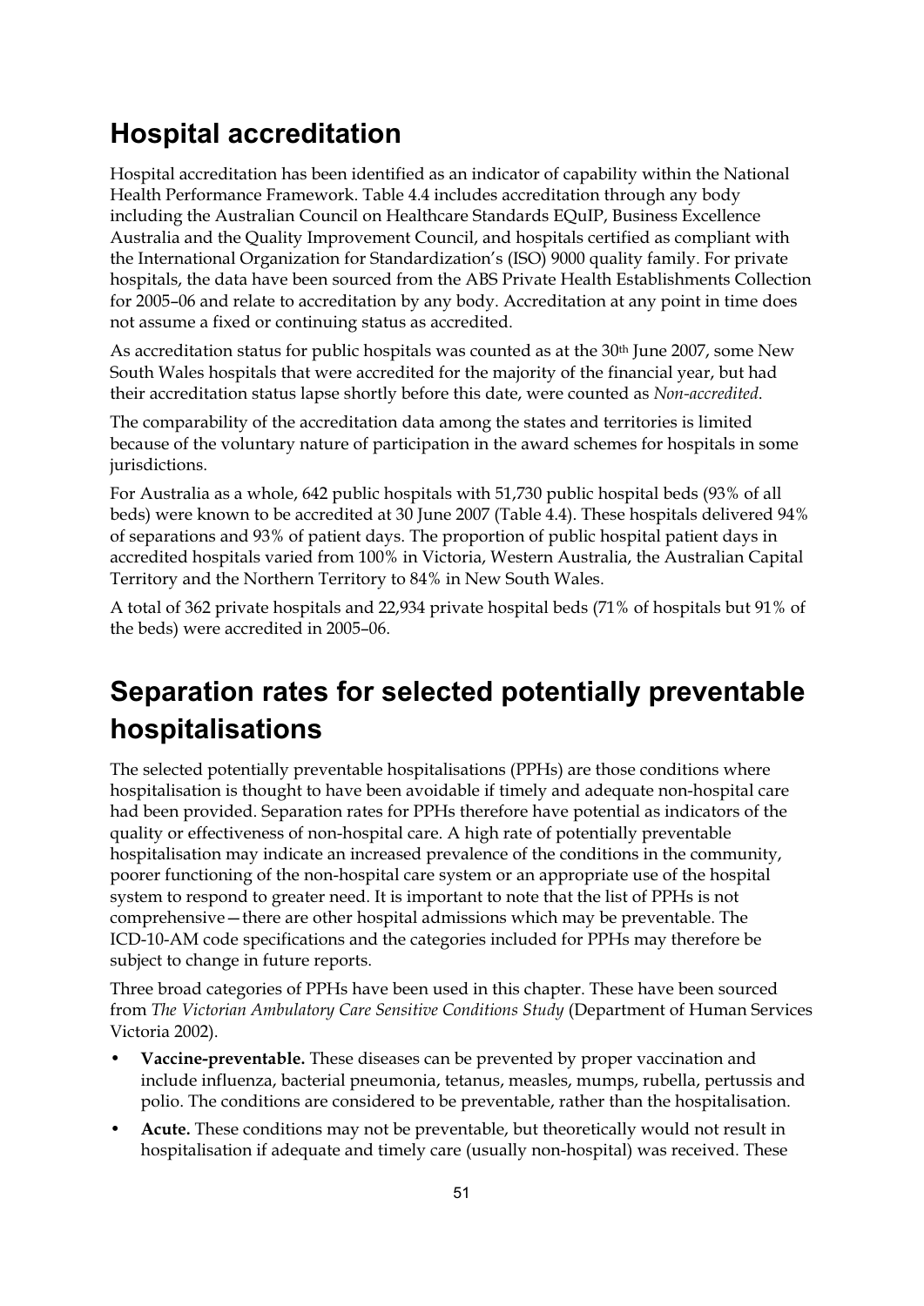## Hospital accreditation

Hospital accreditation has been identified as an indicator of capability within the National Health Performance Framework. Table 4.4 includes accreditation through any body including the Australian Council on Healthcare Standards EQuIP, Business Excellence Australia and the Quality Improvement Council, and hospitals certified as compliant with the International Organization for Standardization's (ISO) 9000 quality family. For private hospitals, the data have been sourced from the ABS Private Health Establishments Collection for 2005–06 and relate to accreditation by any body. Accreditation at any point in time does not assume a fixed or continuing status as accredited.

As accreditation status for public hospitals was counted as at the 30th June 2007, some New South Wales hospitals that were accredited for the majority of the financial year, but had their accreditation status lapse shortly before this date, were counted as *Non-accredited*.

The comparability of the accreditation data among the states and territories is limited because of the voluntary nature of participation in the award schemes for hospitals in some jurisdictions.

For Australia as a whole, 642 public hospitals with 51,730 public hospital beds (93% of all beds) were known to be accredited at 30 June 2007 (Table 4.4). These hospitals delivered 94% of separations and 93% of patient days. The proportion of public hospital patient days in accredited hospitals varied from 100% in Victoria, Western Australia, the Australian Capital Territory and the Northern Territory to 84% in New South Wales.

A total of 362 private hospitals and 22,934 private hospital beds (71% of hospitals but 91% of the beds) were accredited in 2005–06.

## Separation rates for selected potentially preventable hospitalisations

The selected potentially preventable hospitalisations (PPHs) are those conditions where hospitalisation is thought to have been avoidable if timely and adequate non-hospital care had been provided. Separation rates for PPHs therefore have potential as indicators of the quality or effectiveness of non-hospital care. A high rate of potentially preventable hospitalisation may indicate an increased prevalence of the conditions in the community, poorer functioning of the non-hospital care system or an appropriate use of the hospital system to respond to greater need. It is important to note that the list of PPHs is not comprehensive—there are other hospital admissions which may be preventable. The ICD-10-AM code specifications and the categories included for PPHs may therefore be subject to change in future reports.

Three broad categories of PPHs have been used in this chapter. These have been sourced from *The Victorian Ambulatory Care Sensitive Conditions Study* (Department of Human Services Victoria 2002).

- **Vaccine-preventable.** These diseases can be prevented by proper vaccination and include influenza, bacterial pneumonia, tetanus, measles, mumps, rubella, pertussis and polio. The conditions are considered to be preventable, rather than the hospitalisation.
- **Acute.** These conditions may not be preventable, but theoretically would not result in hospitalisation if adequate and timely care (usually non-hospital) was received. These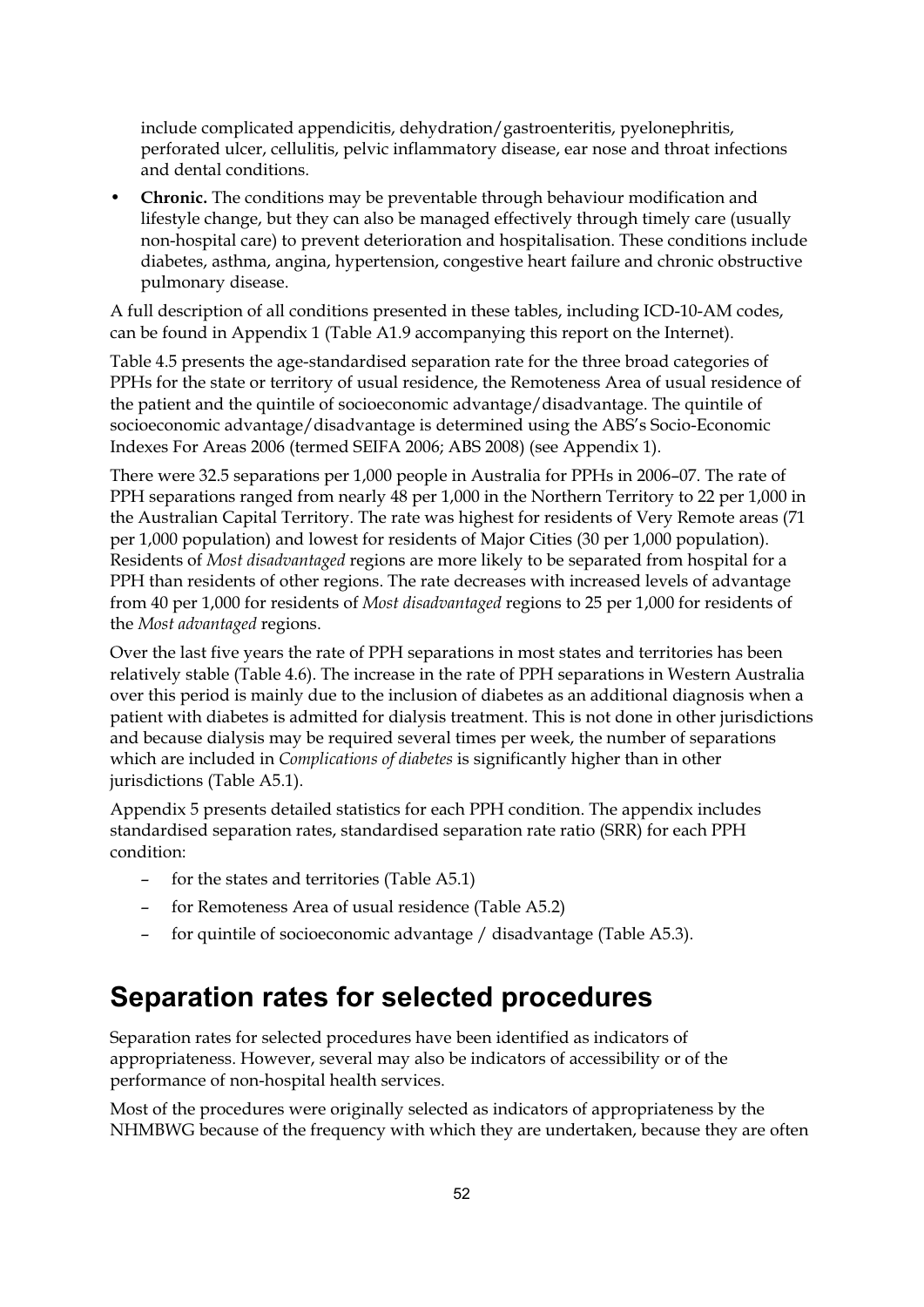include complicated appendicitis, dehydration/gastroenteritis, pyelonephritis, perforated ulcer, cellulitis, pelvic inflammatory disease, ear nose and throat infections and dental conditions.

- **Chronic.** The conditions may be preventable through behaviour modification and lifestyle change, but they can also be managed effectively through timely care (usually non-hospital care) to prevent deterioration and hospitalisation. These conditions include diabetes, asthma, angina, hypertension, congestive heart failure and chronic obstructive pulmonary disease.

A full description of all conditions presented in these tables, including ICD-10-AM codes, can be found in Appendix 1 (Table A1.9 accompanying this report on the Internet).

Table 4.5 presents the age-standardised separation rate for the three broad categories of PPHs for the state or territory of usual residence, the Remoteness Area of usual residence of the patient and the quintile of socioeconomic advantage/disadvantage. The quintile of socioeconomic advantage/disadvantage is determined using the ABS's Socio-Economic Indexes For Areas 2006 (termed SEIFA 2006; ABS 2008) (see Appendix 1).

There were 32.5 separations per 1,000 people in Australia for PPHs in 2006–07. The rate of PPH separations ranged from nearly 48 per 1,000 in the Northern Territory to 22 per 1,000 in the Australian Capital Territory. The rate was highest for residents of Very Remote areas (71 per 1,000 population) and lowest for residents of Major Cities (30 per 1,000 population). Residents of *Most disadvantaged* regions are more likely to be separated from hospital for a PPH than residents of other regions. The rate decreases with increased levels of advantage from 40 per 1,000 for residents of *Most disadvantaged* regions to 25 per 1,000 for residents of the *Most advantaged* regions.

Over the last five years the rate of PPH separations in most states and territories has been relatively stable (Table 4.6). The increase in the rate of PPH separations in Western Australia over this period is mainly due to the inclusion of diabetes as an additional diagnosis when a patient with diabetes is admitted for dialysis treatment. This is not done in other jurisdictions and because dialysis may be required several times per week, the number of separations which are included in *Complications of diabetes* is significantly higher than in other jurisdictions (Table A5.1).

Appendix 5 presents detailed statistics for each PPH condition. The appendix includes standardised separation rates, standardised separation rate ratio (SRR) for each PPH condition:

- for the states and territories (Table A5.1)
- for Remoteness Area of usual residence (Table A5.2)
- for quintile of socioeconomic advantage / disadvantage (Table A5.3).

## Separation rates for selected procedures

Separation rates for selected procedures have been identified as indicators of appropriateness. However, several may also be indicators of accessibility or of the performance of non-hospital health services.

Most of the procedures were originally selected as indicators of appropriateness by the NHMBWG because of the frequency with which they are undertaken, because they are often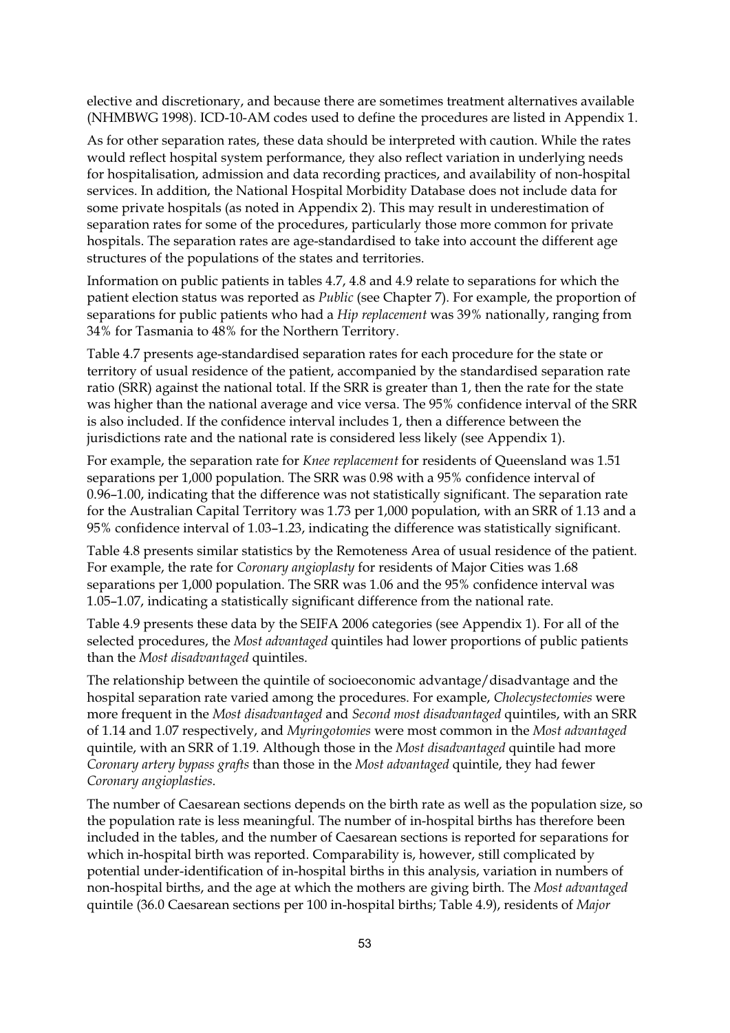elective and discretionary, and because there are sometimes treatment alternatives available (NHMBWG 1998). ICD-10-AM codes used to define the procedures are listed in Appendix 1.

As for other separation rates, these data should be interpreted with caution. While the rates would reflect hospital system performance, they also reflect variation in underlying needs for hospitalisation, admission and data recording practices, and availability of non-hospital services. In addition, the National Hospital Morbidity Database does not include data for some private hospitals (as noted in Appendix 2). This may result in underestimation of separation rates for some of the procedures, particularly those more common for private hospitals. The separation rates are age-standardised to take into account the different age structures of the populations of the states and territories.

Information on public patients in tables 4.7, 4.8 and 4.9 relate to separations for which the patient election status was reported as *Public* (see Chapter 7). For example, the proportion of separations for public patients who had a *Hip replacement* was 39% nationally, ranging from 34% for Tasmania to 48% for the Northern Territory.

Table 4.7 presents age-standardised separation rates for each procedure for the state or territory of usual residence of the patient, accompanied by the standardised separation rate ratio (SRR) against the national total. If the SRR is greater than 1, then the rate for the state was higher than the national average and vice versa. The 95% confidence interval of the SRR is also included. If the confidence interval includes 1, then a difference between the jurisdictions rate and the national rate is considered less likely (see Appendix 1).

For example, the separation rate for *Knee replacement* for residents of Queensland was 1.51 separations per 1,000 population. The SRR was 0.98 with a 95% confidence interval of 0.96–1.00, indicating that the difference was not statistically significant. The separation rate for the Australian Capital Territory was 1.73 per 1,000 population, with an SRR of 1.13 and a 95% confidence interval of 1.03–1.23, indicating the difference was statistically significant.

Table 4.8 presents similar statistics by the Remoteness Area of usual residence of the patient. For example, the rate for *Coronary angioplasty* for residents of Major Cities was 1.68 separations per 1,000 population. The SRR was 1.06 and the 95% confidence interval was 1.05–1.07, indicating a statistically significant difference from the national rate.

Table 4.9 presents these data by the SEIFA 2006 categories (see Appendix 1). For all of the selected procedures, the *Most advantaged* quintiles had lower proportions of public patients than the *Most disadvantaged* quintiles.

The relationship between the quintile of socioeconomic advantage/disadvantage and the hospital separation rate varied among the procedures. For example, *Cholecystectomies* were more frequent in the *Most disadvantaged* and *Second most disadvantaged* quintiles, with an SRR of 1.14 and 1.07 respectively, and *Myringotomies* were most common in the *Most advantaged* quintile, with an SRR of 1.19. Although those in the *Most disadvantaged* quintile had more *Coronary artery bypass grafts* than those in the *Most advantaged* quintile, they had fewer *Coronary angioplasties*.

The number of Caesarean sections depends on the birth rate as well as the population size, so the population rate is less meaningful. The number of in-hospital births has therefore been included in the tables, and the number of Caesarean sections is reported for separations for which in-hospital birth was reported. Comparability is, however, still complicated by potential under-identification of in-hospital births in this analysis, variation in numbers of non-hospital births, and the age at which the mothers are giving birth. The *Most advantaged* quintile (36.0 Caesarean sections per 100 in-hospital births; Table 4.9), residents of *Major*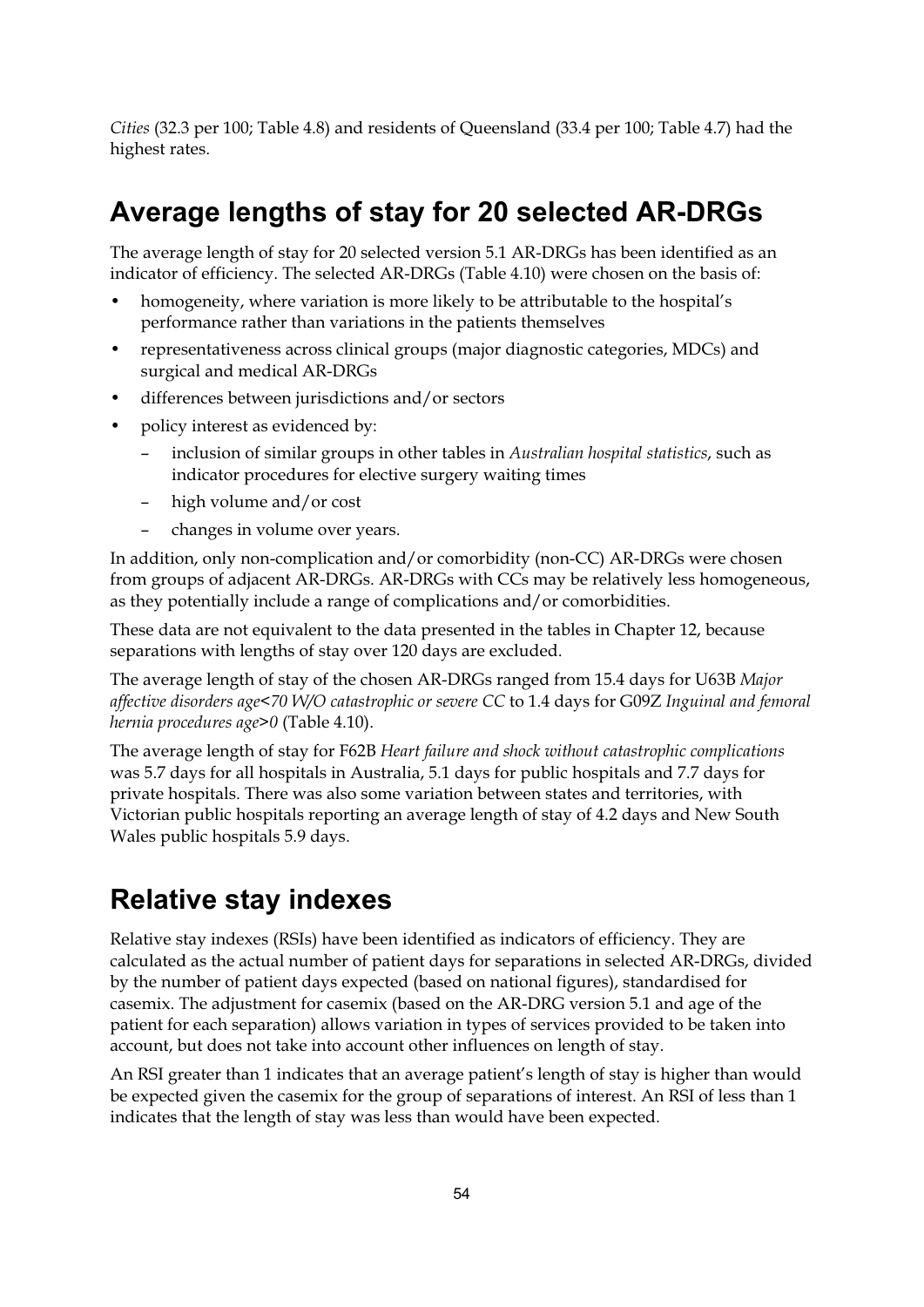*Cities* (32.3 per 100; Table 4.8) and residents of Queensland (33.4 per 100; Table 4.7) had the highest rates.

## Average lengths of stay for 20 selected AR-DRGs

The average length of stay for 20 selected version 5.1 AR-DRGs has been identified as an indicator of efficiency. The selected AR-DRGs (Table 4.10) were chosen on the basis of:

- homogeneity, where variation is more likely to be attributable to the hospital's performance rather than variations in the patients themselves
- representativeness across clinical groups (major diagnostic categories, MDCs) and surgical and medical AR-DRGs
- differences between jurisdictions and/or sectors
- policy interest as evidenced by:
  - inclusion of similar groups in other tables in *Australian hospital statistics*, such as indicator procedures for elective surgery waiting times
  - high volume and/or cost
  - changes in volume over years.

In addition, only non-complication and/or comorbidity (non-CC) AR-DRGs were chosen from groups of adjacent AR-DRGs. AR-DRGs with CCs may be relatively less homogeneous, as they potentially include a range of complications and/or comorbidities.

These data are not equivalent to the data presented in the tables in Chapter 12, because separations with lengths of stay over 120 days are excluded.

The average length of stay of the chosen AR-DRGs ranged from 15.4 days for U63B *Major affective disorders age<70 W/O catastrophic or severe CC* to 1.4 days for G09Z *Inguinal and femoral hernia procedures age>0* (Table 4.10).

The average length of stay for F62B *Heart failure and shock without catastrophic complications* was 5.7 days for all hospitals in Australia, 5.1 days for public hospitals and 7.7 days for private hospitals. There was also some variation between states and territories, with Victorian public hospitals reporting an average length of stay of 4.2 days and New South Wales public hospitals 5.9 days.

## Relative stay indexes

Relative stay indexes (RSIs) have been identified as indicators of efficiency. They are calculated as the actual number of patient days for separations in selected AR-DRGs, divided by the number of patient days expected (based on national figures), standardised for casemix. The adjustment for casemix (based on the AR-DRG version 5.1 and age of the patient for each separation) allows variation in types of services provided to be taken into account, but does not take into account other influences on length of stay.

An RSI greater than 1 indicates that an average patient's length of stay is higher than would be expected given the casemix for the group of separations of interest. An RSI of less than 1 indicates that the length of stay was less than would have been expected.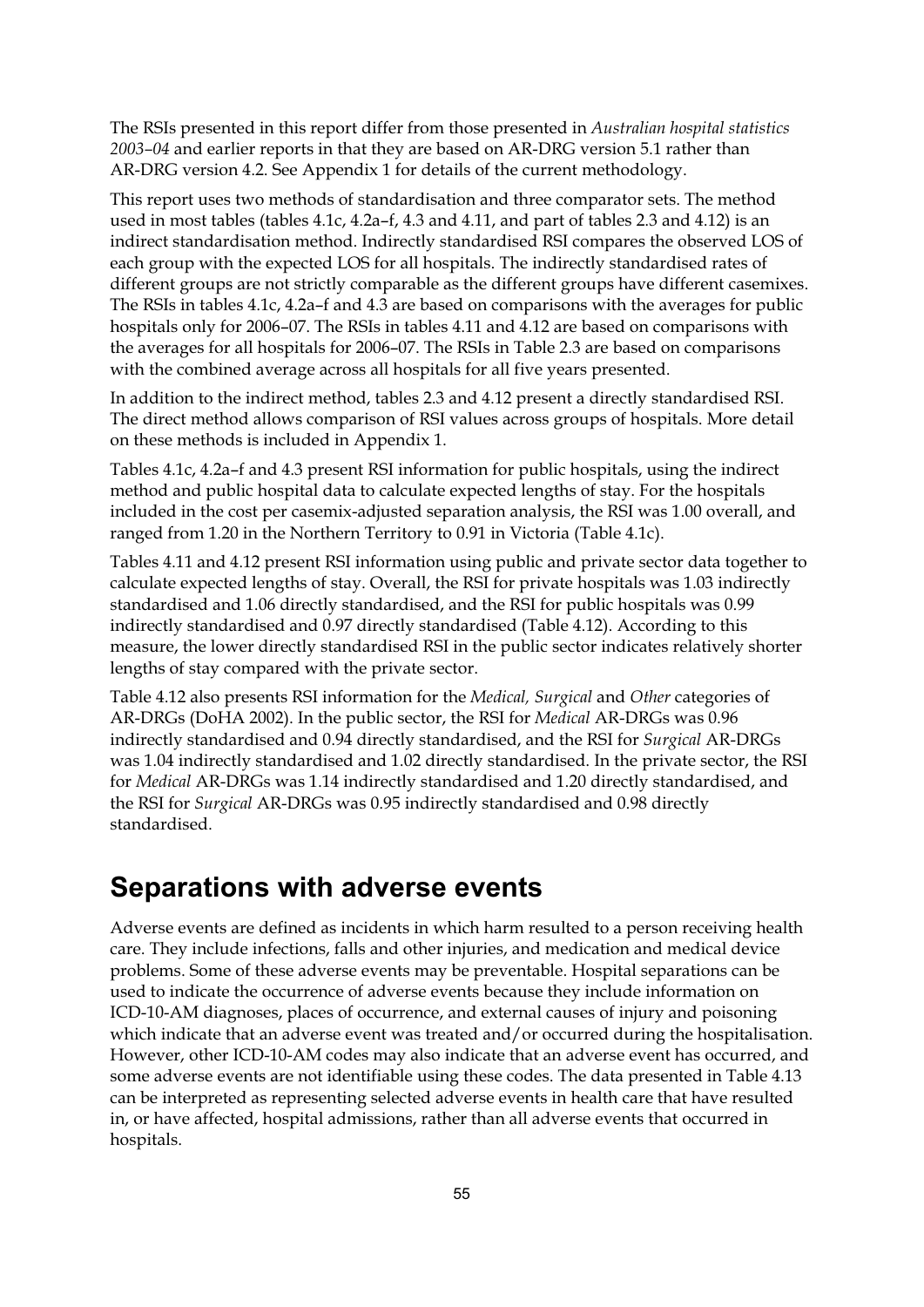The RSIs presented in this report differ from those presented in *Australian hospital statistics 2003–04* and earlier reports in that they are based on AR-DRG version 5.1 rather than AR-DRG version 4.2. See Appendix 1 for details of the current methodology.

This report uses two methods of standardisation and three comparator sets. The method used in most tables (tables 4.1c, 4.2a–f, 4.3 and 4.11, and part of tables 2.3 and 4.12) is an indirect standardisation method. Indirectly standardised RSI compares the observed LOS of each group with the expected LOS for all hospitals. The indirectly standardised rates of different groups are not strictly comparable as the different groups have different casemixes. The RSIs in tables 4.1c, 4.2a–f and 4.3 are based on comparisons with the averages for public hospitals only for 2006–07. The RSIs in tables 4.11 and 4.12 are based on comparisons with the averages for all hospitals for 2006–07. The RSIs in Table 2.3 are based on comparisons with the combined average across all hospitals for all five years presented.

In addition to the indirect method, tables 2.3 and 4.12 present a directly standardised RSI. The direct method allows comparison of RSI values across groups of hospitals. More detail on these methods is included in Appendix 1.

Tables 4.1c, 4.2a–f and 4.3 present RSI information for public hospitals, using the indirect method and public hospital data to calculate expected lengths of stay. For the hospitals included in the cost per casemix-adjusted separation analysis, the RSI was 1.00 overall, and ranged from 1.20 in the Northern Territory to 0.91 in Victoria (Table 4.1c).

Tables 4.11 and 4.12 present RSI information using public and private sector data together to calculate expected lengths of stay. Overall, the RSI for private hospitals was 1.03 indirectly standardised and 1.06 directly standardised, and the RSI for public hospitals was 0.99 indirectly standardised and 0.97 directly standardised (Table 4.12). According to this measure, the lower directly standardised RSI in the public sector indicates relatively shorter lengths of stay compared with the private sector.

Table 4.12 also presents RSI information for the *Medical, Surgical* and *Other* categories of AR-DRGs (DoHA 2002). In the public sector, the RSI for *Medical* AR-DRGs was 0.96 indirectly standardised and 0.94 directly standardised, and the RSI for *Surgical* AR-DRGs was 1.04 indirectly standardised and 1.02 directly standardised. In the private sector, the RSI for *Medical* AR-DRGs was 1.14 indirectly standardised and 1.20 directly standardised, and the RSI for *Surgical* AR-DRGs was 0.95 indirectly standardised and 0.98 directly standardised.

## Separations with adverse events

Adverse events are defined as incidents in which harm resulted to a person receiving health care. They include infections, falls and other injuries, and medication and medical device problems. Some of these adverse events may be preventable. Hospital separations can be used to indicate the occurrence of adverse events because they include information on ICD-10-AM diagnoses, places of occurrence, and external causes of injury and poisoning which indicate that an adverse event was treated and/or occurred during the hospitalisation. However, other ICD-10-AM codes may also indicate that an adverse event has occurred, and some adverse events are not identifiable using these codes. The data presented in Table 4.13 can be interpreted as representing selected adverse events in health care that have resulted in, or have affected, hospital admissions, rather than all adverse events that occurred in hospitals.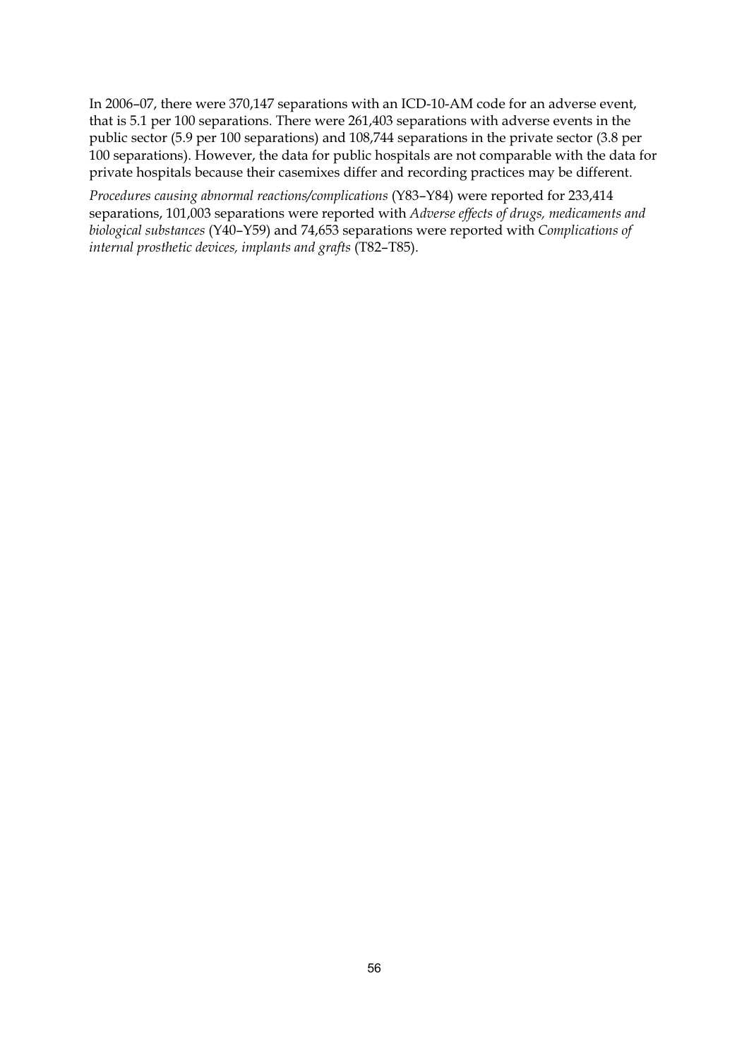In 2006–07, there were 370,147 separations with an ICD-10-AM code for an adverse event, that is 5.1 per 100 separations. There were 261,403 separations with adverse events in the public sector (5.9 per 100 separations) and 108,744 separations in the private sector (3.8 per 100 separations). However, the data for public hospitals are not comparable with the data for private hospitals because their casemixes differ and recording practices may be different.

*Procedures causing abnormal reactions/complications* (Y83–Y84) were reported for 233,414 separations, 101,003 separations were reported with *Adverse effects of drugs, medicaments and biological substances* (Y40–Y59) and 74,653 separations were reported with *Complications of internal prosthetic devices, implants and grafts* (T82–T85).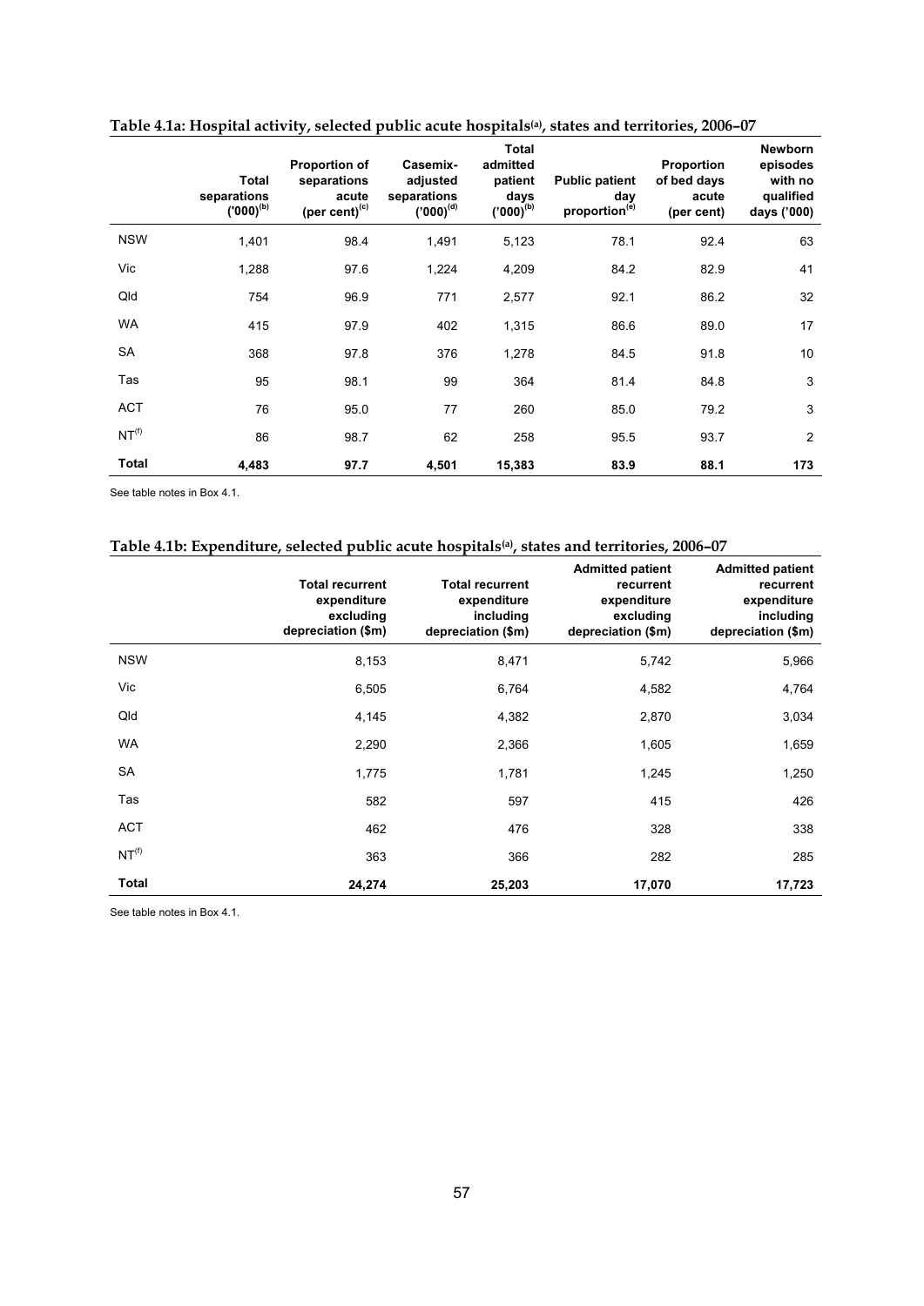**Table 4.1a: Hospital activity, selected public acute hospitals[(a)], states and territories, 2006–07**

| | Total separations ('000)[(b)] | Proportion of separations acute (per cent)[(c)] | Casemix-adjusted separations ('000)[(d)] | Total admitted patient days ('000)[(b)] | Public patient day proportion[(e)] | Proportion of bed days acute (per cent) | Newborn episodes with no qualified days ('000) |
|---|---|---|---|---|---|---|---|
| NSW | 1,401 | 98.4 | 1,491 | 5,123 | 78.1 | 92.4 | 63 |
| Vic | 1,288 | 97.6 | 1,224 | 4,209 | 84.2 | 82.9 | 41 |
| Qld | 754 | 96.9 | 771 | 2,577 | 92.1 | 86.2 | 32 |
| WA | 415 | 97.9 | 402 | 1,315 | 86.6 | 89.0 | 17 |
| SA | 368 | 97.8 | 376 | 1,278 | 84.5 | 91.8 | 10 |
| Tas | 95 | 98.1 | 99 | 364 | 81.4 | 84.8 | 3 |
| ACT | 76 | 95.0 | 77 | 260 | 85.0 | 79.2 | 3 |
| NT[(f)] | 86 | 98.7 | 62 | 258 | 95.5 | 93.7 | 2 |
| **Total** | **4,483** | **97.7** | **4,501** | **15,383** | **83.9** | **88.1** | **173** |

See table notes in Box 4.1.

**Table 4.1b: Expenditure, selected public acute hospitals[(a)], states and territories, 2006–07**

| | Total recurrent expenditure excluding depreciation ($m) | Total recurrent expenditure including depreciation ($m) | Admitted patient recurrent expenditure excluding depreciation ($m) | Admitted patient recurrent expenditure including depreciation ($m) |
|---|---|---|---|---|
| NSW | 8,153 | 8,471 | 5,742 | 5,966 |
| Vic | 6,505 | 6,764 | 4,582 | 4,764 |
| Qld | 4,145 | 4,382 | 2,870 | 3,034 |
| WA | 2,290 | 2,366 | 1,605 | 1,659 |
| SA | 1,775 | 1,781 | 1,245 | 1,250 |
| Tas | 582 | 597 | 415 | 426 |
| ACT | 462 | 476 | 328 | 338 |
| NT[(f)] | 363 | 366 | 282 | 285 |
| **Total** | **24,274** | **25,203** | **17,070** | **17,723** |

See table notes in Box 4.1.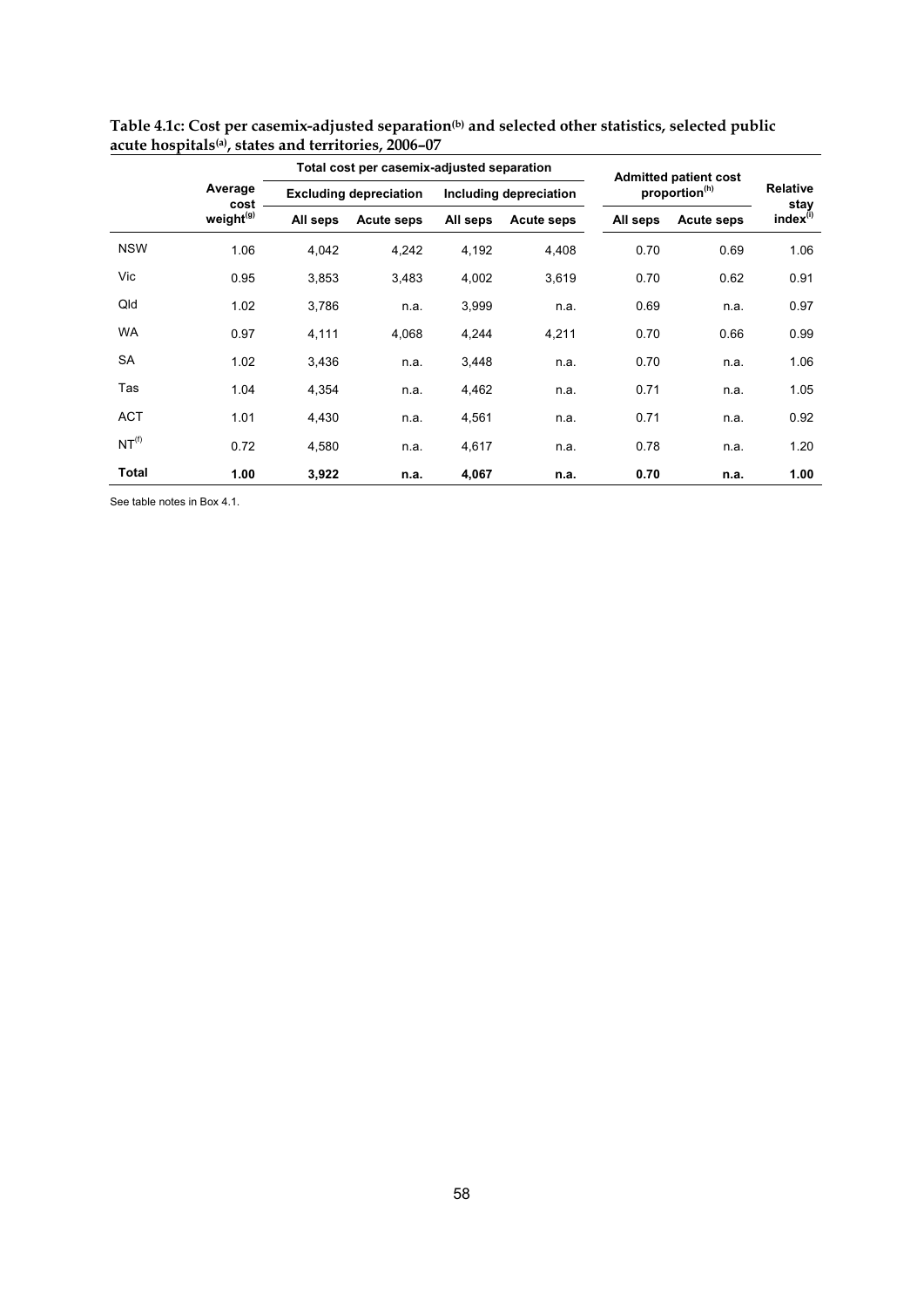**Table 4.1c: Cost per casemix-adjusted separation(b) and selected other statistics, selected public acute hospitals(a), states and territories, 2006–07**

| | Average cost weight(g) | Total cost per casemix-adjusted separation | | | | Admitted patient cost proportion(h) | | Relative stay index(i) |
|---|---|---|---|---|---|---|---|---|
| | | Excluding depreciation | | Including depreciation | | | | |
| | | All seps | Acute seps | All seps | Acute seps | All seps | Acute seps | |
| NSW | 1.06 | 4,042 | 4,242 | 4,192 | 4,408 | 0.70 | 0.69 | 1.06 |
| Vic | 0.95 | 3,853 | 3,483 | 4,002 | 3,619 | 0.70 | 0.62 | 0.91 |
| Qld | 1.02 | 3,786 | n.a. | 3,999 | n.a. | 0.69 | n.a. | 0.97 |
| WA | 0.97 | 4,111 | 4,068 | 4,244 | 4,211 | 0.70 | 0.66 | 0.99 |
| SA | 1.02 | 3,436 | n.a. | 3,448 | n.a. | 0.70 | n.a. | 1.06 |
| Tas | 1.04 | 4,354 | n.a. | 4,462 | n.a. | 0.71 | n.a. | 1.05 |
| ACT | 1.01 | 4,430 | n.a. | 4,561 | n.a. | 0.71 | n.a. | 0.92 |
| NT(f) | 0.72 | 4,580 | n.a. | 4,617 | n.a. | 0.78 | n.a. | 1.20 |
| **Total** | **1.00** | **3,922** | **n.a.** | **4,067** | **n.a.** | **0.70** | **n.a.** | **1.00** |

See table notes in Box 4.1.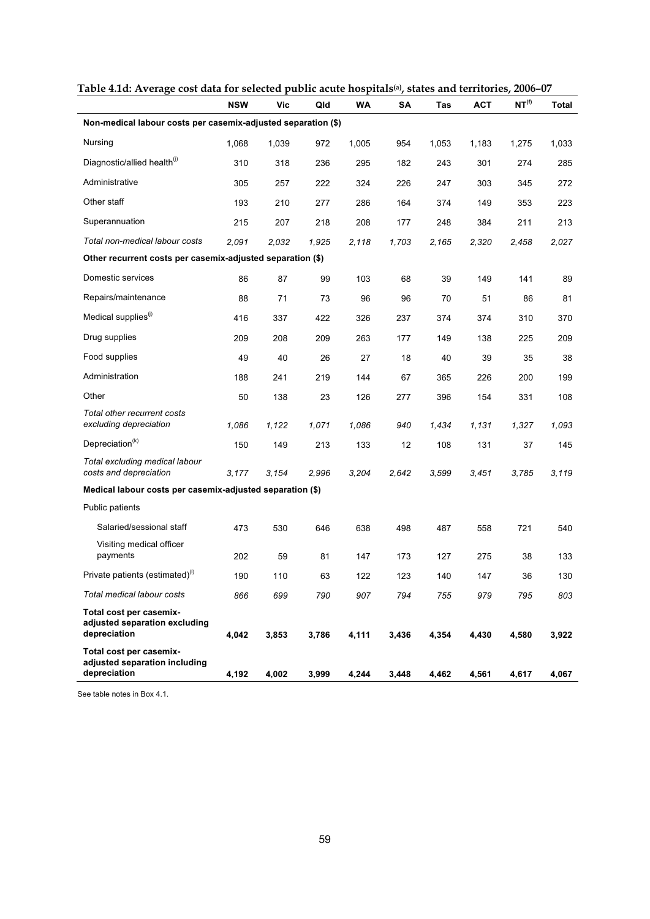**Table 4.1d: Average cost data for selected public acute hospitals[(a)], states and territories, 2006–07**

| | NSW | Vic | Qld | WA | SA | Tas | ACT | NT[(f)] | Total |
|---|---|---|---|---|---|---|---|---|---|
| **Non-medical labour costs per casemix-adjusted separation ($)** | | | | | | | | | |
| Nursing | 1,068 | 1,039 | 972 | 1,005 | 954 | 1,053 | 1,183 | 1,275 | 1,033 |
| Diagnostic/allied health[(i)] | 310 | 318 | 236 | 295 | 182 | 243 | 301 | 274 | 285 |
| Administrative | 305 | 257 | 222 | 324 | 226 | 247 | 303 | 345 | 272 |
| Other staff | 193 | 210 | 277 | 286 | 164 | 374 | 149 | 353 | 223 |
| Superannuation | 215 | 207 | 218 | 208 | 177 | 248 | 384 | 211 | 213 |
| *Total non-medical labour costs* | *2,091* | *2,032* | *1,925* | *2,118* | *1,703* | *2,165* | *2,320* | *2,458* | *2,027* |
| **Other recurrent costs per casemix-adjusted separation ($)** | | | | | | | | | |
| Domestic services | 86 | 87 | 99 | 103 | 68 | 39 | 149 | 141 | 89 |
| Repairs/maintenance | 88 | 71 | 73 | 96 | 96 | 70 | 51 | 86 | 81 |
| Medical supplies[(j)] | 416 | 337 | 422 | 326 | 237 | 374 | 374 | 310 | 370 |
| Drug supplies | 209 | 208 | 209 | 263 | 177 | 149 | 138 | 225 | 209 |
| Food supplies | 49 | 40 | 26 | 27 | 18 | 40 | 39 | 35 | 38 |
| Administration | 188 | 241 | 219 | 144 | 67 | 365 | 226 | 200 | 199 |
| Other | 50 | 138 | 23 | 126 | 277 | 396 | 154 | 331 | 108 |
| *Total other recurrent costs excluding depreciation* | *1,086* | *1,122* | *1,071* | *1,086* | *940* | *1,434* | *1,131* | *1,327* | *1,093* |
| Depreciation[(k)] | 150 | 149 | 213 | 133 | 12 | 108 | 131 | 37 | 145 |
| *Total excluding medical labour costs and depreciation* | *3,177* | *3,154* | *2,996* | *3,204* | *2,642* | *3,599* | *3,451* | *3,785* | *3,119* |
| **Medical labour costs per casemix-adjusted separation ($)** | | | | | | | | | |
| Public patients | | | | | | | | | |
| Salaried/sessional staff | 473 | 530 | 646 | 638 | 498 | 487 | 558 | 721 | 540 |
| Visiting medical officer payments | 202 | 59 | 81 | 147 | 173 | 127 | 275 | 38 | 133 |
| Private patients (estimated)[(l)] | 190 | 110 | 63 | 122 | 123 | 140 | 147 | 36 | 130 |
| *Total medical labour costs* | *866* | *699* | *790* | *907* | *794* | *755* | *979* | *795* | *803* |
| **Total cost per casemix-adjusted separation excluding depreciation** | **4,042** | **3,853** | **3,786** | **4,111** | **3,436** | **4,354** | **4,430** | **4,580** | **3,922** |
| **Total cost per casemix-adjusted separation including depreciation** | **4,192** | **4,002** | **3,999** | **4,244** | **3,448** | **4,462** | **4,561** | **4,617** | **4,067** |

See table notes in Box 4.1.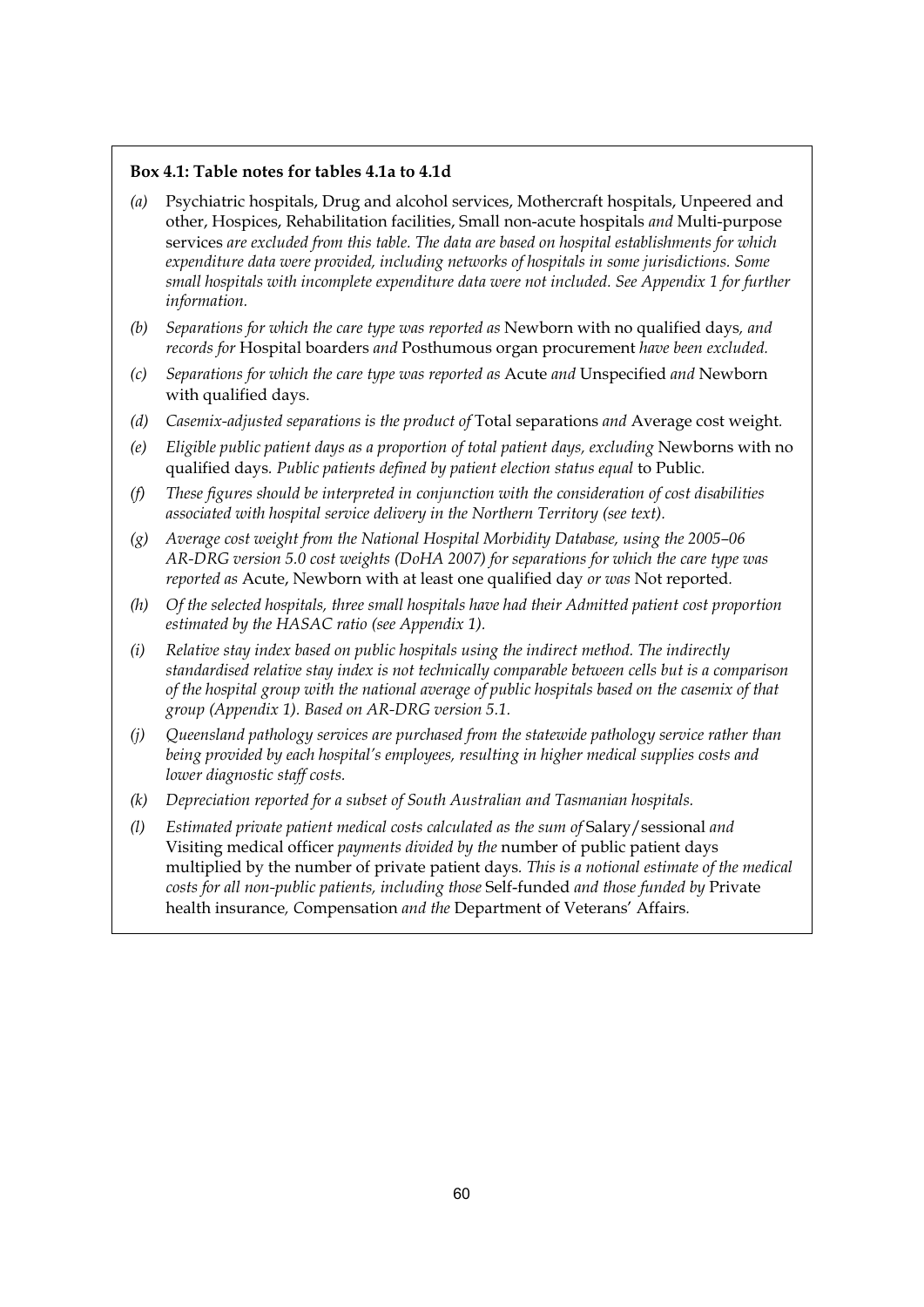**Box 4.1: Table notes for tables 4.1a to 4.1d**

*(a)* Psychiatric hospitals, Drug and alcohol services, Mothercraft hospitals, Unpeered and other, Hospices, Rehabilitation facilities, Small non-acute hospitals *and* Multi-purpose services *are excluded from this table. The data are based on hospital establishments for which expenditure data were provided, including networks of hospitals in some jurisdictions. Some small hospitals with incomplete expenditure data were not included. See Appendix 1 for further information.*

*(b)* *Separations for which the care type was reported as* Newborn with no qualified days*, and records for* Hospital boarders *and* Posthumous organ procurement *have been excluded.*

*(c)* *Separations for which the care type was reported as* Acute *and* Unspecified *and* Newborn with qualified days.

*(d)* *Casemix-adjusted separations is the product of* Total separations *and* Average cost weight*.*

*(e)* *Eligible public patient days as a proportion of total patient days, excluding* Newborns with no qualified days*. Public patients defined by patient election status equal* to Public*.*

*(f)* *These figures should be interpreted in conjunction with the consideration of cost disabilities associated with hospital service delivery in the Northern Territory (see text).*

*(g)* *Average cost weight from the National Hospital Morbidity Database, using the 2005–06 AR-DRG version 5.0 cost weights (DoHA 2007) for separations for which the care type was reported as* Acute, Newborn with at least one qualified day *or was* Not reported*.*

*(h)* *Of the selected hospitals, three small hospitals have had their Admitted patient cost proportion estimated by the HASAC ratio (see Appendix 1).*

*(i)* *Relative stay index based on public hospitals using the indirect method. The indirectly standardised relative stay index is not technically comparable between cells but is a comparison of the hospital group with the national average of public hospitals based on the casemix of that group (Appendix 1). Based on AR-DRG version 5.1.*

*(j)* *Queensland pathology services are purchased from the statewide pathology service rather than being provided by each hospital's employees, resulting in higher medical supplies costs and lower diagnostic staff costs.*

*(k)* *Depreciation reported for a subset of South Australian and Tasmanian hospitals.*

*(l)* *Estimated private patient medical costs calculated as the sum of* Salary/sessional *and* Visiting medical officer *payments divided by the* number of public patient days multiplied by the number of private patient days*. This is a notional estimate of the medical costs for all non-public patients, including those* Self-funded *and those funded by* Private health insurance*,* Compensation *and the* Department of Veterans' Affairs*.*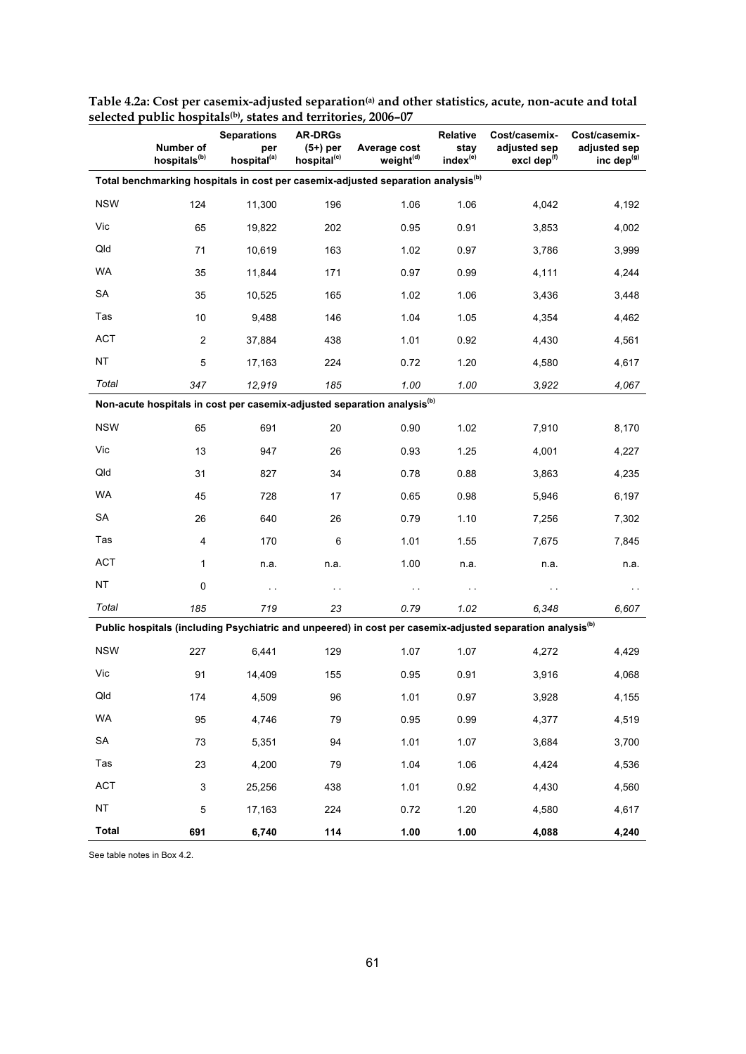**Table 4.2a: Cost per casemix-adjusted separation[(a)] and other statistics, acute, non-acute and total selected public hospitals[(b)], states and territories, 2006–07**

| | Number of hospitals[(b)] | Separations per hospital[(a)] | AR-DRGs (5+) per hospital[(c)] | Average cost weight[(d)] | Relative stay index[(e)] | Cost/casemix-adjusted sep excl dep[(f)] | Cost/casemix-adjusted sep inc dep[(g)] |
|---|---|---|---|---|---|---|---|
| **Total benchmarking hospitals in cost per casemix-adjusted separation analysis[(b)]** | | | | | | | |
| NSW | 124 | 11,300 | 196 | 1.06 | 1.06 | 4,042 | 4,192 |
| Vic | 65 | 19,822 | 202 | 0.95 | 0.91 | 3,853 | 4,002 |
| Qld | 71 | 10,619 | 163 | 1.02 | 0.97 | 3,786 | 3,999 |
| WA | 35 | 11,844 | 171 | 0.97 | 0.99 | 4,111 | 4,244 |
| SA | 35 | 10,525 | 165 | 1.02 | 1.06 | 3,436 | 3,448 |
| Tas | 10 | 9,488 | 146 | 1.04 | 1.05 | 4,354 | 4,462 |
| ACT | 2 | 37,884 | 438 | 1.01 | 0.92 | 4,430 | 4,561 |
| NT | 5 | 17,163 | 224 | 0.72 | 1.20 | 4,580 | 4,617 |
| *Total* | *347* | *12,919* | *185* | *1.00* | *1.00* | *3,922* | *4,067* |
| **Non-acute hospitals in cost per casemix-adjusted separation analysis[(b)]** | | | | | | | |
| NSW | 65 | 691 | 20 | 0.90 | 1.02 | 7,910 | 8,170 |
| Vic | 13 | 947 | 26 | 0.93 | 1.25 | 4,001 | 4,227 |
| Qld | 31 | 827 | 34 | 0.78 | 0.88 | 3,863 | 4,235 |
| WA | 45 | 728 | 17 | 0.65 | 0.98 | 5,946 | 6,197 |
| SA | 26 | 640 | 26 | 0.79 | 1.10 | 7,256 | 7,302 |
| Tas | 4 | 170 | 6 | 1.01 | 1.55 | 7,675 | 7,845 |
| ACT | 1 | n.a. | n.a. | 1.00 | n.a. | n.a. | n.a. |
| NT | 0 | . . | . . | . . | . . | . . | . . |
| *Total* | *185* | *719* | *23* | *0.79* | *1.02* | *6,348* | *6,607* |
| **Public hospitals (including Psychiatric and unpeered) in cost per casemix-adjusted separation analysis[(b)]** | | | | | | | |
| NSW | 227 | 6,441 | 129 | 1.07 | 1.07 | 4,272 | 4,429 |
| Vic | 91 | 14,409 | 155 | 0.95 | 0.91 | 3,916 | 4,068 |
| Qld | 174 | 4,509 | 96 | 1.01 | 0.97 | 3,928 | 4,155 |
| WA | 95 | 4,746 | 79 | 0.95 | 0.99 | 4,377 | 4,519 |
| SA | 73 | 5,351 | 94 | 1.01 | 1.07 | 3,684 | 3,700 |
| Tas | 23 | 4,200 | 79 | 1.04 | 1.06 | 4,424 | 4,536 |
| ACT | 3 | 25,256 | 438 | 1.01 | 0.92 | 4,430 | 4,560 |
| NT | 5 | 17,163 | 224 | 0.72 | 1.20 | 4,580 | 4,617 |
| **Total** | **691** | **6,740** | **114** | **1.00** | **1.00** | **4,088** | **4,240** |

See table notes in Box 4.2.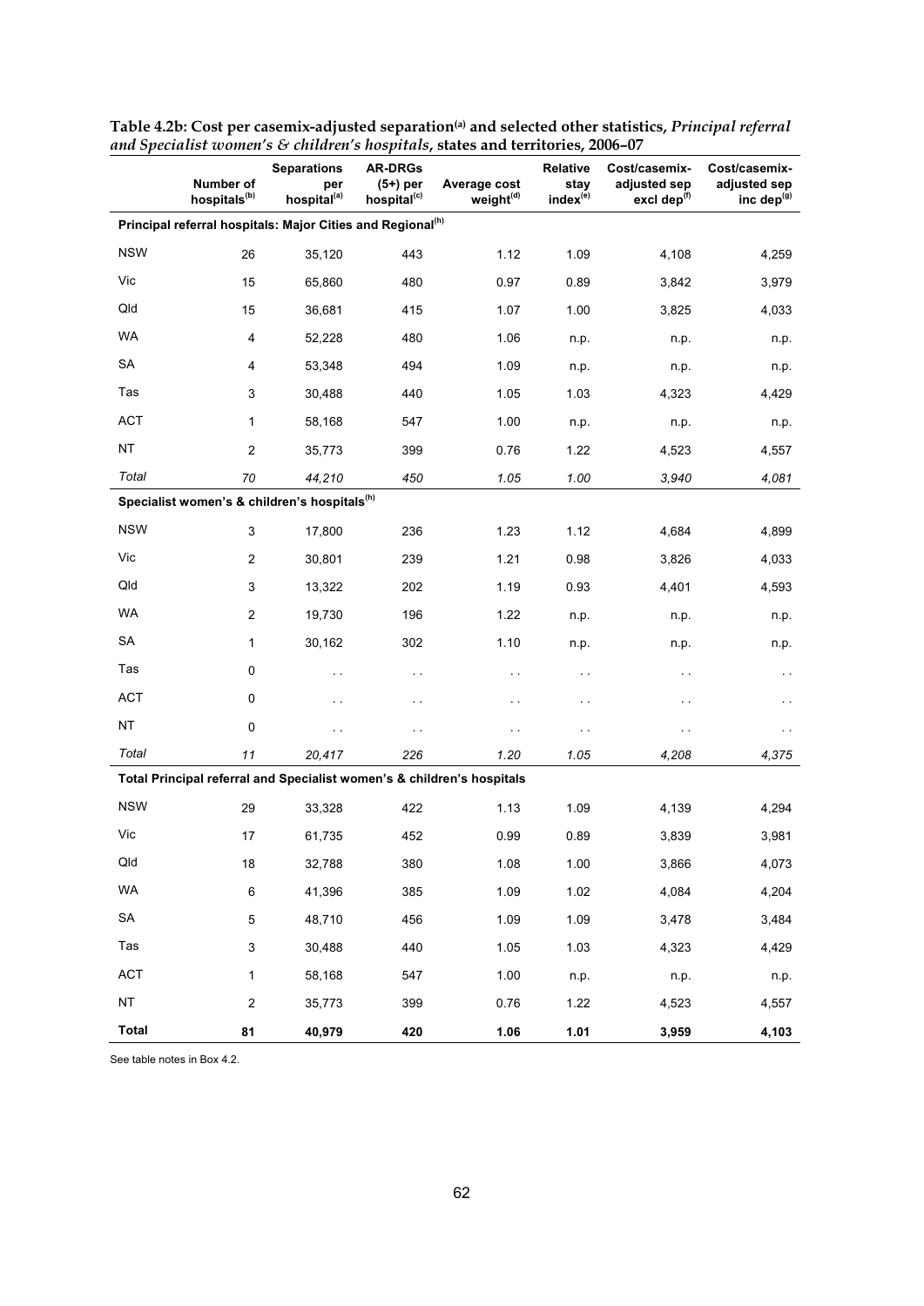**Table 4.2b: Cost per casemix-adjusted separation[(a)] and selected other statistics, *Principal referral and Specialist women's & children's hospitals*, states and territories, 2006–07**

| | Number of hospitals[(b)] | Separations per hospital[(a)] | AR-DRGs (5+) per hospital[(c)] | Average cost weight[(d)] | Relative stay index[(e)] | Cost/casemix-adjusted sep excl dep[(f)] | Cost/casemix-adjusted sep inc dep[(g)] |
|---|---|---|---|---|---|---|---|
| **Principal referral hospitals: Major Cities and Regional[(h)]** | | | | | | | |
| NSW | 26 | 35,120 | 443 | 1.12 | 1.09 | 4,108 | 4,259 |
| Vic | 15 | 65,860 | 480 | 0.97 | 0.89 | 3,842 | 3,979 |
| Qld | 15 | 36,681 | 415 | 1.07 | 1.00 | 3,825 | 4,033 |
| WA | 4 | 52,228 | 480 | 1.06 | n.p. | n.p. | n.p. |
| SA | 4 | 53,348 | 494 | 1.09 | n.p. | n.p. | n.p. |
| Tas | 3 | 30,488 | 440 | 1.05 | 1.03 | 4,323 | 4,429 |
| ACT | 1 | 58,168 | 547 | 1.00 | n.p. | n.p. | n.p. |
| NT | 2 | 35,773 | 399 | 0.76 | 1.22 | 4,523 | 4,557 |
| *Total* | *70* | *44,210* | *450* | *1.05* | *1.00* | *3,940* | *4,081* |
| **Specialist women's & children's hospitals[(h)]** | | | | | | | |
| NSW | 3 | 17,800 | 236 | 1.23 | 1.12 | 4,684 | 4,899 |
| Vic | 2 | 30,801 | 239 | 1.21 | 0.98 | 3,826 | 4,033 |
| Qld | 3 | 13,322 | 202 | 1.19 | 0.93 | 4,401 | 4,593 |
| WA | 2 | 19,730 | 196 | 1.22 | n.p. | n.p. | n.p. |
| SA | 1 | 30,162 | 302 | 1.10 | n.p. | n.p. | n.p. |
| Tas | 0 | . . | . . | . . | . . | . . | . . |
| ACT | 0 | . . | . . | . . | . . | . . | . . |
| NT | 0 | . . | . . | . . | . . | . . | . . |
| *Total* | *11* | *20,417* | *226* | *1.20* | *1.05* | *4,208* | *4,375* |
| **Total Principal referral and Specialist women's & children's hospitals** | | | | | | | |
| NSW | 29 | 33,328 | 422 | 1.13 | 1.09 | 4,139 | 4,294 |
| Vic | 17 | 61,735 | 452 | 0.99 | 0.89 | 3,839 | 3,981 |
| Qld | 18 | 32,788 | 380 | 1.08 | 1.00 | 3,866 | 4,073 |
| WA | 6 | 41,396 | 385 | 1.09 | 1.02 | 4,084 | 4,204 |
| SA | 5 | 48,710 | 456 | 1.09 | 1.09 | 3,478 | 3,484 |
| Tas | 3 | 30,488 | 440 | 1.05 | 1.03 | 4,323 | 4,429 |
| ACT | 1 | 58,168 | 547 | 1.00 | n.p. | n.p. | n.p. |
| NT | 2 | 35,773 | 399 | 0.76 | 1.22 | 4,523 | 4,557 |
| **Total** | **81** | **40,979** | **420** | **1.06** | **1.01** | **3,959** | **4,103** |

See table notes in Box 4.2.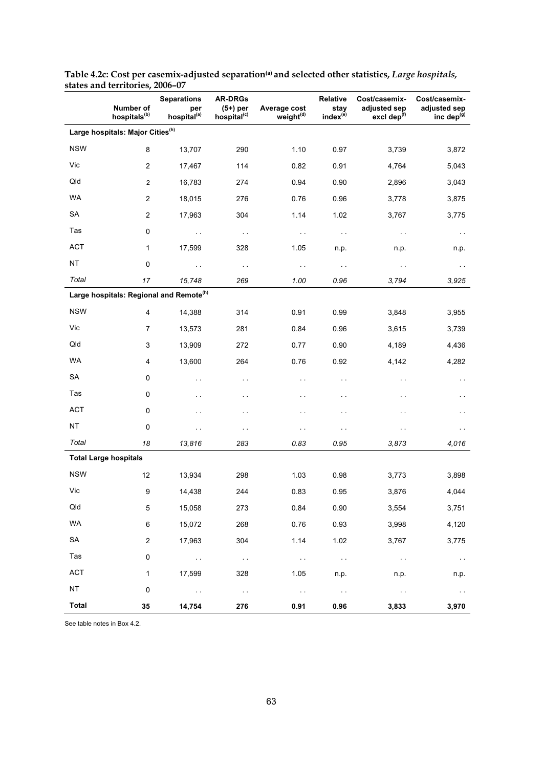**Table 4.2c: Cost per casemix-adjusted separation[(a)] and selected other statistics, *Large hospitals*, states and territories, 2006–07**

| | Number of hospitals[(b)] | Separations per hospital[(a)] | AR-DRGs (5+) per hospital[(c)] | Average cost weight[(d)] | Relative stay index[(e)] | Cost/casemix-adjusted sep excl dep[(f)] | Cost/casemix-adjusted sep inc dep[(g)] |
|---|---|---|---|---|---|---|---|
| **Large hospitals: Major Cities[(h)]** | | | | | | | |
| NSW | 8 | 13,707 | 290 | 1.10 | 0.97 | 3,739 | 3,872 |
| Vic | 2 | 17,467 | 114 | 0.82 | 0.91 | 4,764 | 5,043 |
| Qld | 2 | 16,783 | 274 | 0.94 | 0.90 | 2,896 | 3,043 |
| WA | 2 | 18,015 | 276 | 0.76 | 0.96 | 3,778 | 3,875 |
| SA | 2 | 17,963 | 304 | 1.14 | 1.02 | 3,767 | 3,775 |
| Tas | 0 | . . | . . | . . | . . | . . | . . |
| ACT | 1 | 17,599 | 328 | 1.05 | n.p. | n.p. | n.p. |
| NT | 0 | . . | . . | . . | . . | . . | . . |
| *Total* | *17* | *15,748* | *269* | *1.00* | *0.96* | *3,794* | *3,925* |
| **Large hospitals: Regional and Remote[(h)]** | | | | | | | |
| NSW | 4 | 14,388 | 314 | 0.91 | 0.99 | 3,848 | 3,955 |
| Vic | 7 | 13,573 | 281 | 0.84 | 0.96 | 3,615 | 3,739 |
| Qld | 3 | 13,909 | 272 | 0.77 | 0.90 | 4,189 | 4,436 |
| WA | 4 | 13,600 | 264 | 0.76 | 0.92 | 4,142 | 4,282 |
| SA | 0 | . . | . . | . . | . . | . . | . . |
| Tas | 0 | . . | . . | . . | . . | . . | . . |
| ACT | 0 | . . | . . | . . | . . | . . | . . |
| NT | 0 | . . | . . | . . | . . | . . | . . |
| *Total* | *18* | *13,816* | *283* | *0.83* | *0.95* | *3,873* | *4,016* |
| **Total Large hospitals** | | | | | | | |
| NSW | 12 | 13,934 | 298 | 1.03 | 0.98 | 3,773 | 3,898 |
| Vic | 9 | 14,438 | 244 | 0.83 | 0.95 | 3,876 | 4,044 |
| Qld | 5 | 15,058 | 273 | 0.84 | 0.90 | 3,554 | 3,751 |
| WA | 6 | 15,072 | 268 | 0.76 | 0.93 | 3,998 | 4,120 |
| SA | 2 | 17,963 | 304 | 1.14 | 1.02 | 3,767 | 3,775 |
| Tas | 0 | . . | . . | . . | . . | . . | . . |
| ACT | 1 | 17,599 | 328 | 1.05 | n.p. | n.p. | n.p. |
| NT | 0 | . . | . . | . . | . . | . . | . . |
| **Total** | **35** | **14,754** | **276** | **0.91** | **0.96** | **3,833** | **3,970** |

See table notes in Box 4.2.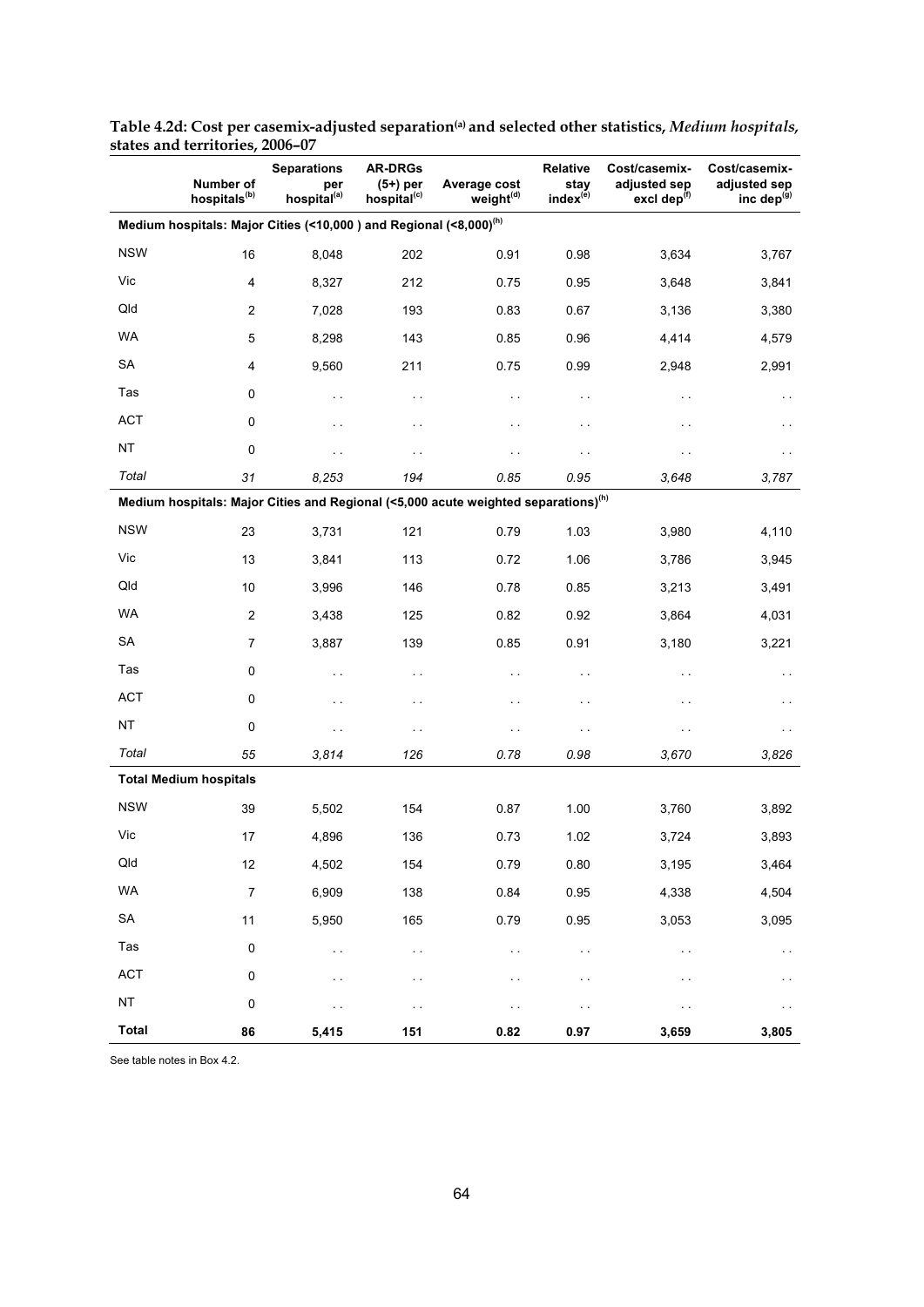**Table 4.2d: Cost per casemix-adjusted separation[a] and selected other statistics, *Medium hospitals*, states and territories, 2006–07**

| | Number of hospitals[b] | Separations per hospital[a] | AR-DRGs (5+) per hospital[c] | Average cost weight[d] | Relative stay index[e] | Cost/casemix-adjusted sep excl dep[f] | Cost/casemix-adjusted sep inc dep[g] |
|---|---|---|---|---|---|---|---|
| **Medium hospitals: Major Cities (<10,000 ) and Regional (<8,000)[h]** | | | | | | | |
| NSW | 16 | 8,048 | 202 | 0.91 | 0.98 | 3,634 | 3,767 |
| Vic | 4 | 8,327 | 212 | 0.75 | 0.95 | 3,648 | 3,841 |
| Qld | 2 | 7,028 | 193 | 0.83 | 0.67 | 3,136 | 3,380 |
| WA | 5 | 8,298 | 143 | 0.85 | 0.96 | 4,414 | 4,579 |
| SA | 4 | 9,560 | 211 | 0.75 | 0.99 | 2,948 | 2,991 |
| Tas | 0 | . . | . . | . . | . . | . . | . . |
| ACT | 0 | . . | . . | . . | . . | . . | . . |
| NT | 0 | . . | . . | . . | . . | . . | . . |
| *Total* | *31* | *8,253* | *194* | *0.85* | *0.95* | *3,648* | *3,787* |
| **Medium hospitals: Major Cities and Regional (<5,000 acute weighted separations)[h]** | | | | | | | |
| NSW | 23 | 3,731 | 121 | 0.79 | 1.03 | 3,980 | 4,110 |
| Vic | 13 | 3,841 | 113 | 0.72 | 1.06 | 3,786 | 3,945 |
| Qld | 10 | 3,996 | 146 | 0.78 | 0.85 | 3,213 | 3,491 |
| WA | 2 | 3,438 | 125 | 0.82 | 0.92 | 3,864 | 4,031 |
| SA | 7 | 3,887 | 139 | 0.85 | 0.91 | 3,180 | 3,221 |
| Tas | 0 | . . | . . | . . | . . | . . | . . |
| ACT | 0 | . . | . . | . . | . . | . . | . . |
| NT | 0 | . . | . . | . . | . . | . . | . . |
| *Total* | *55* | *3,814* | *126* | *0.78* | *0.98* | *3,670* | *3,826* |
| **Total Medium hospitals** | | | | | | | |
| NSW | 39 | 5,502 | 154 | 0.87 | 1.00 | 3,760 | 3,892 |
| Vic | 17 | 4,896 | 136 | 0.73 | 1.02 | 3,724 | 3,893 |
| Qld | 12 | 4,502 | 154 | 0.79 | 0.80 | 3,195 | 3,464 |
| WA | 7 | 6,909 | 138 | 0.84 | 0.95 | 4,338 | 4,504 |
| SA | 11 | 5,950 | 165 | 0.79 | 0.95 | 3,053 | 3,095 |
| Tas | 0 | . . | . . | . . | . . | . . | . . |
| ACT | 0 | . . | . . | . . | . . | . . | . . |
| NT | 0 | . . | . . | . . | . . | . . | . . |
| **Total** | **86** | **5,415** | **151** | **0.82** | **0.97** | **3,659** | **3,805** |

See table notes in Box 4.2.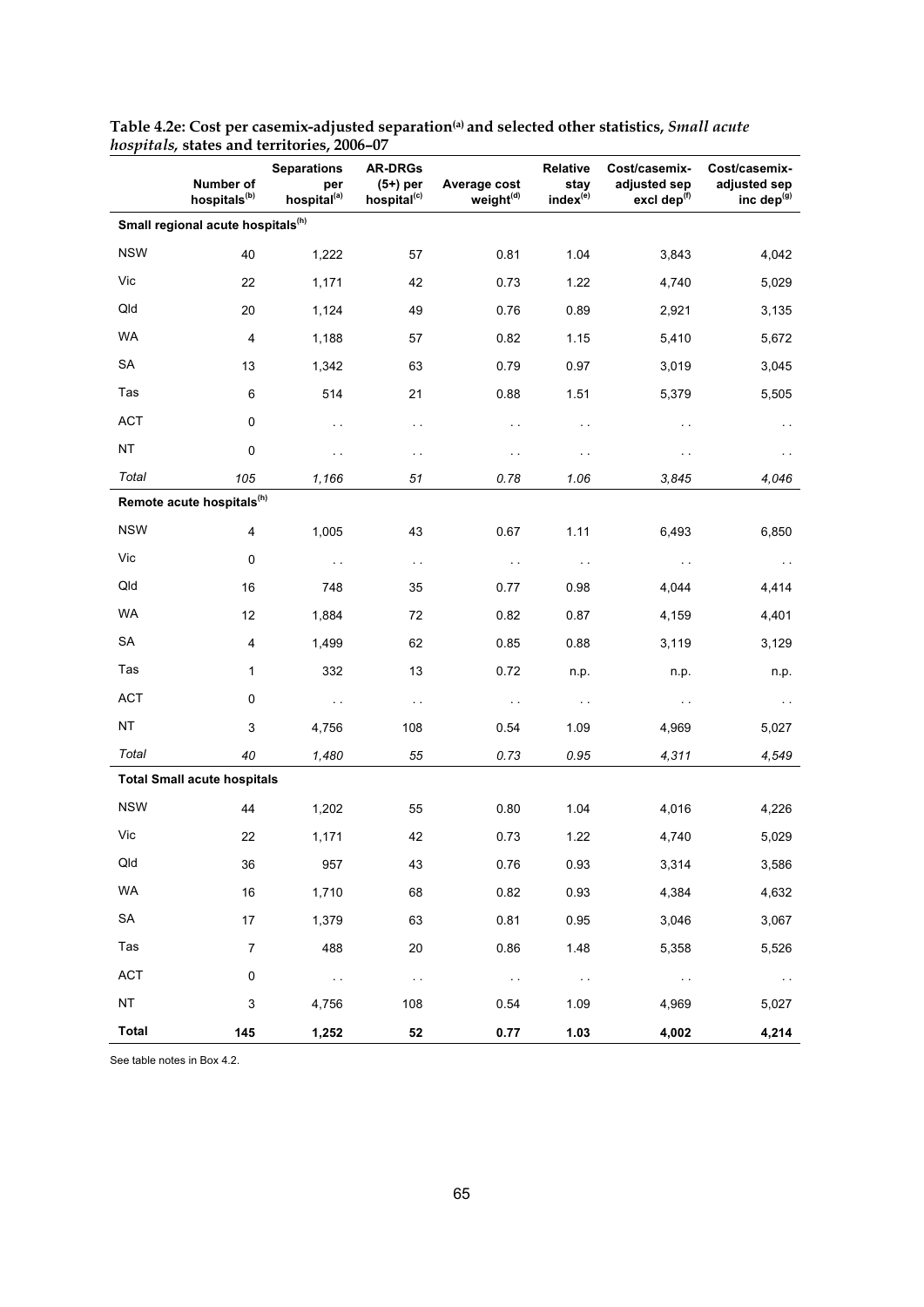**Table 4.2e: Cost per casemix-adjusted separation[(a)] and selected other statistics, *Small acute hospitals,* states and territories, 2006–07**

| | Number of hospitals[(b)] | Separations per hospital[(a)] | AR-DRGs (5+) per hospital[(c)] | Average cost weight[(d)] | Relative stay index[(e)] | Cost/casemix-adjusted sep excl dep[(f)] | Cost/casemix-adjusted sep inc dep[(g)] |
|---|---|---|---|---|---|---|---|
| **Small regional acute hospitals[(h)]** | | | | | | | |
| NSW | 40 | 1,222 | 57 | 0.81 | 1.04 | 3,843 | 4,042 |
| Vic | 22 | 1,171 | 42 | 0.73 | 1.22 | 4,740 | 5,029 |
| Qld | 20 | 1,124 | 49 | 0.76 | 0.89 | 2,921 | 3,135 |
| WA | 4 | 1,188 | 57 | 0.82 | 1.15 | 5,410 | 5,672 |
| SA | 13 | 1,342 | 63 | 0.79 | 0.97 | 3,019 | 3,045 |
| Tas | 6 | 514 | 21 | 0.88 | 1.51 | 5,379 | 5,505 |
| ACT | 0 | . . | . . | . . | . . | . . | . . |
| NT | 0 | . . | . . | . . | . . | . . | . . |
| *Total* | *105* | *1,166* | *51* | *0.78* | *1.06* | *3,845* | *4,046* |
| **Remote acute hospitals[(h)]** | | | | | | | |
| NSW | 4 | 1,005 | 43 | 0.67 | 1.11 | 6,493 | 6,850 |
| Vic | 0 | . . | . . | . . | . . | . . | . . |
| Qld | 16 | 748 | 35 | 0.77 | 0.98 | 4,044 | 4,414 |
| WA | 12 | 1,884 | 72 | 0.82 | 0.87 | 4,159 | 4,401 |
| SA | 4 | 1,499 | 62 | 0.85 | 0.88 | 3,119 | 3,129 |
| Tas | 1 | 332 | 13 | 0.72 | n.p. | n.p. | n.p. |
| ACT | 0 | . . | . . | . . | . . | . . | . . |
| NT | 3 | 4,756 | 108 | 0.54 | 1.09 | 4,969 | 5,027 |
| *Total* | *40* | *1,480* | *55* | *0.73* | *0.95* | *4,311* | *4,549* |
| **Total Small acute hospitals** | | | | | | | |
| NSW | 44 | 1,202 | 55 | 0.80 | 1.04 | 4,016 | 4,226 |
| Vic | 22 | 1,171 | 42 | 0.73 | 1.22 | 4,740 | 5,029 |
| Qld | 36 | 957 | 43 | 0.76 | 0.93 | 3,314 | 3,586 |
| WA | 16 | 1,710 | 68 | 0.82 | 0.93 | 4,384 | 4,632 |
| SA | 17 | 1,379 | 63 | 0.81 | 0.95 | 3,046 | 3,067 |
| Tas | 7 | 488 | 20 | 0.86 | 1.48 | 5,358 | 5,526 |
| ACT | 0 | . . | . . | . . | . . | . . | . . |
| NT | 3 | 4,756 | 108 | 0.54 | 1.09 | 4,969 | 5,027 |
| **Total** | **145** | **1,252** | **52** | **0.77** | **1.03** | **4,002** | **4,214** |

See table notes in Box 4.2.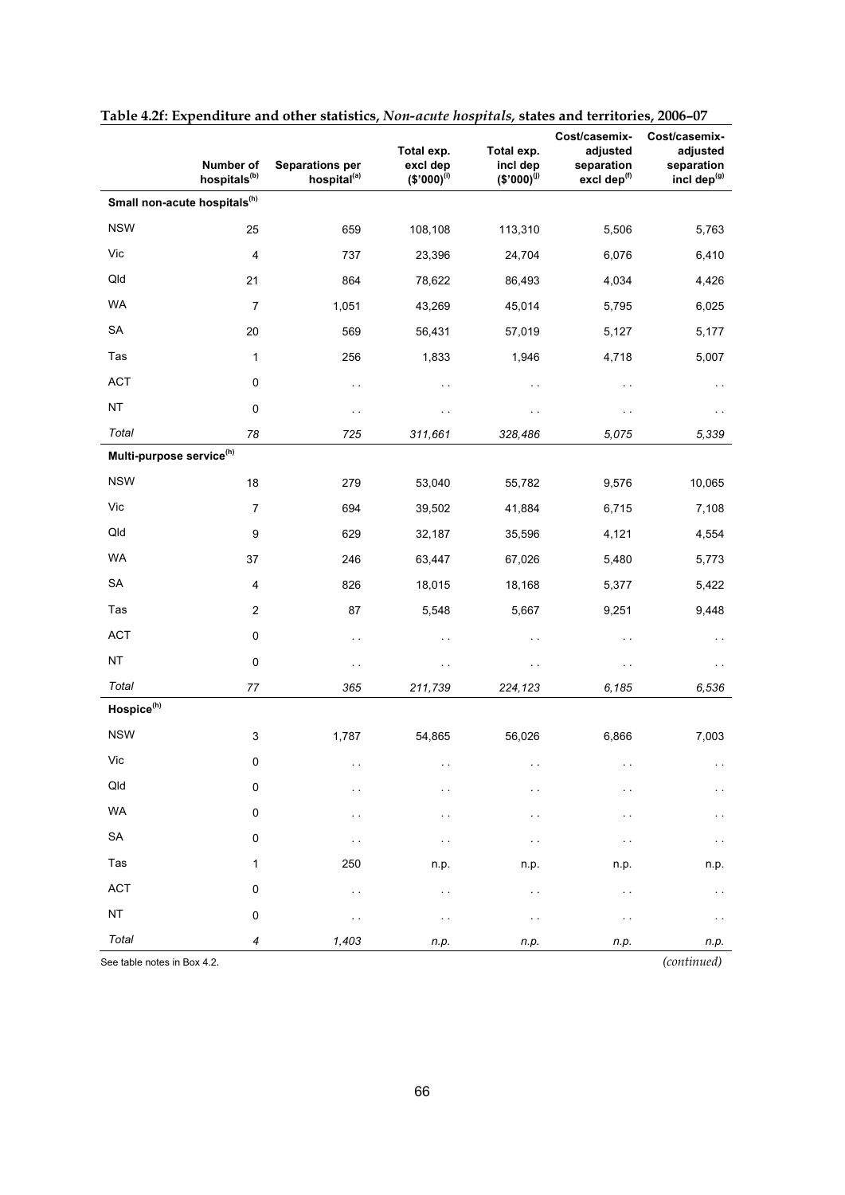**Table 4.2f: Expenditure and other statistics, *Non-acute hospitals*, states and territories, 2006–07**

| | Number of hospitals[(b)] | Separations per hospital[(a)] | Total exp. excl dep ($'000)[(i)] | Total exp. incl dep ($'000)[(j)] | Cost/casemix-adjusted separation excl dep[(f)] | Cost/casemix-adjusted separation incl dep[(g)] |
|---|---|---|---|---|---|---|
| **Small non-acute hospitals[(h)]** | | | | | | |
| NSW | 25 | 659 | 108,108 | 113,310 | 5,506 | 5,763 |
| Vic | 4 | 737 | 23,396 | 24,704 | 6,076 | 6,410 |
| Qld | 21 | 864 | 78,622 | 86,493 | 4,034 | 4,426 |
| WA | 7 | 1,051 | 43,269 | 45,014 | 5,795 | 6,025 |
| SA | 20 | 569 | 56,431 | 57,019 | 5,127 | 5,177 |
| Tas | 1 | 256 | 1,833 | 1,946 | 4,718 | 5,007 |
| ACT | 0 | . . | . . | . . | . . | . . |
| NT | 0 | . . | . . | . . | . . | . . |
| *Total* | *78* | *725* | *311,661* | *328,486* | *5,075* | *5,339* |
| **Multi-purpose service[(h)]** | | | | | | |
| NSW | 18 | 279 | 53,040 | 55,782 | 9,576 | 10,065 |
| Vic | 7 | 694 | 39,502 | 41,884 | 6,715 | 7,108 |
| Qld | 9 | 629 | 32,187 | 35,596 | 4,121 | 4,554 |
| WA | 37 | 246 | 63,447 | 67,026 | 5,480 | 5,773 |
| SA | 4 | 826 | 18,015 | 18,168 | 5,377 | 5,422 |
| Tas | 2 | 87 | 5,548 | 5,667 | 9,251 | 9,448 |
| ACT | 0 | . . | . . | . . | . . | . . |
| NT | 0 | . . | . . | . . | . . | . . |
| *Total* | *77* | *365* | *211,739* | *224,123* | *6,185* | *6,536* |
| **Hospice[(h)]** | | | | | | |
| NSW | 3 | 1,787 | 54,865 | 56,026 | 6,866 | 7,003 |
| Vic | 0 | . . | . . | . . | . . | . . |
| Qld | 0 | . . | . . | . . | . . | . . |
| WA | 0 | . . | . . | . . | . . | . . |
| SA | 0 | . . | . . | . . | . . | . . |
| Tas | 1 | 250 | n.p. | n.p. | n.p. | n.p. |
| ACT | 0 | . . | . . | . . | . . | . . |
| NT | 0 | . . | . . | . . | . . | . . |
| *Total* | *4* | *1,403* | *n.p.* | *n.p.* | *n.p.* | *n.p.* |

See table notes in Box 4.2.

*(continued)*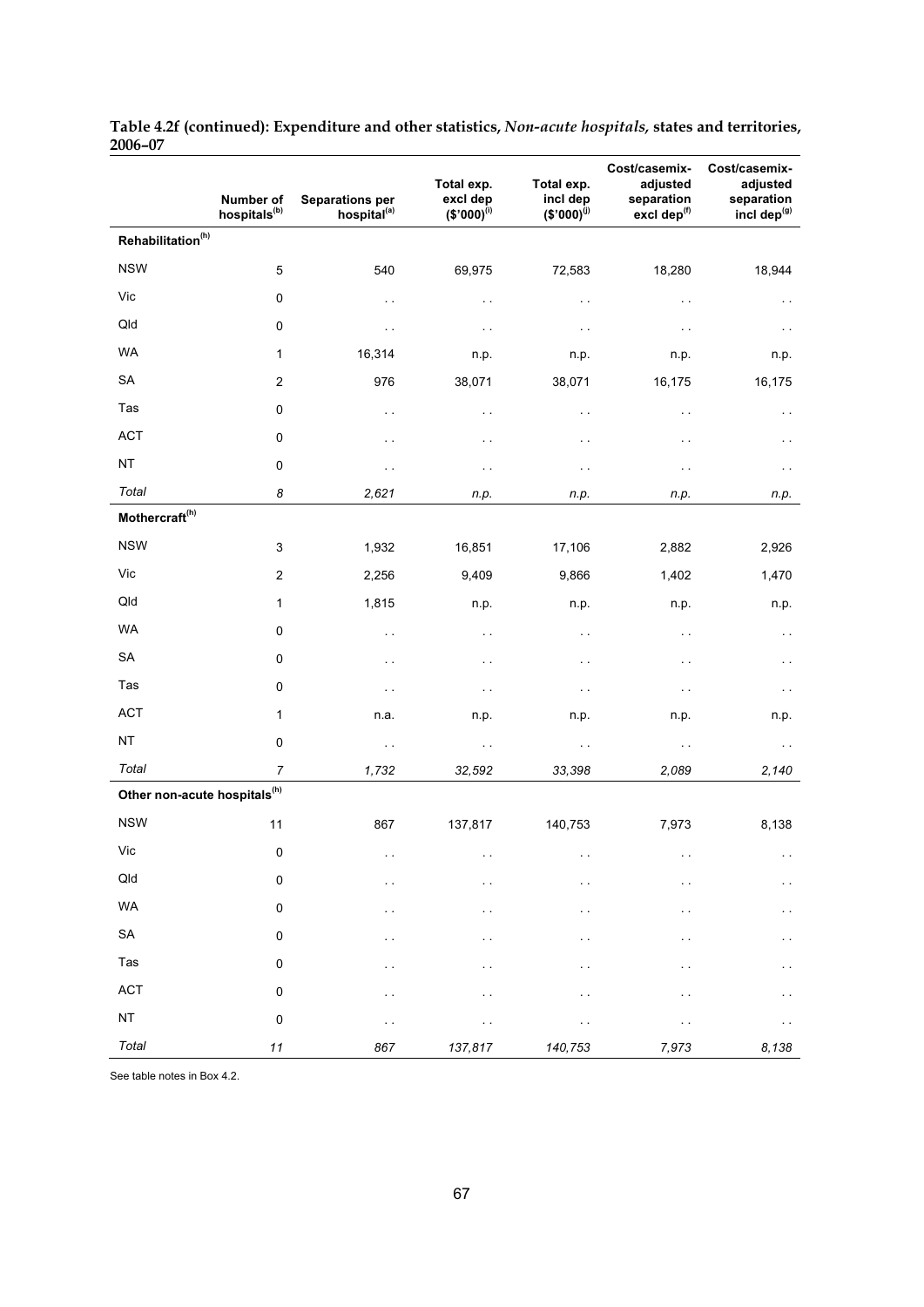**Table 4.2f (continued): Expenditure and other statistics, *Non-acute hospitals*, states and territories, 2006–07**

| | Number of hospitals[(b)] | Separations per hospital[(a)] | Total exp. excl dep ($'000)[(i)] | Total exp. incl dep ($'000)[(j)] | Cost/casemix-adjusted separation excl dep[(f)] | Cost/casemix-adjusted separation incl dep[(g)] |
|---|---|---|---|---|---|---|
| **Rehabilitation[(h)]** | | | | | | |
| NSW | 5 | 540 | 69,975 | 72,583 | 18,280 | 18,944 |
| Vic | 0 | . . | . . | . . | . . | . . |
| Qld | 0 | . . | . . | . . | . . | . . |
| WA | 1 | 16,314 | n.p. | n.p. | n.p. | n.p. |
| SA | 2 | 976 | 38,071 | 38,071 | 16,175 | 16,175 |
| Tas | 0 | . . | . . | . . | . . | . . |
| ACT | 0 | . . | . . | . . | . . | . . |
| NT | 0 | . . | . . | . . | . . | . . |
| *Total* | *8* | *2,621* | *n.p.* | *n.p.* | *n.p.* | *n.p.* |
| **Mothercraft[(h)]** | | | | | | |
| NSW | 3 | 1,932 | 16,851 | 17,106 | 2,882 | 2,926 |
| Vic | 2 | 2,256 | 9,409 | 9,866 | 1,402 | 1,470 |
| Qld | 1 | 1,815 | n.p. | n.p. | n.p. | n.p. |
| WA | 0 | . . | . . | . . | . . | . . |
| SA | 0 | . . | . . | . . | . . | . . |
| Tas | 0 | . . | . . | . . | . . | . . |
| ACT | 1 | n.a. | n.p. | n.p. | n.p. | n.p. |
| NT | 0 | . . | . . | . . | . . | . . |
| *Total* | *7* | *1,732* | *32,592* | *33,398* | *2,089* | *2,140* |
| **Other non-acute hospitals[(h)]** | | | | | | |
| NSW | 11 | 867 | 137,817 | 140,753 | 7,973 | 8,138 |
| Vic | 0 | . . | . . | . . | . . | . . |
| Qld | 0 | . . | . . | . . | . . | . . |
| WA | 0 | . . | . . | . . | . . | . . |
| SA | 0 | . . | . . | . . | . . | . . |
| Tas | 0 | . . | . . | . . | . . | . . |
| ACT | 0 | . . | . . | . . | . . | . . |
| NT | 0 | . . | . . | . . | . . | . . |
| *Total* | *11* | *867* | *137,817* | *140,753* | *7,973* | *8,138* |

See table notes in Box 4.2.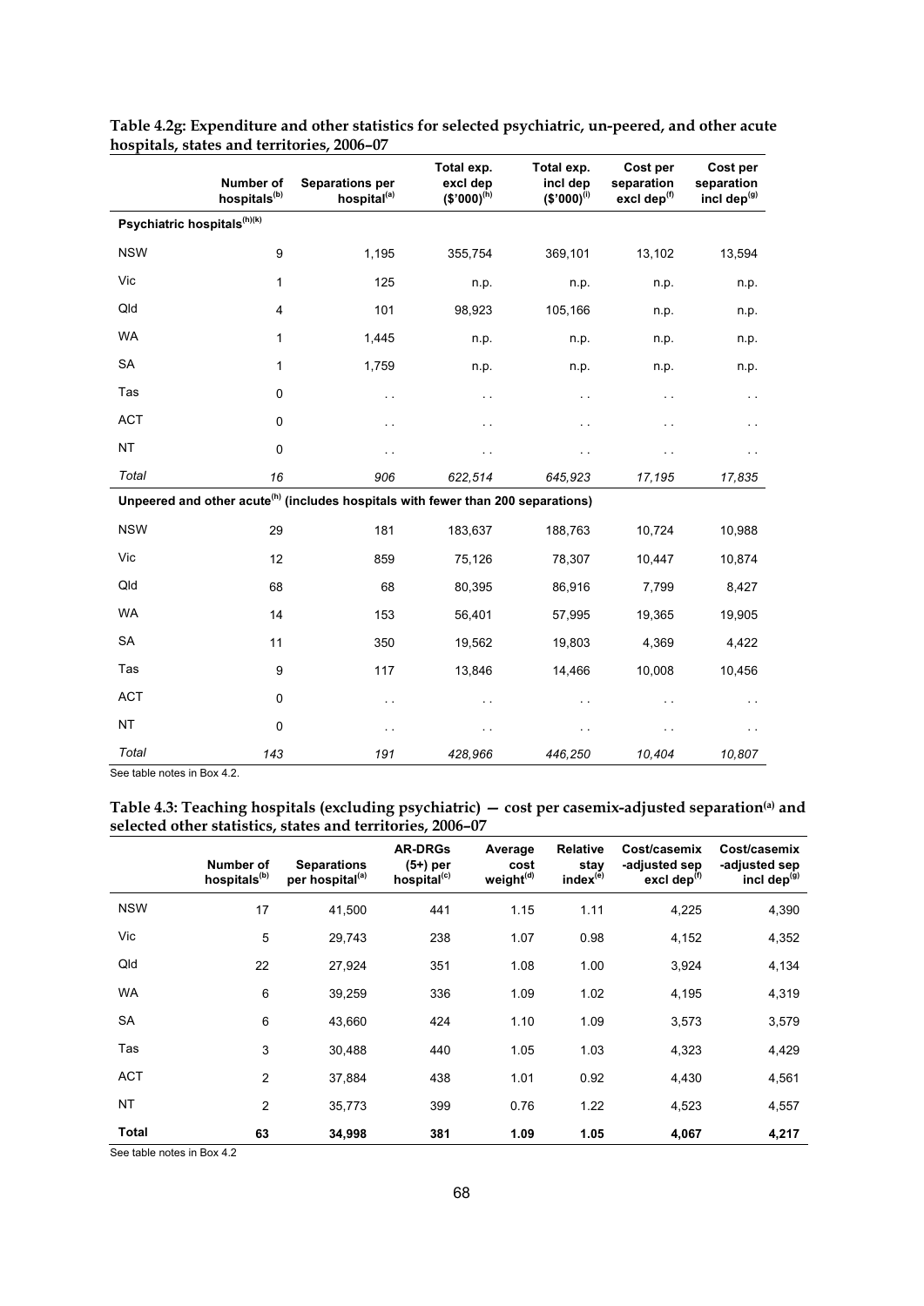**Table 4.2g: Expenditure and other statistics for selected psychiatric, un-peered, and other acute hospitals, states and territories, 2006–07**

| | Number of hospitals[(b)] | Separations per hospital[(a)] | Total exp. excl dep ($'000)[(h)] | Total exp. incl dep ($'000)[(i)] | Cost per separation excl dep[(f)] | Cost per separation incl dep[(g)] |
|---|---|---|---|---|---|---|
| **Psychiatric hospitals[(h)(k)]** | | | | | | |
| NSW | 9 | 1,195 | 355,754 | 369,101 | 13,102 | 13,594 |
| Vic | 1 | 125 | n.p. | n.p. | n.p. | n.p. |
| Qld | 4 | 101 | 98,923 | 105,166 | n.p. | n.p. |
| WA | 1 | 1,445 | n.p. | n.p. | n.p. | n.p. |
| SA | 1 | 1,759 | n.p. | n.p. | n.p. | n.p. |
| Tas | 0 | . . | . . | . . | . . | . . |
| ACT | 0 | . . | . . | . . | . . | . . |
| NT | 0 | . . | . . | . . | . . | . . |
| *Total* | *16* | *906* | *622,514* | *645,923* | *17,195* | *17,835* |
| **Unpeered and other acute[(h)] (includes hospitals with fewer than 200 separations)** | | | | | | |
| NSW | 29 | 181 | 183,637 | 188,763 | 10,724 | 10,988 |
| Vic | 12 | 859 | 75,126 | 78,307 | 10,447 | 10,874 |
| Qld | 68 | 68 | 80,395 | 86,916 | 7,799 | 8,427 |
| WA | 14 | 153 | 56,401 | 57,995 | 19,365 | 19,905 |
| SA | 11 | 350 | 19,562 | 19,803 | 4,369 | 4,422 |
| Tas | 9 | 117 | 13,846 | 14,466 | 10,008 | 10,456 |
| ACT | 0 | . . | . . | . . | . . | . . |
| NT | 0 | . . | . . | . . | . . | . . |
| *Total* | *143* | *191* | *428,966* | *446,250* | *10,404* | *10,807* |

See table notes in Box 4.2.

**Table 4.3: Teaching hospitals (excluding psychiatric) — cost per casemix-adjusted separation[(a)] and selected other statistics, states and territories, 2006–07**

| | Number of hospitals[(b)] | Separations per hospital[(a)] | AR-DRGs (5+) per hospital[(c)] | Average cost weight[(d)] | Relative stay index[(e)] | Cost/casemix -adjusted sep excl dep[(f)] | Cost/casemix -adjusted sep incl dep[(g)] |
|---|---|---|---|---|---|---|---|
| NSW | 17 | 41,500 | 441 | 1.15 | 1.11 | 4,225 | 4,390 |
| Vic | 5 | 29,743 | 238 | 1.07 | 0.98 | 4,152 | 4,352 |
| Qld | 22 | 27,924 | 351 | 1.08 | 1.00 | 3,924 | 4,134 |
| WA | 6 | 39,259 | 336 | 1.09 | 1.02 | 4,195 | 4,319 |
| SA | 6 | 43,660 | 424 | 1.10 | 1.09 | 3,573 | 3,579 |
| Tas | 3 | 30,488 | 440 | 1.05 | 1.03 | 4,323 | 4,429 |
| ACT | 2 | 37,884 | 438 | 1.01 | 0.92 | 4,430 | 4,561 |
| NT | 2 | 35,773 | 399 | 0.76 | 1.22 | 4,523 | 4,557 |
| **Total** | **63** | **34,998** | **381** | **1.09** | **1.05** | **4,067** | **4,217** |

See table notes in Box 4.2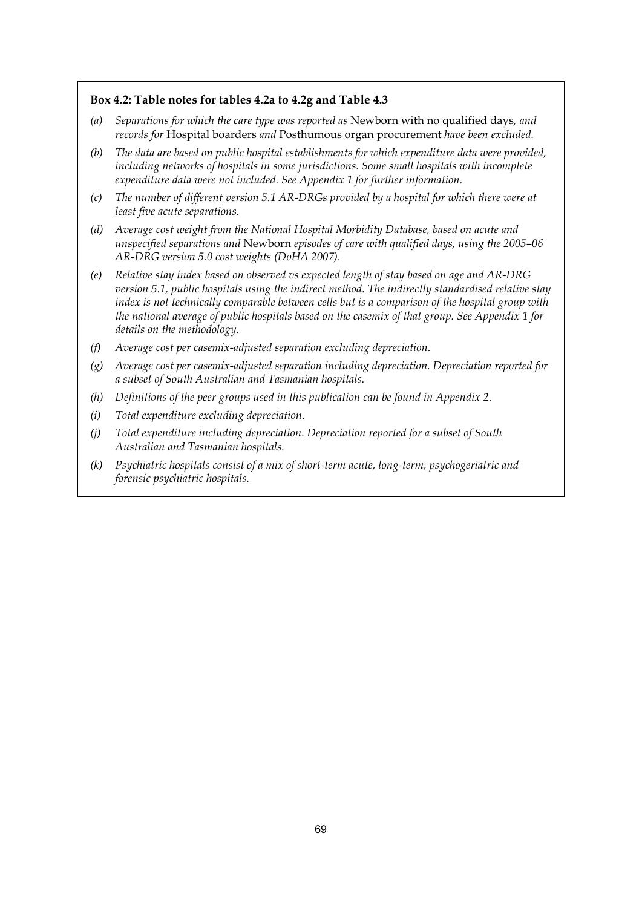**Box 4.2: Table notes for tables 4.2a to 4.2g and Table 4.3**

- *(a)* *Separations for which the care type was reported as* Newborn with no qualified days*, and records for* Hospital boarders *and* Posthumous organ procurement *have been excluded.*
- *(b)* *The data are based on public hospital establishments for which expenditure data were provided, including networks of hospitals in some jurisdictions. Some small hospitals with incomplete expenditure data were not included. See Appendix 1 for further information.*
- *(c)* *The number of different version 5.1 AR-DRGs provided by a hospital for which there were at least five acute separations.*
- *(d)* *Average cost weight from the National Hospital Morbidity Database, based on acute and unspecified separations and* Newborn *episodes of care with qualified days, using the 2005–06 AR-DRG version 5.0 cost weights (DoHA 2007).*
- *(e)* *Relative stay index based on observed vs expected length of stay based on age and AR-DRG version 5.1, public hospitals using the indirect method. The indirectly standardised relative stay index is not technically comparable between cells but is a comparison of the hospital group with the national average of public hospitals based on the casemix of that group. See Appendix 1 for details on the methodology.*
- *(f)* *Average cost per casemix-adjusted separation excluding depreciation.*
- *(g)* *Average cost per casemix-adjusted separation including depreciation. Depreciation reported for a subset of South Australian and Tasmanian hospitals.*
- *(h)* *Definitions of the peer groups used in this publication can be found in Appendix 2.*
- *(i)* *Total expenditure excluding depreciation.*
- *(j)* *Total expenditure including depreciation. Depreciation reported for a subset of South Australian and Tasmanian hospitals.*
- *(k)* *Psychiatric hospitals consist of a mix of short-term acute, long-term, psychogeriatric and forensic psychiatric hospitals.*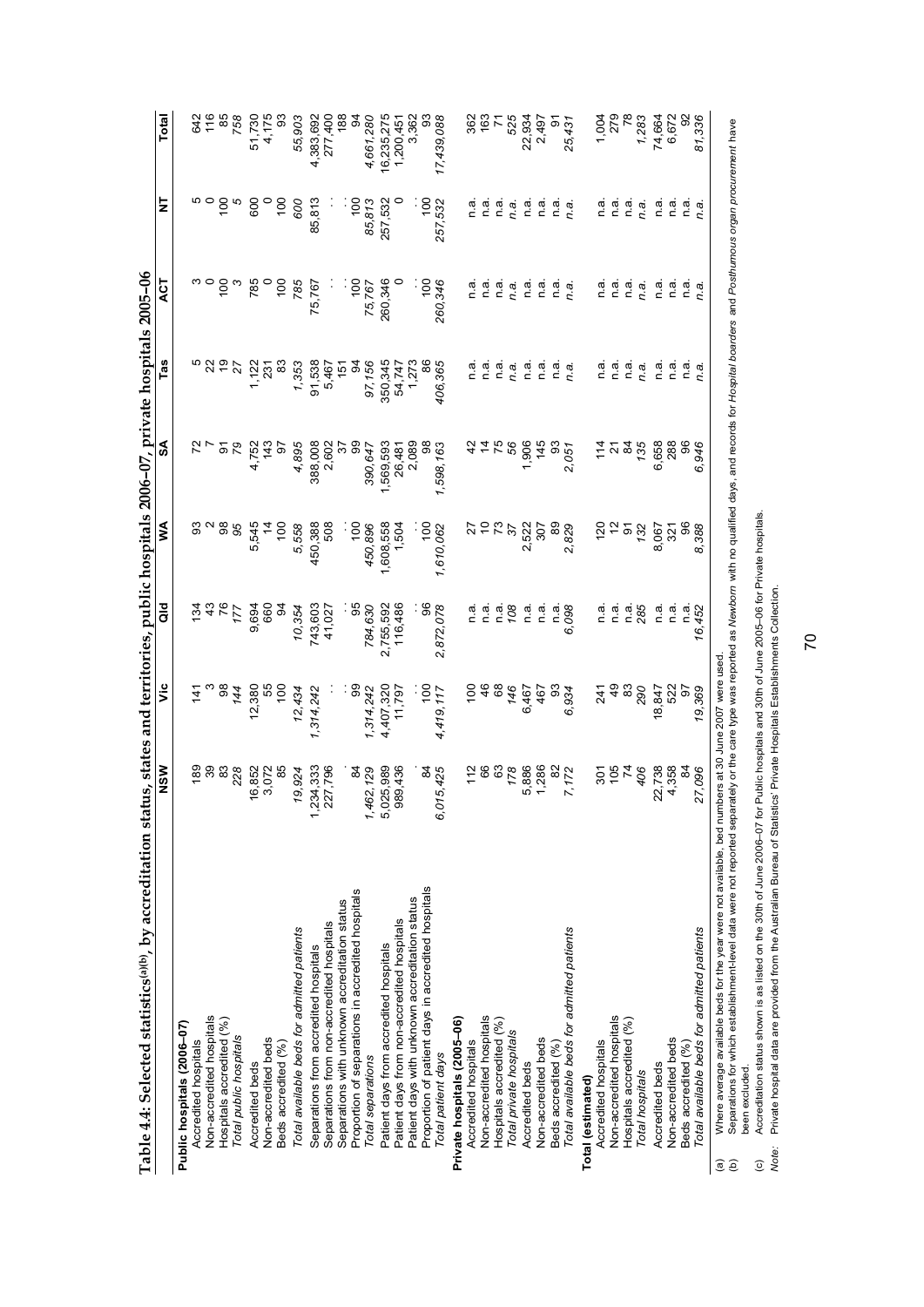**Table 4.4: Selected statistics[(a)(b)], by accreditation status, states and territories, public hospitals 2006–07, private hospitals 2005–06**

| | NSW | Vic | Qld | WA | SA | Tas | ACT | NT | Total |
|---|---|---|---|---|---|---|---|---|---|
| **Public hospitals (2006–07)** | | | | | | | | | |
| Accredited hospitals | 189 | 141 | 134 | 93 | 72 | 5 | 3 | 5 | 642 |
| Non-accredited hospitals | 39 | 3 | 43 | 2 | 7 | 22 | 0 | 0 | 116 |
| Hospitals accredited (%) | 83 | 98 | 76 | 98 | 91 | 19 | 100 | 100 | 85 |
| *Total public hospitals* | *228* | *144* | *177* | *95* | *79* | *27* | *3* | *5* | *758* |
| Accredited beds | 16,852 | 12,380 | 9,694 | 5,545 | 4,752 | 1,122 | 785 | 600 | 51,730 |
| Non-accredited beds | 3,072 | 55 | 660 | 14 | 143 | 231 | 0 | 0 | 4,175 |
| Beds accredited (%) | 85 | 100 | 94 | 100 | 97 | 83 | 100 | 100 | 93 |
| *Total available beds for admitted patients* | *19,924* | *12,434* | *10,354* | *5,558* | *4,895* | *1,353* | *785* | *600* | *55,903* |
| Separations from accredited hospitals | 1,234,333 | 1,314,242 | 743,603 | 450,388 | 388,008 | 91,538 | 75,767 | 85,813 | 4,383,692 |
| Separations from non-accredited hospitals | 227,796 | . . | 41,027 | 508 | 2,602 | 5,467 | . . | . . | 277,400 |
| Separations with unknown accreditation status | . . | . . | . . | . . | 37 | 151 | . . | . . | 188 |
| Proportion of separations in accredited hospitals | 84 | 99 | 95 | 100 | 99 | 94 | 100 | 100 | 94 |
| *Total separations* | *1,462,129* | *1,314,242* | *784,630* | *450,896* | *390,647* | *97,156* | *75,767* | *85,813* | *4,661,280* |
| Patient days from accredited hospitals | 5,025,989 | 4,407,320 | 2,755,592 | 1,608,558 | 1,569,593 | 350,345 | 260,346 | 257,532 | 16,235,275 |
| Patient days from non-accredited hospitals | 989,436 | 11,797 | 116,486 | 1,504 | 26,481 | 54,747 | 0 | 0 | 1,200,451 |
| Patient days with unknown accreditation status | . . | . . | . . | . . | 2,089 | 1,273 | . . | . . | 3,362 |
| Proportion of patient days in accredited hospitals | 84 | 100 | 96 | 100 | 98 | 86 | 100 | 100 | 93 |
| *Total patient days* | *6,015,425* | *4,419,117* | *2,872,078* | *1,610,062* | *1,598,163* | *406,365* | *260,346* | *257,532* | *17,439,088* |
| **Private hospitals (2005–06)** | | | | | | | | | |
| Accredited hospitals | 112 | 100 | n.a. | 27 | 42 | n.a. | n.a. | n.a. | 362 |
| Non-accredited hospitals | 66 | 46 | n.a. | 10 | 14 | n.a. | n.a. | n.a. | 163 |
| Hospitals accredited (%) | 63 | 68 | n.a. | 73 | 75 | n.a. | n.a. | n.a. | 71 |
| *Total private hospitals* | *178* | *146* | *108* | *37* | *56* | *n.a.* | *n.a.* | *n.a.* | *525* |
| Accredited beds | 5,886 | 6,467 | n.a. | 2,522 | 1,906 | n.a. | n.a. | n.a. | 22,934 |
| Non-accredited beds | 1,286 | 467 | n.a. | 307 | 145 | n.a. | n.a. | n.a. | 2,497 |
| Beds accredited (%) | 82 | 93 | n.a. | 89 | 93 | n.a. | n.a. | n.a. | 91 |
| *Total available beds for admitted patients* | *7,172* | *6,934* | *6,098* | *2,829* | *2,051* | *n.a.* | *n.a.* | *n.a.* | *25,431* |
| **Total (estimated)** | | | | | | | | | |
| Accredited hospitals | 301 | 241 | n.a. | 120 | 114 | n.a. | n.a. | n.a. | 1,004 |
| Non-accredited hospitals | 105 | 49 | n.a. | 12 | 21 | n.a. | n.a. | n.a. | 279 |
| Hospitals accredited (%) | 74 | 83 | n.a. | 91 | 84 | n.a. | n.a. | n.a. | 78 |
| *Total hospitals* | *406* | *290* | *285* | *132* | *135* | *n.a.* | *n.a.* | *n.a.* | *1,283* |
| Accredited beds | 22,738 | 18,847 | n.a. | 8,067 | 6,658 | n.a. | n.a. | n.a. | 74,664 |
| Non-accredited beds | 4,358 | 522 | n.a. | 321 | 288 | n.a. | n.a. | n.a. | 6,672 |
| Beds accredited (%) | 84 | 97 | n.a. | 96 | 96 | n.a. | n.a. | n.a. | 92 |
| *Total available beds for admitted patients* | *27,096* | *19,369* | *16,452* | *8,388* | *6,946* | *n.a.* | *n.a.* | *n.a.* | *81,336* |

(a) Where average available beds for the year were not available, bed numbers at 30 June 2007 were used.

(b) Separations for which establishment-level data were not reported separately or the care type was reported as *Newborn* with no qualified days, and records for *Hospital boarders* and *Posthumous organ procurement* have been excluded.

(c) Accreditation status shown is as listed on the 30th of June 2006–07 for Public hospitals and 30th of June 2005–06 for Private hospitals.

*Note:* Private hospital data are provided from the Australian Bureau of Statistics' Private Hospitals Establishments Collection.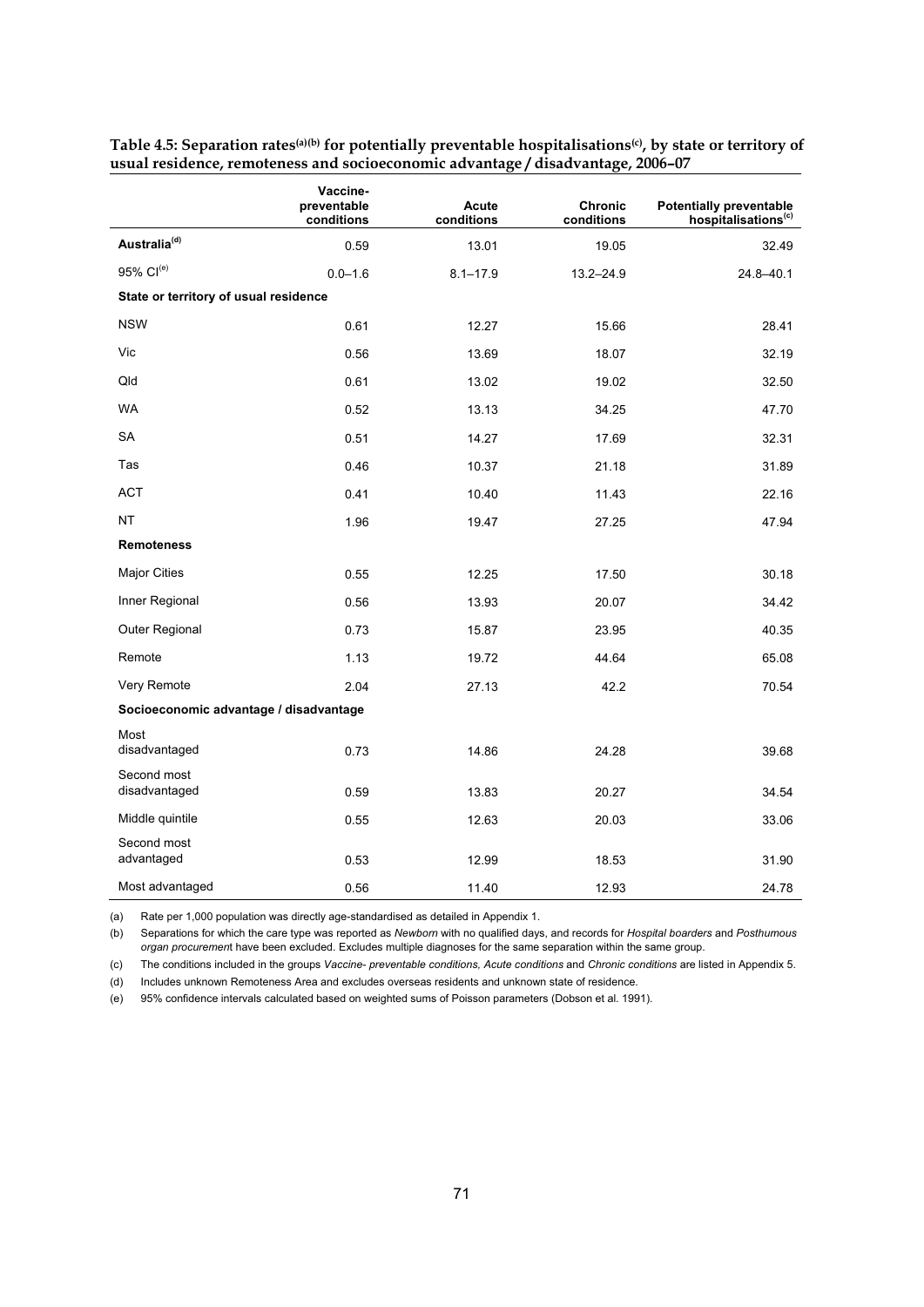**Table 4.5: Separation rates[(a)(b)] for potentially preventable hospitalisations[(c)], by state or territory of usual residence, remoteness and socioeconomic advantage / disadvantage, 2006–07**

| | Vaccine-preventable conditions | Acute conditions | Chronic conditions | Potentially preventable hospitalisations[(c)] |
|---|---|---|---|---|
| **Australia[(d)]** | 0.59 | 13.01 | 19.05 | 32.49 |
| 95% CI[(e)] | 0.0–1.6 | 8.1–17.9 | 13.2–24.9 | 24.8–40.1 |
| **State or territory of usual residence** | | | | |
| NSW | 0.61 | 12.27 | 15.66 | 28.41 |
| Vic | 0.56 | 13.69 | 18.07 | 32.19 |
| Qld | 0.61 | 13.02 | 19.02 | 32.50 |
| WA | 0.52 | 13.13 | 34.25 | 47.70 |
| SA | 0.51 | 14.27 | 17.69 | 32.31 |
| Tas | 0.46 | 10.37 | 21.18 | 31.89 |
| ACT | 0.41 | 10.40 | 11.43 | 22.16 |
| NT | 1.96 | 19.47 | 27.25 | 47.94 |
| **Remoteness** | | | | |
| Major Cities | 0.55 | 12.25 | 17.50 | 30.18 |
| Inner Regional | 0.56 | 13.93 | 20.07 | 34.42 |
| Outer Regional | 0.73 | 15.87 | 23.95 | 40.35 |
| Remote | 1.13 | 19.72 | 44.64 | 65.08 |
| Very Remote | 2.04 | 27.13 | 42.2 | 70.54 |
| **Socioeconomic advantage / disadvantage** | | | | |
| Most disadvantaged | 0.73 | 14.86 | 24.28 | 39.68 |
| Second most disadvantaged | 0.59 | 13.83 | 20.27 | 34.54 |
| Middle quintile | 0.55 | 12.63 | 20.03 | 33.06 |
| Second most advantaged | 0.53 | 12.99 | 18.53 | 31.90 |
| Most advantaged | 0.56 | 11.40 | 12.93 | 24.78 |

(a) Rate per 1,000 population was directly age-standardised as detailed in Appendix 1.

(b) Separations for which the care type was reported as *Newborn* with no qualified days, and records for *Hospital boarders* and *Posthumous organ procurement* have been excluded. Excludes multiple diagnoses for the same separation within the same group.

(c) The conditions included in the groups *Vaccine- preventable conditions, Acute conditions* and *Chronic conditions* are listed in Appendix 5.

(d) Includes unknown Remoteness Area and excludes overseas residents and unknown state of residence.

(e) 95% confidence intervals calculated based on weighted sums of Poisson parameters (Dobson et al. 1991).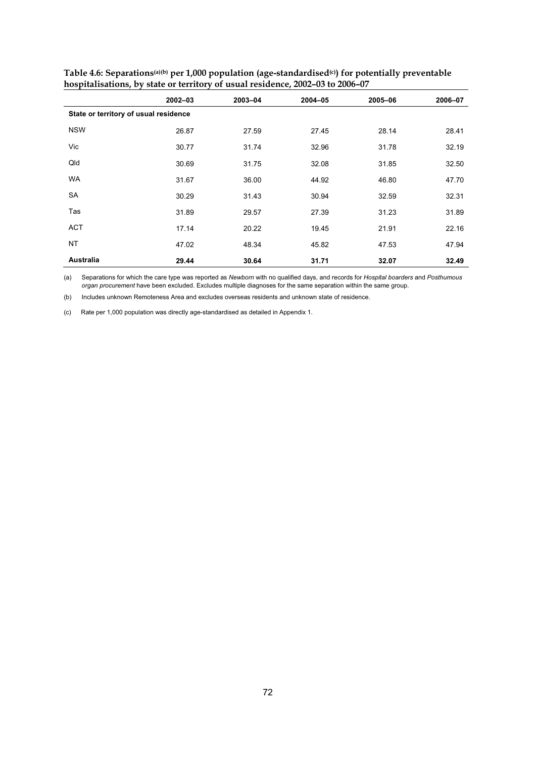**Table 4.6: Separations[(a)(b)] per 1,000 population (age-standardised[(c)]) for potentially preventable hospitalisations, by state or territory of usual residence, 2002–03 to 2006–07**

| | 2002–03 | 2003–04 | 2004–05 | 2005–06 | 2006–07 |
|---|---|---|---|---|---|
| **State or territory of usual residence** | | | | | |
| NSW | 26.87 | 27.59 | 27.45 | 28.14 | 28.41 |
| Vic | 30.77 | 31.74 | 32.96 | 31.78 | 32.19 |
| Qld | 30.69 | 31.75 | 32.08 | 31.85 | 32.50 |
| WA | 31.67 | 36.00 | 44.92 | 46.80 | 47.70 |
| SA | 30.29 | 31.43 | 30.94 | 32.59 | 32.31 |
| Tas | 31.89 | 29.57 | 27.39 | 31.23 | 31.89 |
| ACT | 17.14 | 20.22 | 19.45 | 21.91 | 22.16 |
| NT | 47.02 | 48.34 | 45.82 | 47.53 | 47.94 |
| **Australia** | **29.44** | **30.64** | **31.71** | **32.07** | **32.49** |

(a) Separations for which the care type was reported as *Newborn* with no qualified days, and records for *Hospital boarders* and *Posthumous organ procurement* have been excluded. Excludes multiple diagnoses for the same separation within the same group.

(b) Includes unknown Remoteness Area and excludes overseas residents and unknown state of residence.

(c) Rate per 1,000 population was directly age-standardised as detailed in Appendix 1.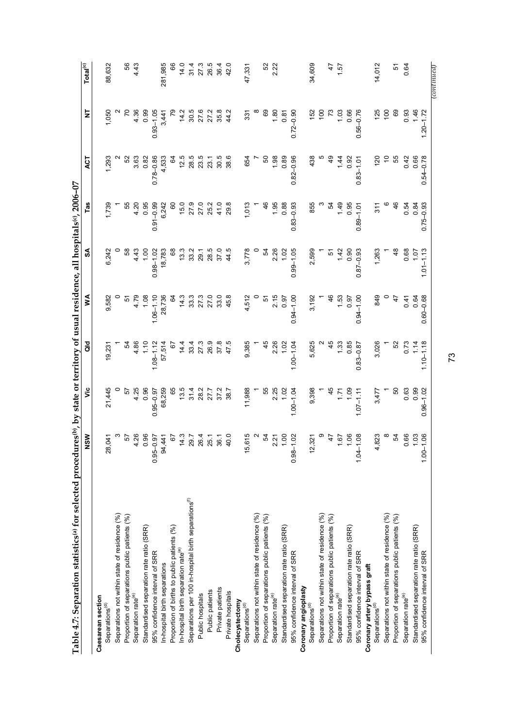**Table 4.7: Separation statistics[a] for selected procedures[b], by state or territory of usual residence, all hospitals[c], 2006–07**

| | NSW | Vic | Qld | WA | SA | Tas | ACT | NT | Total[c] |
|---|---|---|---|---|---|---|---|---|---|
| **Caesarean section** | | | | | | | | | |
| Separations[d] | 28,041 | 21,445 | 19,231 | 9,582 | 6,242 | 1,739 | 1,293 | 1,050 | 88,632 |
| Separations not within state of residence (%) | 3 | 0 | 1 | 0 | 0 | 1 | 2 | 2 | |
| Proportion of separations public patients (%) | 57 | 57 | 54 | 51 | 58 | 55 | 52 | 70 | 56 |
| Separation rate[e] | 4.26 | 4.25 | 4.86 | 4.79 | 4.43 | 4.20 | 3.63 | 4.36 | 4.43 |
| Standardised separation rate ratio (SRR) | 0.96 | 0.96 | 1.10 | 1.08 | 1.00 | 0.95 | 0.82 | 0.99 | |
| 95% confidence interval of SRR | 0.95–0.97 | 0.95–0.97 | 1.08–1.12 | 1.06–1.10 | 0.98–1.02 | 0.91–0.99 | 0.78–0.86 | 0.93–1.05 | |
| In-hospital birth separations | 94,441 | 68,259 | 57,514 | 28,736 | 18,783 | 6,242 | 4,533 | 3,441 | 281,985 |
| Proportion of births to public patients (%) | 67 | 65 | 67 | 64 | 68 | 60 | 64 | 79 | 66 |
| In-hospital birth separation rate[e] | 14.3 | 13.5 | 14.4 | 14.3 | 13.3 | 15.0 | 12.5 | 14.2 | 14.0 |
| Separations per 100 in-hospital birth separations[f] | 29.7 | 31.4 | 33.4 | 33.3 | 33.2 | 27.9 | 28.5 | 30.5 | 31.4 |
| Public hospitals | 26.4 | 28.2 | 27.3 | 27.3 | 29.1 | 27.0 | 23.5 | 27.6 | 27.3 |
| Public patients | 25.1 | 27.7 | 26.9 | 27.0 | 28.5 | 25.2 | 23.1 | 27.2 | 26.5 |
| Private patients | 36.1 | 37.2 | 37.8 | 33.0 | 37.0 | 41.0 | 30.5 | 35.8 | 36.4 |
| Private hospitals | 40.0 | 38.7 | 47.5 | 45.8 | 44.5 | 29.8 | 38.6 | 44.2 | 42.0 |
| **Cholecystectomy** | | | | | | | | | |
| Separations[d] | 15,615 | 11,988 | 9,385 | 4,512 | 3,778 | 1,013 | 654 | 331 | 47,331 |
| Separations not within state of residence (%) | 2 | 1 | 1 | 0 | 0 | 1 | 7 | 8 | |
| Proportion of separations public patients (%) | 54 | 55 | 45 | 51 | 54 | 46 | 50 | 69 | 52 |
| Separation rate[e] | 2.21 | 2.25 | 2.26 | 2.15 | 2.26 | 1.95 | 1.98 | 1.80 | 2.22 |
| Standardised separation rate ratio (SRR) | 1.00 | 1.02 | 1.02 | 0.97 | 1.02 | 0.88 | 0.89 | 0.81 | |
| 95% confidence interval of SRR | 0.98–1.02 | 1.00–1.04 | 1.00–1.04 | 0.94–1.00 | 0.99–1.05 | 0.83–0.93 | 0.82–0.96 | 0.72–0.90 | |
| **Coronary angioplasty** | | | | | | | | | |
| Separations[d] | 12,321 | 9,398 | 5,625 | 3,192 | 2,599 | 855 | 438 | 152 | 34,609 |
| Separations not within state of residence (%) | 9 | 1 | 2 | 1 | 1 | 3 | 5 | 100 | |
| Proportion of separations public patients (%) | 47 | 45 | 45 | 46 | 51 | 54 | 49 | 73 | 47 |
| Separation rate[e] | 1.67 | 1.71 | 1.33 | 1.53 | 1.42 | 1.49 | 1.44 | 1.03 | 1.57 |
| Standardised separation rate ratio (SRR) | 1.06 | 1.09 | 0.85 | 0.97 | 0.90 | 0.95 | 0.92 | 0.66 | |
| 95% confidence interval of SRR | 1.04–1.08 | 1.07–1.11 | 0.83–0.87 | 0.94–1.00 | 0.87–0.93 | 0.89–1.01 | 0.83–1.01 | 0.56–0.76 | |
| **Coronary artery bypass graft** | | | | | | | | | |
| Separations[d] | 4,823 | 3,477 | 3,026 | 849 | 1,263 | 311 | 120 | 125 | 14,012 |
| Separations not within state of residence (%) | 8 | 1 | 1 | 0 | 1 | 6 | 10 | 100 | |
| Proportion of separations public patients (%) | 54 | 50 | 52 | 47 | 48 | 46 | 55 | 69 | 51 |
| Separation rate[e] | 0.66 | 0.63 | 0.73 | 0.41 | 0.68 | 0.54 | 0.42 | 0.93 | 0.64 |
| Standardised separation rate ratio (SRR) | 1.03 | 0.99 | 1.14 | 0.64 | 1.07 | 0.84 | 0.66 | 1.46 | |
| 95% confidence interval of SRR | 1.00–1.06 | 0.96–1.02 | 1.10–1.18 | 0.60–0.68 | 1.01–1.13 | 0.75–0.93 | 0.54–0.78 | 1.20–1.72 | |

*(continued)*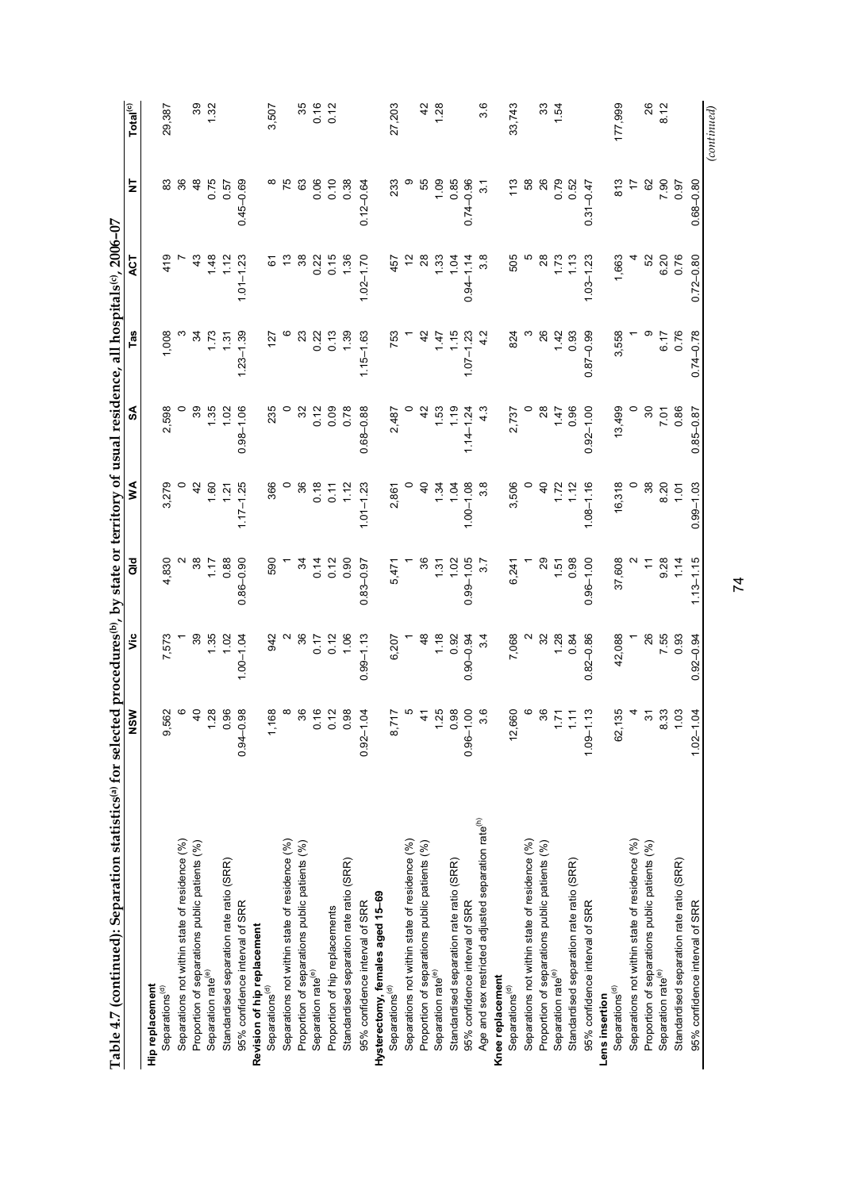**Table 4.7 (continued): Separation statistics[(a)] for selected procedures[(b)], by state or territory of usual residence, all hospitals[(c)], 2006–07**

| | NSW | Vic | Qld | WA | SA | Tas | ACT | NT | Total[(c)] |
|---|---|---|---|---|---|---|---|---|---|
| **Hip replacement** | | | | | | | | | |
| Separations[(d)] | 9,562 | 7,573 | 4,830 | 3,279 | 2,598 | 1,008 | 419 | 83 | 29,387 |
| Separations not within state of residence (%) | 6 | 1 | 2 | 0 | 0 | 3 | 7 | 36 | |
| Proportion of separations public patients (%) | 40 | 39 | 38 | 42 | 39 | 34 | 43 | 48 | 39 |
| Separation rate[(e)] | 1.28 | 1.35 | 1.17 | 1.60 | 1.35 | 1.73 | 1.48 | 0.75 | 1.32 |
| Standardised separation rate ratio (SRR) | 0.96 | 1.02 | 0.88 | 1.21 | 1.02 | 1.31 | 1.12 | 0.57 | |
| 95% confidence interval of SRR | 0.94–0.98 | 1.00–1.04 | 0.86–0.90 | 1.17–1.25 | 0.98–1.06 | 1.23–1.39 | 1.01–1.23 | 0.45–0.69 | |
| **Revision of hip replacement** | | | | | | | | | |
| Separations[(d)] | 1,168 | 942 | 590 | 366 | 235 | 127 | 61 | 8 | 3,507 |
| Separations not within state of residence (%) | 8 | 2 | 1 | 0 | 0 | 6 | 13 | 75 | |
| Proportion of separations public patients (%) | 36 | 36 | 34 | 36 | 32 | 23 | 38 | 63 | 35 |
| Separation rate[(e)] | 0.16 | 0.17 | 0.14 | 0.18 | 0.12 | 0.22 | 0.22 | 0.06 | 0.16 |
| Proportion of hip replacements | 0.12 | 0.12 | 0.12 | 0.11 | 0.09 | 0.13 | 0.15 | 0.10 | 0.12 |
| Standardised separation rate ratio (SRR) | 0.98 | 1.06 | 0.90 | 1.12 | 0.78 | 1.39 | 1.36 | 0.38 | |
| 95% confidence interval of SRR | 0.92–1.04 | 0.99–1.13 | 0.83–0.97 | 1.01–1.23 | 0.68–0.88 | 1.15–1.63 | 1.02–1.70 | 0.12–0.64 | |
| **Hysterectomy, females aged 15–69** | | | | | | | | | |
| Separations[(d)] | 8,717 | 6,207 | 5,471 | 2,861 | 2,487 | 753 | 457 | 233 | 27,203 |
| Separations not within state of residence (%) | 5 | 1 | 1 | 0 | 0 | 1 | 12 | 9 | |
| Proportion of separations public patients (%) | 41 | 48 | 36 | 40 | 42 | 42 | 28 | 55 | 42 |
| Separation rate[(e)] | 1.25 | 1.18 | 1.31 | 1.34 | 1.53 | 1.47 | 1.33 | 1.09 | 1.28 |
| Standardised separation rate ratio (SRR) | 0.98 | 0.92 | 1.02 | 1.04 | 1.19 | 1.15 | 1.04 | 0.85 | |
| 95% confidence interval of SRR | 0.96–1.00 | 0.90–0.94 | 0.99–1.05 | 1.00–1.08 | 1.14–1.24 | 1.07–1.23 | 0.94–1.14 | 0.74–0.96 | |
| Age and sex restricted adjusted separation rate[(h)] | 3.6 | 3.4 | 3.7 | 3.8 | 4.3 | 4.2 | 3.8 | 3.1 | 3.6 |
| **Knee replacement** | | | | | | | | | |
| Separations[(d)] | 12,660 | 7,068 | 6,241 | 3,506 | 2,737 | 824 | 505 | 113 | 33,743 |
| Separations not within state of residence (%) | 6 | 2 | 1 | 0 | 0 | 3 | 5 | 58 | |
| Proportion of separations public patients (%) | 36 | 32 | 29 | 40 | 28 | 26 | 28 | 26 | 33 |
| Separation rate[(e)] | 1.71 | 1.28 | 1.51 | 1.72 | 1.47 | 1.42 | 1.73 | 0.79 | 1.54 |
| Standardised separation rate ratio (SRR) | 1.11 | 0.84 | 0.98 | 1.12 | 0.96 | 0.93 | 1.13 | 0.52 | |
| 95% confidence interval of SRR | 1.09–1.13 | 0.82–0.86 | 0.96–1.00 | 1.08–1.16 | 0.92–1.00 | 0.87–0.99 | 1.03–1.23 | 0.31–0.47 | |
| **Lens insertion** | | | | | | | | | |
| Separations[(d)] | 62,135 | 42,088 | 37,608 | 16,318 | 13,499 | 3,558 | 1,663 | 813 | 177,999 |
| Separations not within state of residence (%) | 4 | 1 | 2 | 0 | 0 | 1 | 4 | 17 | |
| Proportion of separations public patients (%) | 31 | 26 | 11 | 38 | 30 | 9 | 52 | 62 | 26 |
| Separation rate[(e)] | 8.33 | 7.55 | 9.28 | 8.20 | 7.01 | 6.17 | 6.20 | 7.90 | 8.12 |
| Standardised separation rate ratio (SRR) | 1.03 | 0.93 | 1.14 | 1.01 | 0.86 | 0.76 | 0.76 | 0.97 | |
| 95% confidence interval of SRR | 1.02–1.04 | 0.92–0.94 | 1.13–1.15 | 0.99–1.03 | 0.85–0.87 | 0.74–0.78 | 0.72–0.80 | 0.68–0.80 | |

*(continued)*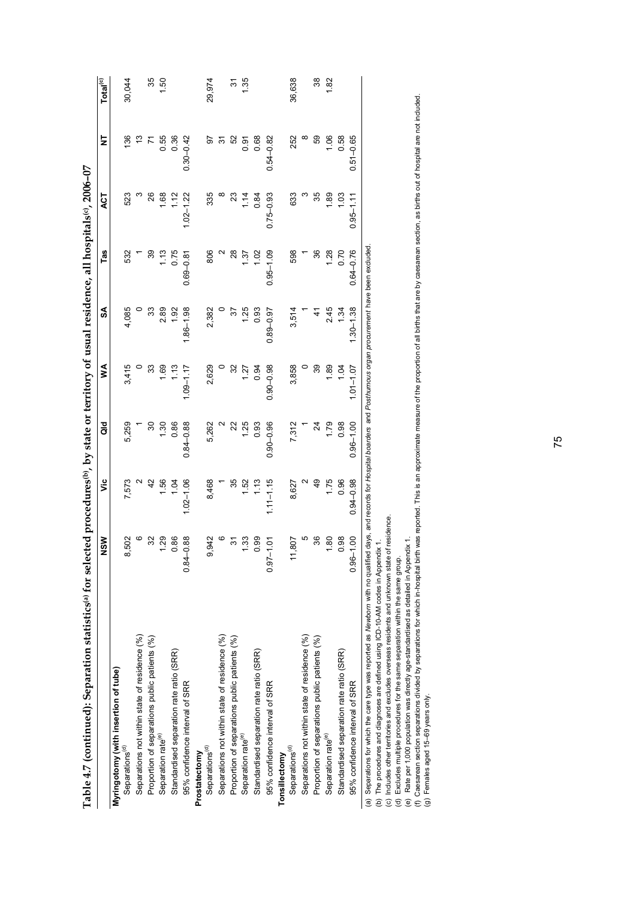**Table 4.7 (continued): Separation statistics[(a)] for selected procedures[(b)], by state or territory of usual residence, all hospitals[(c)], 2006–07**

| | NSW | Vic | Qld | WA | SA | Tas | ACT | NT | Total[(c)] |
|---|---|---|---|---|---|---|---|---|---|
| **Myringotomy (with insertion of tube)** | | | | | | | | | |
| Separations[(d)] | 8,502 | 7,573 | 5,259 | 3,415 | 4,085 | 532 | 523 | 136 | 30,044 |
| Separations not within state of residence (%) | 6 | 2 | 1 | 0 | 0 | 1 | 3 | 13 | |
| Proportion of separations public patients (%) | 32 | 42 | 30 | 33 | 33 | 39 | 26 | 71 | 35 |
| Separation rate[(e)] | 1.29 | 1.56 | 1.30 | 1.69 | 2.89 | 1.13 | 1.68 | 0.55 | 1.50 |
| Standardised separation rate ratio (SRR) | 0.86 | 1.04 | 0.86 | 1.13 | 1.92 | 0.75 | 1.12 | 0.36 | |
| 95% confidence interval of SRR | 0.84–0.88 | 1.02–1.06 | 0.84–0.88 | 1.09–1.17 | 1.86–1.98 | 0.69–0.81 | 1.02–1.22 | 0.30–0.42 | |
| **Prostatectomy** | | | | | | | | | |
| Separations[(d)] | 9,942 | 8,468 | 5,262 | 2,629 | 2,382 | 806 | 335 | 97 | 29,974 |
| Separations not within state of residence (%) | 6 | 1 | 2 | 0 | 0 | 2 | 8 | 31 | |
| Proportion of separations public patients (%) | 31 | 35 | 22 | 32 | 37 | 28 | 23 | 52 | 31 |
| Separation rate[(e)] | 1.33 | 1.52 | 1.25 | 1.27 | 1.25 | 1.37 | 1.14 | 0.91 | 1.35 |
| Standardised separation rate ratio (SRR) | 0.99 | 1.13 | 0.93 | 0.94 | 0.93 | 1.02 | 0.84 | 0.68 | |
| 95% confidence interval of SRR | 0.97–1.01 | 1.11–1.15 | 0.90–0.96 | 0.90–0.98 | 0.89–0.97 | 0.95–1.09 | 0.75–0.93 | 0.54–0.82 | |
| **Tonsillectomy** | | | | | | | | | |
| Separations[(d)] | 11,807 | 8,627 | 7,312 | 3,858 | 3,514 | 598 | 633 | 252 | 36,638 |
| Separations not within state of residence (%) | 5 | 2 | 1 | 0 | 1 | 1 | 3 | 8 | |
| Proportion of separations public patients (%) | 36 | 49 | 24 | 39 | 41 | 36 | 35 | 59 | 38 |
| Separation rate[(e)] | 1.80 | 1.75 | 1.79 | 1.89 | 2.45 | 1.28 | 1.89 | 1.06 | 1.82 |
| Standardised separation rate ratio (SRR) | 0.98 | 0.96 | 0.98 | 1.04 | 1.34 | 0.70 | 1.03 | 0.58 | |
| 95% confidence interval of SRR | 0.96–1.00 | 0.94–0.98 | 0.96–1.00 | 1.01–1.07 | 1.30–1.38 | 0.64–0.76 | 0.95–1.11 | 0.51–0.65 | |

(a) Separations for which the care type was reported as *Newborn* with no qualified days, and records for *Hospital boarders* and *Posthumous organ procurement* have been excluded.
(b) The procedures and diagnoses are defined using ICD-10-AM codes in Appendix 1.
(c) Includes other territories and excludes overseas residents and unknown state of residence.
(d) Excludes multiple procedures for the same separation within the same group.
(e) Rate per 1,000 population was directly age-standardised as detailed in Appendix 1.
(f) Caesarean section separations divided by separations for which in-hospital birth was reported. This is an approximate measure of the proportion of all births that are by caesarean section, as births out of hospital are not included.
(g) Females aged 15–69 years only.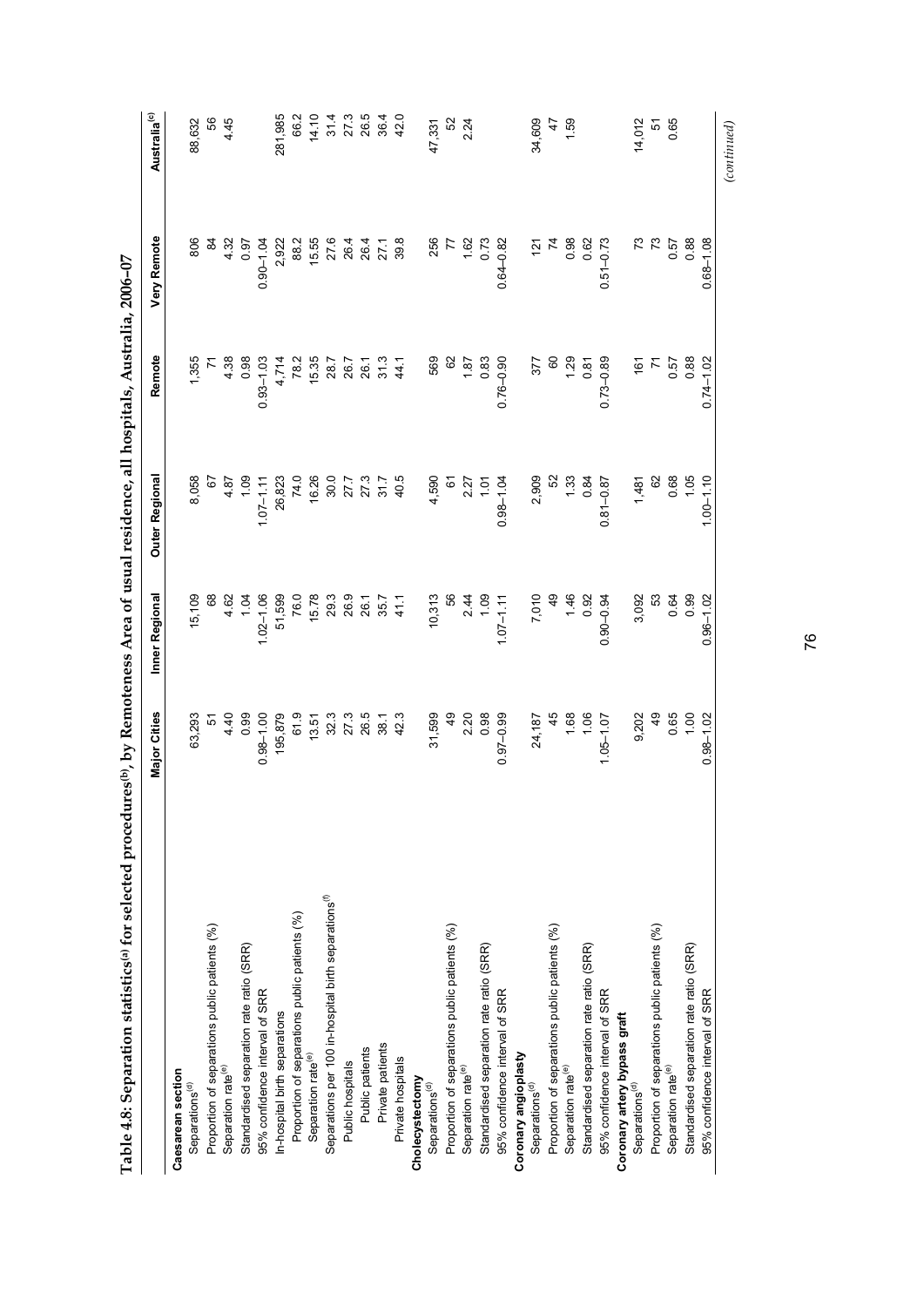# Table 4.8: Separation statistics[(a)] for selected procedures[(b)], by Remoteness Area of usual residence, all hospitals, Australia, 2006–07

| | Major Cities | Inner Regional | Outer Regional | Remote | Very Remote | Australia[(c)] |
|---|---|---|---|---|---|---|
| **Caesarean section** | | | | | | |
| Separations[(d)] | 63,293 | 15,109 | 8,058 | 1,355 | 806 | 88,632 |
| Proportion of separations public patients (%) | 51 | 68 | 67 | 71 | 84 | 56 |
| Separation rate[(e)] | 4.40 | 4.62 | 4.87 | 4.38 | 4.32 | 4.45 |
| Standardised separation rate ratio (SRR) | 0.99 | 1.04 | 1.09 | 0.98 | 0.97 | |
| 95% confidence interval of SRR | 0.98–1.00 | 1.02–1.06 | 1.07–1.11 | 0.93–1.03 | 0.90–1.04 | |
| In-hospital birth separations | 195,879 | 51,599 | 26,823 | 4,714 | 2,922 | 281,985 |
| Proportion of separations public patients (%) | 61.9 | 76.0 | 74.0 | 78.2 | 88.2 | 66.2 |
| Separation rate[(e)] | 13.51 | 15.78 | 16.26 | 15.35 | 15.55 | 14.10 |
| Separations per 100 in-hospital birth separations[(f)] | 32.3 | 29.3 | 30.0 | 28.7 | 27.6 | 31.4 |
| Public hospitals | 27.3 | 26.9 | 27.7 | 26.7 | 26.4 | 27.3 |
| Public patients | 26.5 | 26.1 | 27.3 | 26.1 | 26.4 | 26.5 |
| Private patients | 38.1 | 35.7 | 31.7 | 31.3 | 27.1 | 36.4 |
| Private hospitals | 42.3 | 41.1 | 40.5 | 44.1 | 39.8 | 42.0 |
| **Cholecystectomy** | | | | | | |
| Separations[(d)] | 31,599 | 10,313 | 4,590 | 569 | 256 | 47,331 |
| Proportion of separations public patients (%) | 49 | 56 | 61 | 62 | 77 | 52 |
| Separation rate[(e)] | 2.20 | 2.44 | 2.27 | 1.87 | 1.62 | 2.24 |
| Standardised separation rate ratio (SRR) | 0.98 | 1.09 | 1.01 | 0.83 | 0.73 | |
| 95% confidence interval of SRR | 0.97–0.99 | 1.07–1.11 | 0.98–1.04 | 0.76–0.90 | 0.64–0.82 | |
| **Coronary angioplasty** | | | | | | |
| Separations[(d)] | 24,187 | 7,010 | 2,909 | 377 | 121 | 34,609 |
| Proportion of separations public patients (%) | 45 | 49 | 52 | 60 | 74 | 47 |
| Separation rate[(e)] | 1.68 | 1.46 | 1.33 | 1.29 | 0.98 | 1.59 |
| Standardised separation rate ratio (SRR) | 1.06 | 0.92 | 0.84 | 0.81 | 0.62 | |
| 95% confidence interval of SRR | 1.05–1.07 | 0.90–0.94 | 0.81–0.87 | 0.73–0.89 | 0.51–0.73 | |
| **Coronary artery bypass graft** | | | | | | |
| Separations[(d)] | 9,202 | 3,092 | 1,481 | 161 | 73 | 14,012 |
| Proportion of separations public patients (%) | 49 | 53 | 62 | 71 | 73 | 51 |
| Separation rate[(e)] | 0.65 | 0.64 | 0.68 | 0.57 | 0.57 | 0.65 |
| Standardised separation rate ratio (SRR) | 1.00 | 0.99 | 1.05 | 0.88 | 0.88 | |
| 95% confidence interval of SRR | 0.98–1.02 | 0.96–1.02 | 1.00–1.10 | 0.74–1.02 | 0.68–1.08 | |

*(continued)*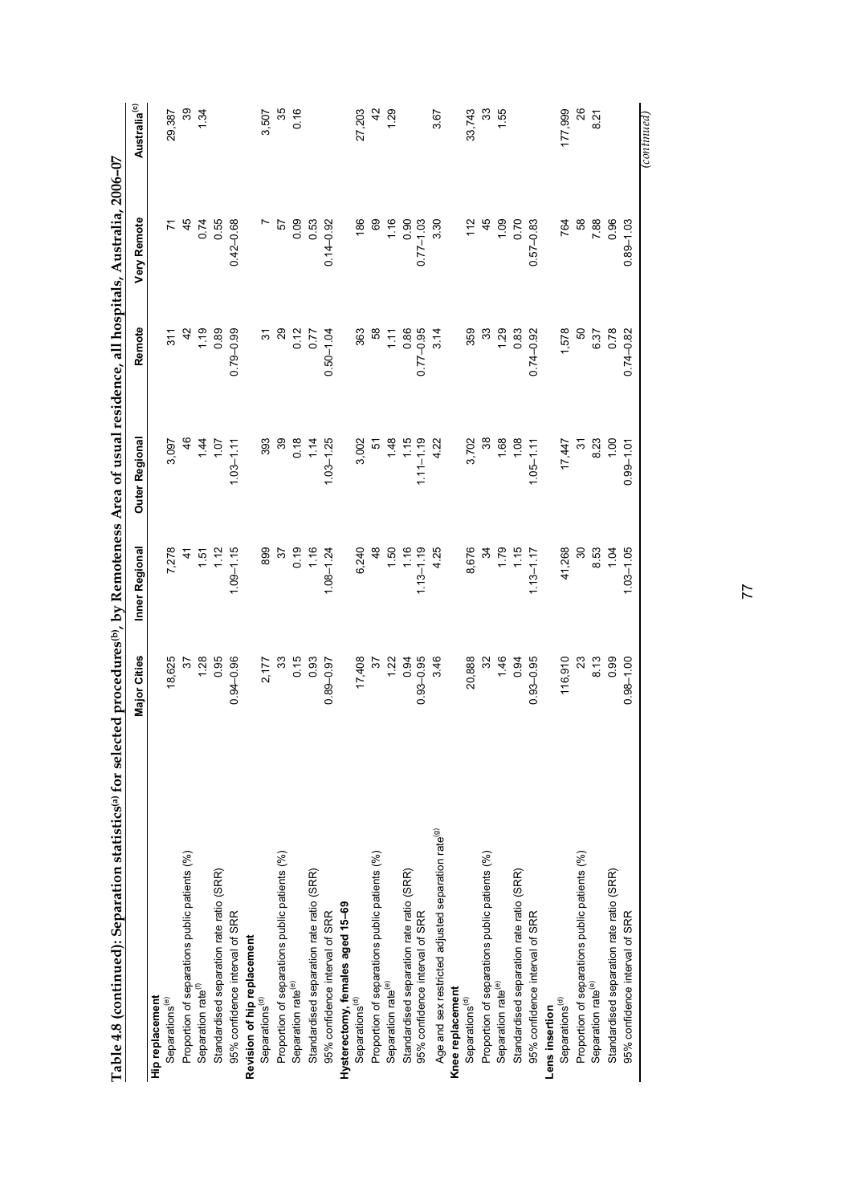# Table 4.8 (continued): Separation statistics[(a)] for selected procedures[(b)], by Remoteness Area of usual residence, all hospitals, Australia, 2006–07

| | Major Cities | Inner Regional | Outer Regional | Remote | Very Remote | Australia[(c)] |
|---|---|---|---|---|---|---|
| **Hip replacement** | | | | | | |
| Separations[(e)] | 18,625 | 7,278 | 3,097 | 311 | 71 | 29,387 |
| Proportion of separations public patients (%) | 37 | 41 | 46 | 42 | 45 | 39 |
| Separation rate[(f)] | 1.28 | 1.51 | 1.44 | 1.19 | 0.74 | 1.34 |
| Standardised separation rate ratio (SRR) | 0.95 | 1.12 | 1.07 | 0.89 | 0.55 | |
| 95% confidence interval of SRR | 0.94–0.96 | 1.09–1.15 | 1.03–1.11 | 0.79–0.99 | 0.42–0.68 | |
| **Revision of hip replacement** | | | | | | |
| Separations[(d)] | 2,177 | 899 | 393 | 31 | 7 | 3,507 |
| Proportion of separations public patients (%) | 33 | 37 | 39 | 29 | 57 | 35 |
| Separation rate[(e)] | 0.15 | 0.19 | 0.18 | 0.12 | 0.09 | 0.16 |
| Standardised separation rate ratio (SRR) | 0.93 | 1.16 | 1.14 | 0.77 | 0.53 | |
| 95% confidence interval of SRR | 0.89–0.97 | 1.08–1.24 | 1.03–1.25 | 0.50–1.04 | 0.14–0.92 | |
| **Hysterectomy, females aged 15–69** | | | | | | |
| Separations[(d)] | 17,408 | 6,240 | 3,002 | 363 | 186 | 27,203 |
| Proportion of separations public patients (%) | 37 | 48 | 51 | 58 | 69 | 42 |
| Separation rate[(e)] | 1.22 | 1.50 | 1.48 | 1.11 | 1.16 | 1.29 |
| Standardised separation rate ratio (SRR) | 0.94 | 1.16 | 1.15 | 0.86 | 0.90 | |
| 95% confidence interval of SRR | 0.93–0.95 | 1.13–1.19 | 1.11–1.19 | 0.77–0.95 | 0.77–1.03 | |
| Age and sex restricted adjusted separation rate[(g)] | 3.46 | 4.25 | 4.22 | 3.14 | 3.30 | 3.67 |
| **Knee replacement** | | | | | | |
| Separations[(d)] | 20,888 | 8,676 | 3,702 | 359 | 112 | 33,743 |
| Proportion of separations public patients (%) | 32 | 34 | 38 | 33 | 45 | 33 |
| Separation rate[(e)] | 1.46 | 1.79 | 1.68 | 1.29 | 1.09 | 1.55 |
| Standardised separation rate ratio (SRR) | 0.94 | 1.15 | 1.08 | 0.83 | 0.70 | |
| 95% confidence interval of SRR | 0.93–0.95 | 1.13–1.17 | 1.05–1.11 | 0.74–0.92 | 0.57–0.83 | |
| **Lens insertion** | | | | | | |
| Separations[(d)] | 116,910 | 41,268 | 17,447 | 1,578 | 764 | 177,999 |
| Proportion of separations public patients (%) | 23 | 30 | 31 | 50 | 58 | 26 |
| Separation rate[(e)] | 8.13 | 8.53 | 8.23 | 6.37 | 7.88 | 8.21 |
| Standardised separation rate ratio (SRR) | 0.99 | 1.04 | 1.00 | 0.78 | 0.96 | |
| 95% confidence interval of SRR | 0.98–1.00 | 1.03–1.05 | 0.99–1.01 | 0.74–0.82 | 0.89–1.03 | |

*(continued)*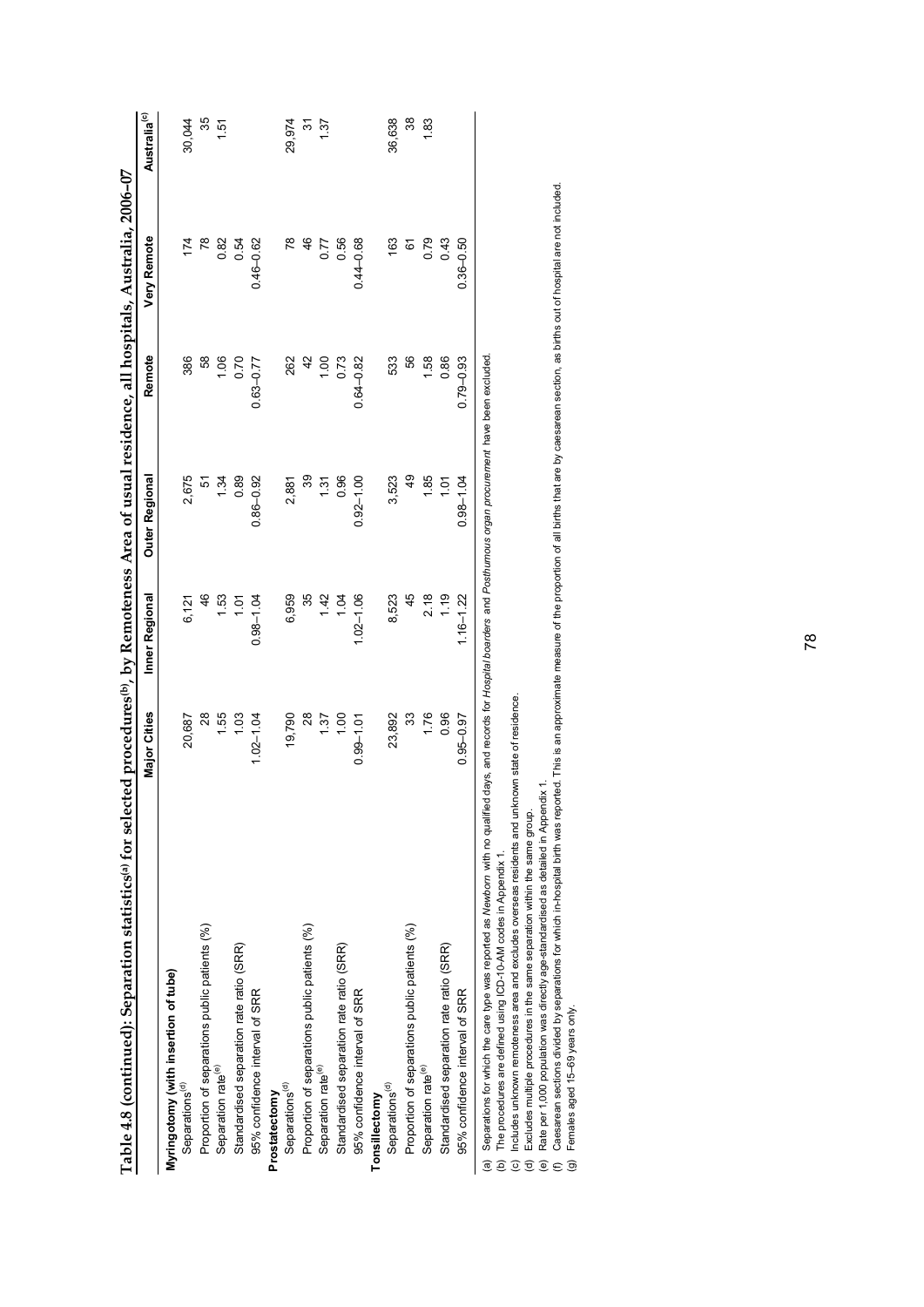**Table 4.8 (continued): Separation statistics[a] for selected procedures[b], by Remoteness Area of usual residence, all hospitals, Australia, 2006–07**

| | Major Cities | Inner Regional | Outer Regional | Remote | Very Remote | Australia[c] |
|---|---|---|---|---|---|---|
| **Myringotomy (with insertion of tube)** | | | | | | |
| Separations[d] | 20,687 | 6,121 | 2,675 | 386 | 174 | 30,044 |
| Proportion of separations public patients (%) | 28 | 46 | 51 | 58 | 78 | 35 |
| Separation rate[e] | 1.55 | 1.53 | 1.34 | 1.06 | 0.82 | 1.51 |
| Standardised separation rate ratio (SRR) | 1.03 | 1.01 | 0.89 | 0.70 | 0.54 | |
| 95% confidence interval of SRR | 1.02–1.04 | 0.98–1.04 | 0.86–0.92 | 0.63–0.77 | 0.46–0.62 | |
| **Prostatectomy** | | | | | | |
| Separations[d] | 19,790 | 6,959 | 2,881 | 262 | 78 | 29,974 |
| Proportion of separations public patients (%) | 28 | 35 | 39 | 42 | 46 | 31 |
| Separation rate[e] | 1.37 | 1.42 | 1.31 | 1.00 | 0.77 | 1.37 |
| Standardised separation rate ratio (SRR) | 1.00 | 1.04 | 0.96 | 0.73 | 0.56 | |
| 95% confidence interval of SRR | 0.99–1.01 | 1.02–1.06 | 0.92–1.00 | 0.64–0.82 | 0.44–0.68 | |
| **Tonsillectomy** | | | | | | |
| Separations[d] | 23,892 | 8,523 | 3,523 | 533 | 163 | 36,638 |
| Proportion of separations public patients (%) | 33 | 45 | 49 | 56 | 61 | 38 |
| Separation rate[e] | 1.76 | 2.18 | 1.85 | 1.58 | 0.79 | 1.83 |
| Standardised separation rate ratio (SRR) | 0.96 | 1.19 | 1.01 | 0.86 | 0.43 | |
| 95% confidence interval of SRR | 0.95–0.97 | 1.16–1.22 | 0.98–1.04 | 0.79–0.93 | 0.36–0.50 | |

(a) Separations for which the care type was reported as *Newborn* with no qualified days, and records for *Hospital boarders* and *Posthumous organ procurement* have been excluded.
(b) The procedures are defined using ICD-10-AM codes in Appendix 1.
(c) Includes unknown remoteness area and excludes overseas residents and unknown state of residence.
(d) Excludes multiple procedures in the same separation within the same group.
(e) Rate per 1,000 population was directly age-standardised as detailed in Appendix 1.
(f) Caesarean sections divided by separations for which in-hospital birth was reported. This is an approximate measure of the proportion of all births that are by caesarean section, as births out of hospital are not included.
(g) Females aged 15–69 years only.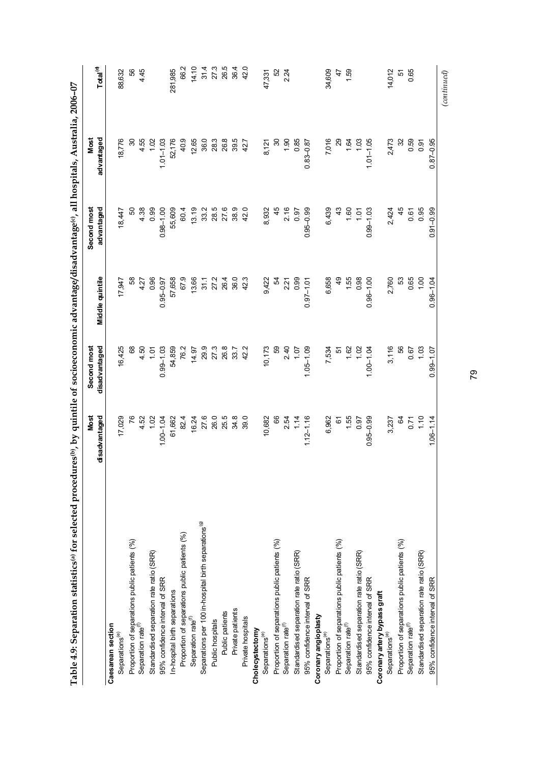**Table 4.9: Separation statistics[(a)] for selected procedures[(b)], by quintile of socioeconomic advantage/disadvantage[(c)], all hospitals, Australia, 2006–07**

| | Most disadvantaged | Second most disadvantaged | Middle quintile | Second most advantaged | Most advantaged | Total[(d)] |
|---|---|---|---|---|---|---|
| **Caesarean section** | | | | | | |
| Separations[(e)] | 17,029 | 16,425 | 17,947 | 18,447 | 18,776 | 88,632 |
| Proportion of separations public patients (%) | 76 | 68 | 58 | 50 | 30 | 56 |
| Separation rate[(f)] | 4.52 | 4.50 | 4.27 | 4.38 | 4.55 | 4.45 |
| Standardised separation rate ratio (SRR) | 1.02 | 1.01 | 0.96 | 0.99 | 1.02 | |
| 95% confidence interval of SRR | 1.00–1.04 | 0.99–1.03 | 0.95–0.97 | 0.98–1.00 | 1.01–1.03 | |
| In-hospital birth separations | 61,662 | 54,859 | 57,658 | 55,609 | 52,176 | 281,985 |
| Proportion of separations public patients (%) | 82.4 | 76.2 | 67.9 | 60.4 | 40.9 | 66.2 |
| Separation rate[(f)] | 16.24 | 14.97 | 13.66 | 13.19 | 12.65 | 14.10 |
| Separations per 100 in-hospital birth separations[(g)] | 27.6 | 29.9 | 31.1 | 33.2 | 36.0 | 31.4 |
| Public hospitals | 26.0 | 27.3 | 27.2 | 28.5 | 28.3 | 27.3 |
| Public patients | 25.5 | 26.8 | 26.4 | 27.6 | 26.8 | 26.5 |
| Private patients | 34.8 | 33.7 | 36.0 | 38.9 | 39.5 | 36.4 |
| Private hospitals | 39.0 | 42.2 | 42.3 | 42.0 | 42.7 | 42.0 |
| **Cholecystectomy** | | | | | | |
| Separations[(e)] | 10,682 | 10,173 | 9,422 | 8,932 | 8,121 | 47,331 |
| Proportion of separations public patients (%) | 66 | 59 | 54 | 45 | 30 | 52 |
| Separation rate[(f)] | 2.54 | 2.40 | 2.21 | 2.16 | 1.90 | 2.24 |
| Standardised separation rate ratio (SRR) | 1.14 | 1.07 | 0.99 | 0.97 | 0.85 | |
| 95% confidence interval of SRR | 1.12–1.16 | 1.05–1.09 | 0.97–1.01 | 0.95–0.99 | 0.83–0.87 | |
| **Coronary angioplasty** | | | | | | |
| Separations[(e)] | 6,962 | 7,534 | 6,658 | 6,439 | 7,016 | 34,609 |
| Proportion of separations public patients (%) | 61 | 51 | 49 | 43 | 29 | 47 |
| Separation rate[(f)] | 1.55 | 1.62 | 1.55 | 1.60 | 1.64 | 1.59 |
| Standardised separation rate ratio (SRR) | 0.97 | 1.02 | 0.98 | 1.01 | 1.03 | |
| 95% confidence interval of SRR | 0.95–0.99 | 1.00–1.04 | 0.96–1.00 | 0.99–1.03 | 1.01–1.05 | |
| **Coronary artery bypass graft** | | | | | | |
| Separations[(e)] | 3,237 | 3,116 | 2,760 | 2,424 | 2,473 | 14,012 |
| Proportion of separations public patients (%) | 64 | 56 | 53 | 45 | 32 | 51 |
| Separation rate[(f)] | 0.71 | 0.67 | 0.65 | 0.61 | 0.59 | 0.65 |
| Standardised separation rate ratio (SRR) | 1.10 | 1.03 | 1.00 | 0.95 | 0.91 | |
| 95% confidence interval of SRR | 1.06–1.14 | 0.99–1.07 | 0.96–1.04 | 0.91–0.99 | 0.87–0.95 | |

*(continued)*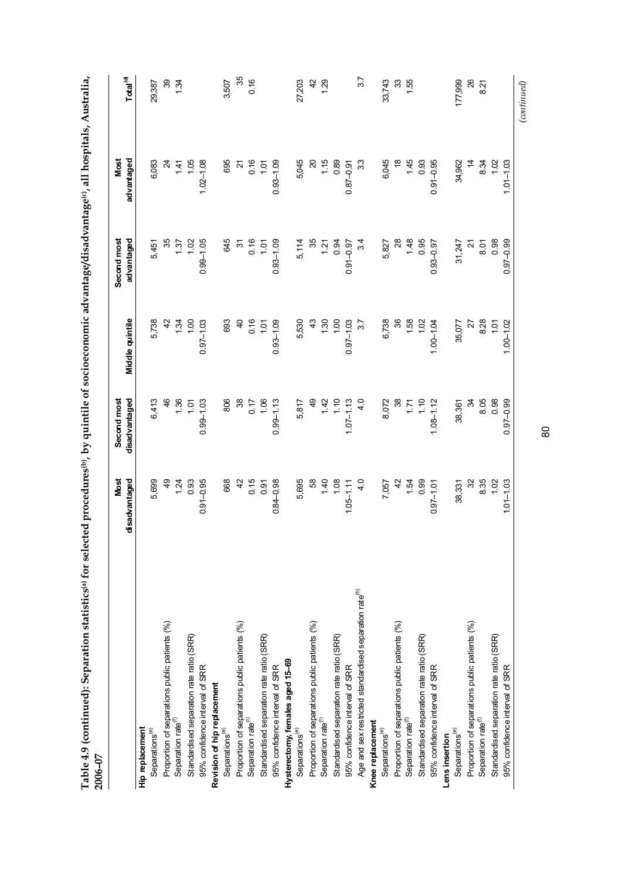**Table 4.9 (continued): Separation statistics[(a)] for selected procedures[(b)], by quintile of socioeconomic advantage/disadvantage[(c)], all hospitals, Australia, 2006–07**

| | Most disadvantaged | Second most disadvantaged | Middle quintile | Second most advantaged | Most advantaged | Total[(d)] |
|---|---|---|---|---|---|---|
| **Hip replacement** | | | | | | |
| Separations[(e)] | 5,699 | 6,413 | 5,738 | 5,451 | 6,083 | 29,387 |
| Proportion of separations public patients (%) | 49 | 46 | 42 | 35 | 24 | 39 |
| Separation rate[(f)] | 1.24 | 1.36 | 1.34 | 1.37 | 1.41 | 1.34 |
| Standardised separation rate ratio (SRR) | 0.93 | 1.01 | 1.00 | 1.02 | 1.05 | |
| 95% confidence interval of SRR | 0.91–0.95 | 0.99–1.03 | 0.97–1.03 | 0.99–1.05 | 1.02–1.08 | |
| **Revision of hip replacement** | | | | | | |
| Separations[(e)] | 668 | 806 | 693 | 645 | 695 | 3,507 |
| Proportion of separations public patients (%) | 42 | 38 | 40 | 31 | 21 | 35 |
| Separation rate[(f)] | 0.15 | 0.17 | 0.16 | 0.16 | 0.16 | 0.16 |
| Standardised separation rate ratio (SRR) | 0.91 | 1.06 | 1.01 | 1.01 | 1.01 | |
| 95% confidence interval of SRR | 0.84–0.98 | 0.99–1.13 | 0.93–1.09 | 0.93–1.09 | 0.93–1.09 | |
| **Hysterectomy, females aged 15–69** | | | | | | |
| Separations[(e)] | 5,695 | 5,817 | 5,530 | 5,114 | 5,045 | 27,203 |
| Proportion of separations public patients (%) | 58 | 49 | 43 | 35 | 20 | 42 |
| Separation rate[(f)] | 1.40 | 1.42 | 1.30 | 1.21 | 1.15 | 1.29 |
| Standardised separation rate ratio (SRR) | 1.08 | 1.10 | 1.00 | 0.94 | 0.89 | |
| 95% confidence interval of SRR | 1.05–1.11 | 1.07–1.13 | 0.97–1.03 | 0.91–0.97 | 0.87–0.91 | |
| Age and sex restricted standardised separation rate[(h)] | 4.0 | 4.0 | 3.7 | 3.4 | 3.3 | 3.7 |
| **Knee replacement** | | | | | | |
| Separations[(e)] | 7,057 | 8,072 | 6,738 | 5,827 | 6,045 | 33,743 |
| Proportion of separations public patients (%) | 42 | 38 | 36 | 28 | 18 | 33 |
| Separation rate[(f)] | 1.54 | 1.71 | 1.58 | 1.48 | 1.45 | 1.55 |
| Standardised separation rate ratio (SRR) | 0.99 | 1.10 | 1.02 | 0.95 | 0.93 | |
| 95% confidence interval of SRR | 0.97–1.01 | 1.08–1.12 | 1.00–1.04 | 0.93–0.97 | 0.91–0.95 | |
| **Lens insertion** | | | | | | |
| Separations[(e)] | 38,331 | 38,361 | 35,077 | 31,247 | 34,962 | 177,999 |
| Proportion of separations public patients (%) | 32 | 34 | 27 | 21 | 14 | 26 |
| Separation rate[(f)] | 8.35 | 8.05 | 8.28 | 8.01 | 8.34 | 8.21 |
| Standardised separation rate ratio (SRR) | 1.02 | 0.98 | 1.01 | 0.98 | 1.02 | |
| 95% confidence interval of SRR | 1.01–1.03 | 0.97–0.99 | 1.00–1.02 | 0.97–0.99 | 1.01–1.03 | |

*(continued)*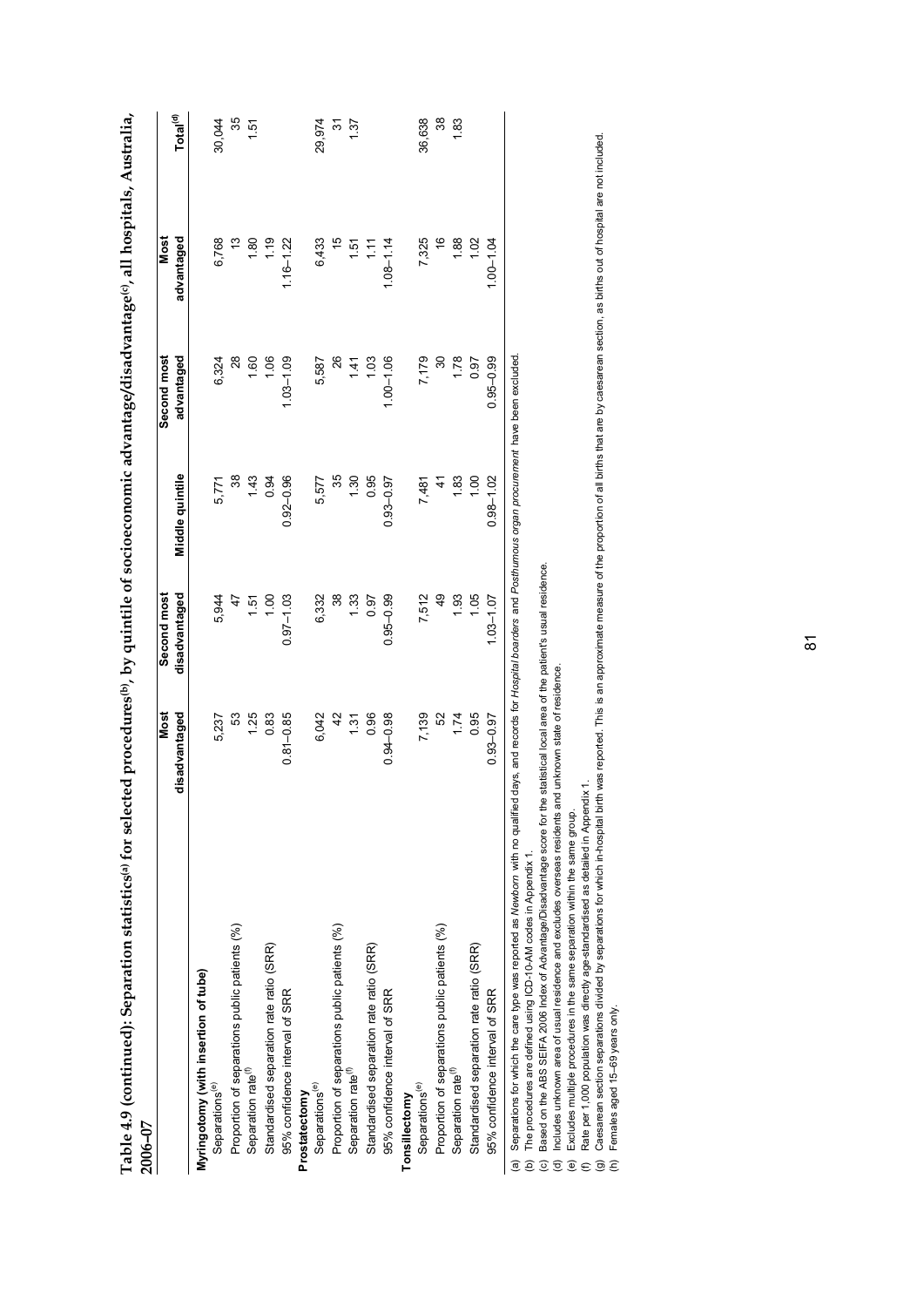**Table 4.9 (continued): Separation statistics[(a)] for selected procedures[(b)], by quintile of socioeconomic advantage/disadvantage[(c)], all hospitals, Australia, 2006–07**

| | Most disadvantaged | Second most disadvantaged | Middle quintile | Second most advantaged | Most advantaged | Total[(d)] |
|---|---|---|---|---|---|---|
| **Myringotomy (with insertion of tube)** | | | | | | |
| Separations[(e)] | 5,237 | 5,944 | 5,771 | 6,324 | 6,768 | 30,044 |
| Proportion of separations public patients (%) | 53 | 47 | 38 | 28 | 13 | 35 |
| Separation rate[(f)] | 1.25 | 1.51 | 1.43 | 1.60 | 1.80 | 1.51 |
| Standardised separation rate ratio (SRR) | 0.83 | 1.00 | 0.94 | 1.06 | 1.19 | |
| 95% confidence interval of SRR | 0.81–0.85 | 0.97–1.03 | 0.92–0.96 | 1.03–1.09 | 1.16–1.22 | |
| **Prostatectomy** | | | | | | |
| Separations[(e)] | 6,042 | 6,332 | 5,577 | 5,587 | 6,433 | 29,974 |
| Proportion of separations public patients (%) | 42 | 38 | 35 | 26 | 15 | 31 |
| Separation rate[(f)] | 1.31 | 1.33 | 1.30 | 1.41 | 1.51 | 1.37 |
| Standardised separation rate ratio (SRR) | 0.96 | 0.97 | 0.95 | 1.03 | 1.11 | |
| 95% confidence interval of SRR | 0.94–0.98 | 0.95–0.99 | 0.93–0.97 | 1.00–1.06 | 1.08–1.14 | |
| **Tonsillectomy** | | | | | | |
| Separations[(e)] | 7,139 | 7,512 | 7,481 | 7,179 | 7,325 | 36,638 |
| Proportion of separations public patients (%) | 52 | 49 | 41 | 30 | 16 | 38 |
| Separation rate[(f)] | 1.74 | 1.93 | 1.83 | 1.78 | 1.88 | 1.83 |
| Standardised separation rate ratio (SRR) | 0.95 | 1.05 | 1.00 | 0.97 | 1.02 | |
| 95% confidence interval of SRR | 0.93–0.97 | 1.03–1.07 | 0.98–1.02 | 0.95–0.99 | 1.00–1.04 | |

(a) Separations for which the care type was reported as *Newborn* with no qualified days, and records for *Hospital boarders* and *Posthumous organ procurement* have been excluded.
(b) The procedures are defined using ICD-10-AM codes in Appendix 1.
(c) Based on the ABS SEIFA 2006 Index of Advantage/Disadvantage score for the statistical local area of the patient's usual residence.
(d) Includes unknown area of usual residence and excludes overseas residents and unknown state of residence.
(e) Excludes multiple procedures in the same separation within the same group.
(f) Rate per 1,000 population was directly age-standardised as detailed in Appendix 1.
(g) Caesarean section separations divided by separations for which in-hospital birth was reported. This is an approximate measure of the proportion of all births that are by caesarean section, as births out of hospital are not included.
(h) Females aged 15–69 years only.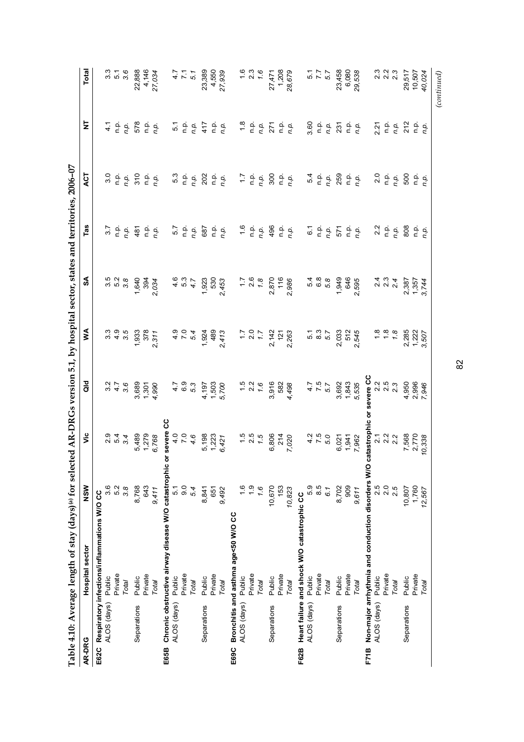**Table 4.10: Average length of stay (days)[(a)] for selected AR-DRGs version 5.1, by hospital sector, states and territories, 2006–07**

| AR-DRG | | Hospital sector | NSW | Vic | Qld | WA | SA | Tas | ACT | NT | Total |
|---|---|---|---|---|---|---|---|---|---|---|---|
| **E62C** | **Respiratory infections/inflammations W/O CC** | | | | | | | | | | |
| | ALOS (days) | Public | 3.6 | 2.9 | 3.2 | 3.3 | 3.5 | 3.7 | 3.0 | 4.1 | 3.3 |
| | | Private | 5.2 | 5.4 | 4.7 | 4.9 | 5.2 | n.p. | n.p. | n.p. | 5.1 |
| | | *Total* | *3.8* | *3.4* | *3.6* | *3.5* | *3.8* | *n.p.* | *n.p.* | *n.p.* | *3.6* |
| | Separations | Public | 8,768 | 5,489 | 3,689 | 1,933 | 1,640 | 481 | 310 | 578 | 22,888 |
| | | Private | 643 | 1,279 | 1,301 | 378 | 394 | n.p. | n.p. | n.p. | 4,146 |
| | | *Total* | *9,411* | *6,768* | *4,990* | *2,311* | *2,034* | *n.p.* | *n.p.* | *n.p.* | *27,034* |
| **E65B** | **Chronic obstructive airway disease W/O catastrophic or severe CC** | | | | | | | | | | |
| | ALOS (days) | Public | 5.1 | 4.0 | 4.7 | 4.9 | 4.6 | 5.7 | 5.3 | 5.1 | 4.7 |
| | | Private | 9.0 | 7.0 | 6.9 | 7.0 | 5.3 | n.p. | n.p. | n.p. | 7.1 |
| | | *Total* | *5.4* | *4.6* | *5.3* | *5.4* | *4.7* | *n.p.* | *n.p.* | *n.p.* | *5.1* |
| | Separations | Public | 8,841 | 5,198 | 4,197 | 1,924 | 1,923 | 687 | 202 | 417 | 23,389 |
| | | Private | 651 | 1,223 | 1,503 | 489 | 530 | n.p. | n.p. | n.p. | 4,550 |
| | | *Total* | *9,492* | *6,421* | *5,700* | *2,413* | *2,453* | *n.p.* | *n.p.* | *n.p.* | *27,939* |
| **E69C** | **Bronchitis and asthma age<50 W/O CC** | | | | | | | | | | |
| | ALOS (days) | Public | 1.6 | 1.5 | 1.5 | 1.7 | 1.7 | 1.6 | 1.7 | 1.8 | 1.6 |
| | | Private | 1.9 | 2.5 | 2.2 | 2.0 | 2.6 | n.p. | n.p. | n.p. | 2.3 |
| | | *Total* | *1.6* | *1.5* | *1.6* | *1.7* | *1.8* | *n.p.* | *n.p.* | *n.p.* | *1.6* |
| | Separations | Public | 10,670 | 6,806 | 3,916 | 2,142 | 2,870 | 496 | 300 | 271 | 27,471 |
| | | Private | 153 | 214 | 582 | 121 | 116 | n.p. | n.p. | n.p. | 1,208 |
| | | *Total* | *10,823* | *7,020* | *4,498* | *2,263* | *2,986* | *n.p.* | *n.p.* | *n.p.* | *28,679* |
| **F62B** | **Heart failure and shock W/O catastrophic CC** | | | | | | | | | | |
| | ALOS (days) | Public | 5.9 | 4.2 | 4.7 | 5.1 | 5.4 | 6.1 | 5.4 | 3.60 | 5.1 |
| | | Private | 8.5 | 7.5 | 7.5 | 8.3 | 6.8 | n.p. | n.p. | n.p. | 7.7 |
| | | *Total* | *6.1* | *5.0* | *5.7* | *5.7* | *5.8* | *n.p.* | *n.p.* | *n.p.* | *5.7* |
| | Separations | Public | 8,702 | 6,021 | 3,692 | 2,033 | 1,949 | 571 | 259 | 231 | 23,458 |
| | | Private | 909 | 1,941 | 1,843 | 512 | 646 | n.p. | n.p. | n.p. | 6,080 |
| | | *Total* | *9,611* | *7,962* | *5,535* | *2,545* | *2,595* | *n.p.* | *n.p.* | *n.p.* | *29,538* |
| **F71B** | **Non-major arrhythmia and conduction disorders W/O catastrophic or severe CC** | | | | | | | | | | |
| | ALOS (days) | Public | 2.5 | 2.1 | 2.2 | 1.8 | 2.4 | 2.2 | 2.0 | 2.21 | 2.3 |
| | | Private | 2.0 | 2.2 | 2.5 | 1.8 | 2.3 | n.p. | n.p. | n.p. | 2.2 |
| | | *Total* | *2.5* | *2.2* | *2.3* | *1.8* | *2.4* | *n.p.* | *n.p.* | *n.p.* | *2.3* |
| | Separations | Public | 10,807 | 7,568 | 4,950 | 2,285 | 2,387 | 808 | 500 | 212 | 29,517 |
| | | Private | 1,760 | 2,770 | 2,996 | 1,222 | 1,357 | n.p. | n.p. | n.p. | 10,507 |
| | | *Total* | *12,567* | *10,338* | *7,946* | *3,507* | *3,744* | *n.p.* | *n.p.* | *n.p.* | *40,024* |

*(continued)*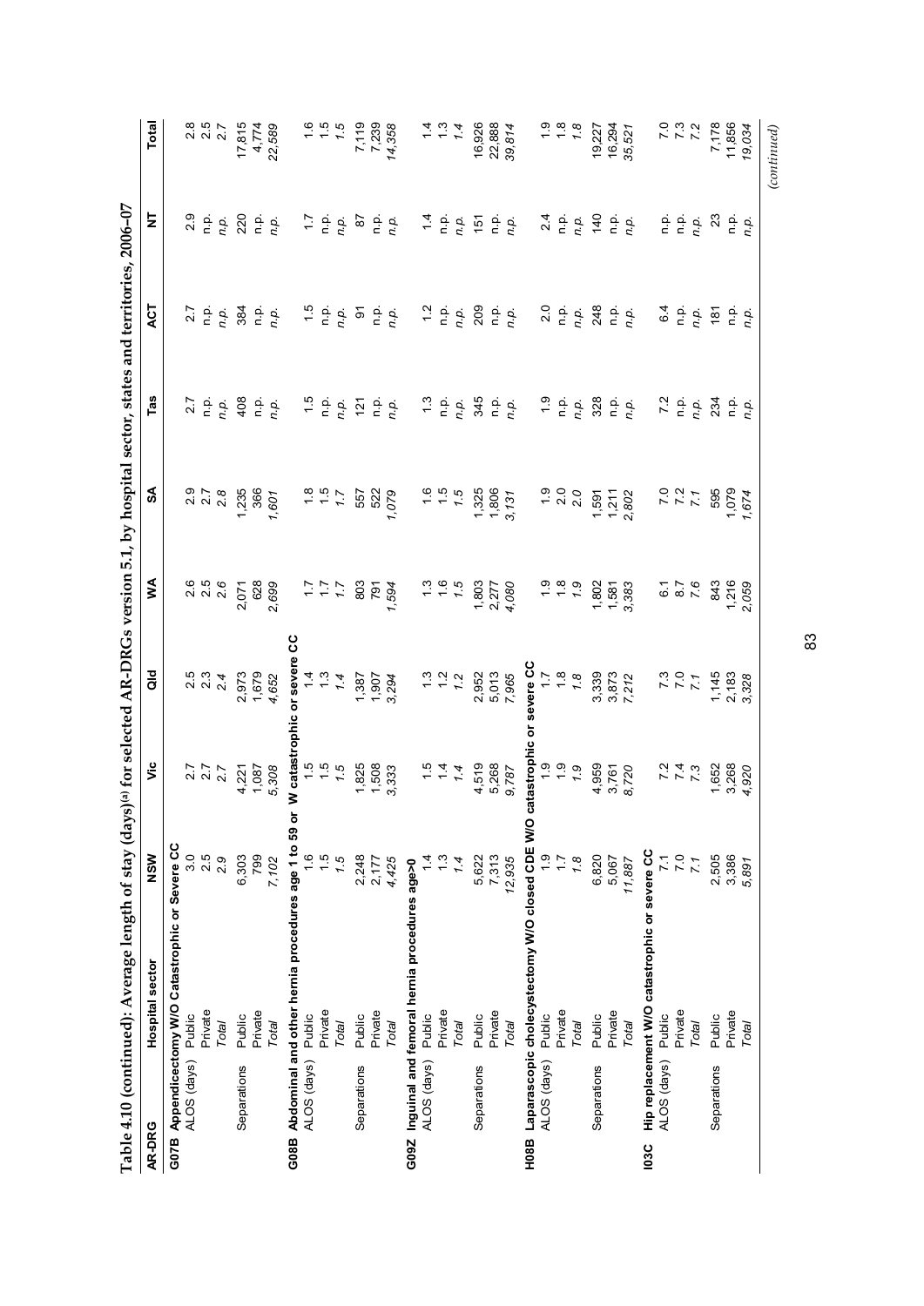**Table 4.10 (continued): Average length of stay (days)[(a)] for selected AR-DRGs version 5.1, by hospital sector, states and territories, 2006–07**

| AR-DRG | | Hospital sector | NSW | Vic | Qld | WA | SA | Tas | ACT | NT | Total |
|---|---|---|---|---|---|---|---|---|---|---|---|
| **G07B** | **Appendicectomy W/O Catastrophic or Severe CC** | | | | | | | | | | |
| | ALOS (days) | Public | 3.0 | 2.7 | 2.5 | 2.6 | 2.9 | 2.7 | 2.7 | 2.9 | 2.8 |
| | | Private | 2.5 | 2.7 | 2.3 | 2.5 | 2.7 | n.p. | n.p. | n.p. | 2.5 |
| | | *Total* | *2.9* | *2.7* | *2.4* | *2.6* | *2.8* | *n.p.* | *n.p.* | *n.p.* | *2.7* |
| | Separations | Public | 6,303 | 4,221 | 2,973 | 2,071 | 1,235 | 408 | 384 | 220 | 17,815 |
| | | Private | 799 | 1,087 | 1,679 | 628 | 366 | n.p. | n.p. | n.p. | 4,774 |
| | | *Total* | *7,102* | *5,308* | *4,652* | *2,699* | *1,601* | *n.p.* | *n.p.* | *n.p.* | *22,589* |
| **G08B** | **Abdominal and other hernia procedures age 1 to 59 or W catastrophic or severe CC** | | | | | | | | | | |
| | ALOS (days) | Public | 1.6 | 1.5 | 1.4 | 1.7 | 1.8 | 1.5 | 1.5 | 1.7 | 1.6 |
| | | Private | 1.5 | 1.5 | 1.3 | 1.7 | 1.5 | n.p. | n.p. | n.p. | 1.5 |
| | | *Total* | *1.5* | *1.5* | *1.4* | *1.7* | *1.7* | *n.p.* | *n.p.* | *n.p.* | *1.5* |
| | Separations | Public | 2,248 | 1,825 | 1,387 | 803 | 557 | 121 | 91 | 87 | 7,119 |
| | | Private | 2,177 | 1,508 | 1,907 | 791 | 522 | n.p. | n.p. | n.p. | 7,239 |
| | | *Total* | *4,425* | *3,333* | *3,294* | *1,594* | *1,079* | *n.p.* | *n.p.* | *n.p.* | *14,358* |
| **G09Z** | **Inguinal and femoral hernia procedures age>0** | | | | | | | | | | |
| | ALOS (days) | Public | 1.4 | 1.5 | 1.3 | 1.3 | 1.6 | 1.3 | 1.2 | 1.4 | 1.4 |
| | | Private | 1.3 | 1.4 | 1.2 | 1.6 | 1.5 | n.p. | n.p. | n.p. | 1.3 |
| | | *Total* | *1.4* | *1.4* | *1.2* | *1.5* | *1.5* | *n.p.* | *n.p.* | *n.p.* | *1.4* |
| | Separations | Public | 5,622 | 4,519 | 2,952 | 1,803 | 1,325 | 345 | 209 | 151 | 16,926 |
| | | Private | 7,313 | 5,268 | 5,013 | 2,277 | 1,806 | n.p. | n.p. | n.p. | 22,888 |
| | | *Total* | *12,935* | *9,787* | *7,965* | *4,080* | *3,131* | *n.p.* | *n.p.* | *n.p.* | *39,814* |
| **H08B** | **Laparascopic cholecystectomy W/O closed CDE W/O catastrophic or severe CC** | | | | | | | | | | |
| | ALOS (days) | Public | 1.9 | 1.9 | 1.7 | 1.9 | 1.9 | 1.9 | 2.0 | 2.4 | 1.9 |
| | | Private | 1.7 | 1.9 | 1.8 | 1.8 | 2.0 | n.p. | n.p. | n.p. | 1.8 |
| | | *Total* | *1.8* | *1.9* | *1.8* | *1.9* | *2.0* | *n.p.* | *n.p.* | *n.p.* | *1.8* |
| | Separations | Public | 6,820 | 4,959 | 3,339 | 1,802 | 1,591 | 328 | 248 | 140 | 19,227 |
| | | Private | 5,067 | 3,761 | 3,873 | 1,581 | 1,211 | n.p. | n.p. | n.p. | 16,294 |
| | | *Total* | *11,887* | *8,720* | *7,212* | *3,383* | *2,802* | *n.p.* | *n.p.* | *n.p.* | *35,521* |
| **I03C** | **Hip replacement W/O catastrophic or severe CC** | | | | | | | | | | |
| | ALOS (days) | Public | 7.1 | 7.2 | 7.3 | 6.1 | 7.0 | 7.2 | 6.4 | n.p. | 7.0 |
| | | Private | 7.0 | 7.4 | 7.0 | 8.7 | 7.2 | n.p. | n.p. | n.p. | 7.3 |
| | | *Total* | *7.1* | *7.3* | *7.1* | *7.6* | *7.1* | *n.p.* | *n.p.* | *n.p.* | *7.2* |
| | Separations | Public | 2,505 | 1,652 | 1,145 | 843 | 595 | 234 | 181 | 23 | 7,178 |
| | | Private | 3,386 | 3,268 | 2,183 | 1,216 | 1,079 | n.p. | n.p. | n.p. | 11,856 |
| | | *Total* | *5,891* | *4,920* | *3,328* | *2,059* | *1,674* | *n.p.* | *n.p.* | *n.p.* | *19,034* |

*(continued)*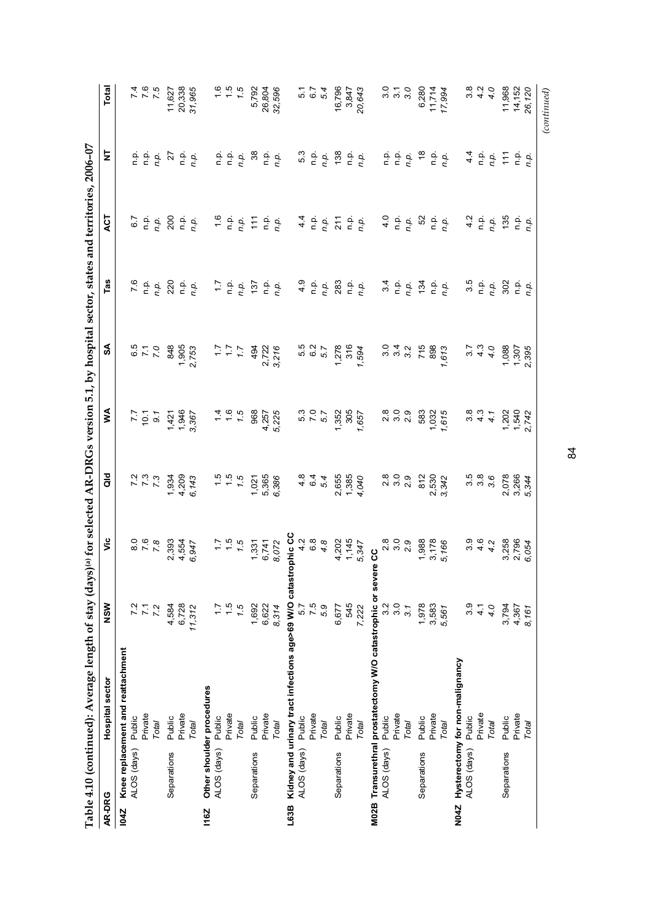**Table 4.10 (continued): Average length of stay (days)[(a)] for selected AR-DRGs version 5.1, by hospital sector, states and territories, 2006–07**

| AR-DRG | | Hospital sector | NSW | Vic | Qld | WA | SA | Tas | ACT | NT | Total |
|---|---|---|---|---|---|---|---|---|---|---|---|
| **I04Z** | **Knee replacement and reattachment** | | | | | | | | | | |
| | ALOS (days) | Public | 7.2 | 8.0 | 7.2 | 7.7 | 6.5 | 7.6 | 6.7 | n.p. | 7.4 |
| | | Private | 7.1 | 7.6 | 7.3 | 10.1 | 7.1 | n.p. | n.p. | n.p. | 7.6 |
| | | *Total* | *7.2* | *7.8* | *7.3* | *9.1* | *7.0* | *n.p.* | *n.p.* | *n.p.* | *7.5* |
| | Separations | Public | 4,584 | 2,393 | 1,934 | 1,421 | 848 | 220 | 200 | 27 | 11,627 |
| | | Private | 6,728 | 4,554 | 4,209 | 1,946 | 1,905 | n.p. | n.p. | n.p. | 20,338 |
| | | *Total* | *11,312* | *6,947* | *6,143* | *3,367* | *2,753* | *n.p.* | *n.p.* | *n.p.* | *31,965* |
| **I16Z** | **Other shoulder procedures** | | | | | | | | | | |
| | ALOS (days) | Public | 1.7 | 1.7 | 1.5 | 1.4 | 1.7 | 1.7 | 1.6 | n.p. | 1.6 |
| | | Private | 1.5 | 1.5 | 1.5 | 1.6 | 1.7 | n.p. | n.p. | n.p. | 1.5 |
| | | *Total* | *1.5* | *1.5* | *1.5* | *1.5* | *1.7* | *n.p.* | *n.p.* | *n.p.* | *1.5* |
| | Separations | Public | 1,692 | 1,331 | 1,021 | 968 | 494 | 137 | 111 | 38 | 5,792 |
| | | Private | 6,622 | 6,741 | 5,365 | 4,257 | 2,722 | n.p. | n.p. | n.p. | 26,804 |
| | | *Total* | *8,314* | *8,072* | *6,386* | *5,225* | *3,216* | *n.p.* | *n.p.* | *n.p.* | *32,596* |
| **L63B** | **Kidney and urinary tract infections age>69 W/O catastrophic CC** | | | | | | | | | | |
| | ALOS (days) | Public | 5.7 | 4.2 | 4.8 | 5.3 | 5.5 | 4.9 | 4.4 | 5.3 | 5.1 |
| | | Private | 7.5 | 6.8 | 6.4 | 7.0 | 6.2 | n.p. | n.p. | n.p. | 6.7 |
| | | *Total* | *5.9* | *4.8* | *5.4* | *5.7* | *5.7* | *n.p.* | *n.p.* | *n.p.* | *5.4* |
| | Separations | Public | 6,677 | 4,202 | 2,655 | 1,352 | 1,278 | 283 | 211 | 138 | 16,796 |
| | | Private | 545 | 1,145 | 1,385 | 305 | 316 | n.p. | n.p. | n.p. | 3,847 |
| | | *Total* | *7,222* | *5,347* | *4,040* | *1,657* | *1,594* | *n.p.* | *n.p.* | *n.p.* | *20,643* |
| **M02B** | **Transurethral prostatectomy W/O catastrophic or severe CC** | | | | | | | | | | |
| | ALOS (days) | Public | 3.2 | 2.8 | 2.8 | 2.8 | 3.0 | 3.4 | 4.0 | n.p. | 3.0 |
| | | Private | 3.0 | 3.0 | 3.0 | 3.0 | 3.4 | n.p. | n.p. | n.p. | 3.1 |
| | | *Total* | *3.1* | *2.9* | *2.9* | *2.9* | *3.2* | *n.p.* | *n.p.* | *n.p.* | *3.0* |
| | Separations | Public | 1,978 | 1,988 | 812 | 583 | 715 | 134 | 52 | 18 | 6,280 |
| | | Private | 3,583 | 3,178 | 2,530 | 1,032 | 898 | n.p. | n.p. | n.p. | 11,714 |
| | | *Total* | *5,561* | *5,166* | *3,342* | *1,615* | *1,613* | *n.p.* | *n.p.* | *n.p.* | *17,994* |
| **N04Z** | **Hysterectomy for non-malignancy** | | | | | | | | | | |
| | ALOS (days) | Public | 3.9 | 3.9 | 3.5 | 3.8 | 3.7 | 3.5 | 4.2 | 4.4 | 3.8 |
| | | Private | 4.1 | 4.6 | 3.8 | 4.3 | 4.3 | n.p. | n.p. | n.p. | 4.2 |
| | | *Total* | *4.0* | *4.2* | *3.6* | *4.1* | *4.0* | *n.p.* | *n.p.* | *n.p.* | *4.0* |
| | Separations | Public | 3,794 | 3,258 | 2,078 | 1,202 | 1,088 | 302 | 135 | 111 | 11,968 |
| | | Private | 4,367 | 2,796 | 3,266 | 1,540 | 1,307 | n.p. | n.p. | n.p. | 14,152 |
| | | *Total* | *8,161* | *6,054* | *5,344* | *2,742* | *2,395* | *n.p.* | *n.p.* | *n.p.* | *26,120* |

*(continued)*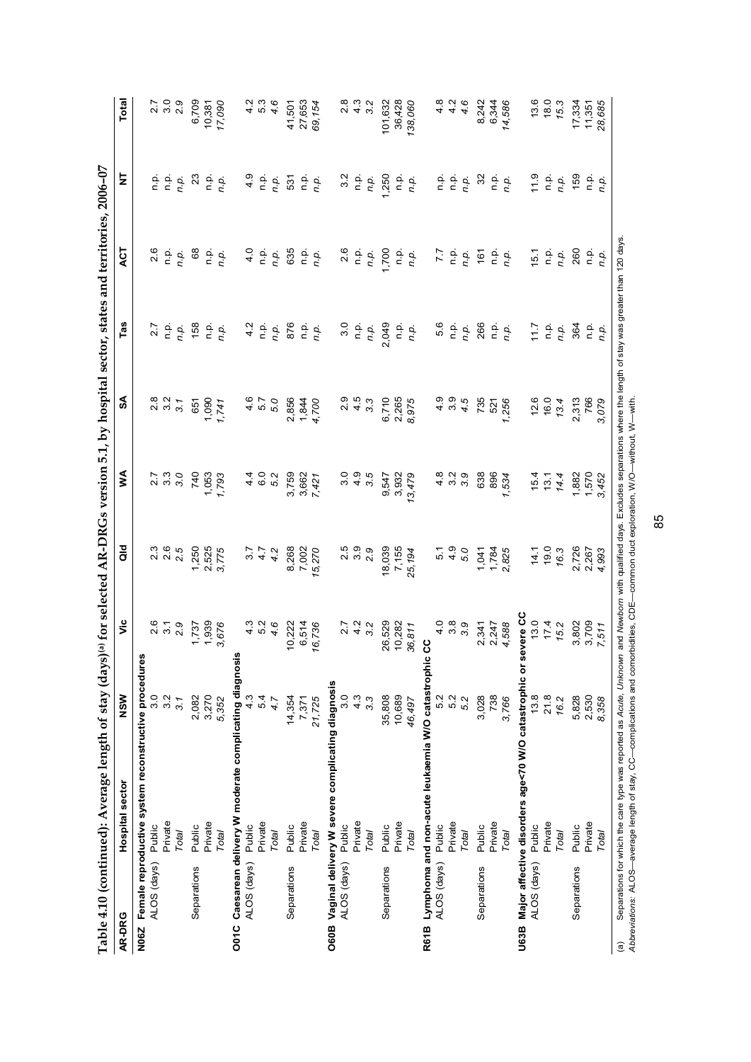**Table 4.10 (continued): Average length of stay (days)[(a)] for selected AR-DRGs version 5.1, by hospital sector, states and territories, 2006–07**

| AR-DRG | Hospital sector | | NSW | Vic | Qld | WA | SA | Tas | ACT | NT | Total |
|---|---|---|---|---|---|---|---|---|---|---|---|
| **N06Z** | **Female reproductive system reconstructive procedures** | | | | | | | | | | |
| | ALOS (days) | Public | 3.0 | 2.6 | 2.3 | 2.7 | 2.8 | 2.7 | 2.6 | n.p. | 2.7 |
| | | Private | 3.2 | 3.1 | 2.6 | 3.3 | 3.2 | n.p. | n.p. | n.p. | 3.0 |
| | | *Total* | *3.1* | *2.9* | *2.5* | *3.0* | *3.1* | *n.p.* | *n.p.* | *n.p.* | *2.9* |
| | Separations | Public | 2,082 | 1,737 | 1,250 | 740 | 651 | 158 | 68 | 23 | 6,709 |
| | | Private | 3,270 | 1,939 | 2,525 | 1,053 | 1,090 | n.p. | n.p. | n.p. | 10,381 |
| | | *Total* | *5,352* | *3,676* | *3,775* | *1,793* | *1,741* | *n.p.* | *n.p.* | *n.p.* | *17,090* |
| **O01C** | **Caesarean delivery W moderate complicating diagnosis** | | | | | | | | | | |
| | ALOS (days) | Public | 4.3 | 4.3 | 3.7 | 4.4 | 4.6 | 4.2 | 4.0 | 4.9 | 4.2 |
| | | Private | 5.4 | 5.2 | 4.7 | 6.0 | 5.7 | n.p. | n.p. | n.p. | 5.3 |
| | | *Total* | *4.7* | *4.6* | *4.2* | *5.2* | *5.0* | *n.p.* | *n.p.* | *n.p.* | *4.6* |
| | Separations | Public | 14,354 | 10,222 | 8,268 | 3,759 | 2,856 | 876 | 635 | 531 | 41,501 |
| | | Private | 7,371 | 6,514 | 7,002 | 3,662 | 1,844 | n.p. | n.p. | n.p. | 27,653 |
| | | *Total* | *21,725* | *16,736* | *15,270* | *7,421* | *4,700* | *n.p.* | *n.p.* | *n.p.* | *69,154* |
| **O60B** | **Vaginal delivery W severe complicating diagnosis** | | | | | | | | | | |
| | ALOS (days) | Public | 3.0 | 2.7 | 2.5 | 3.0 | 2.9 | 3.0 | 2.6 | 3.2 | 2.8 |
| | | Private | 4.3 | 4.2 | 3.9 | 4.9 | 4.5 | n.p. | n.p. | n.p. | 4.3 |
| | | *Total* | *3.3* | *3.2* | *2.9* | *3.5* | *3.3* | *n.p.* | *n.p.* | *n.p.* | *3.2* |
| | Separations | Public | 35,808 | 26,529 | 18,039 | 9,547 | 6,710 | 2,049 | 1,700 | 1,250 | 101,632 |
| | | Private | 10,689 | 10,282 | 7,155 | 3,932 | 2,265 | n.p. | n.p. | n.p. | 36,428 |
| | | *Total* | *46,497* | *36,811* | *25,194* | *13,479* | *8,975* | *n.p.* | *n.p.* | *n.p.* | *138,060* |
| **R61B** | **Lymphoma and non-acute leukaemia W/O catastrophic CC** | | | | | | | | | | |
| | ALOS (days) | Public | 5.2 | 4.0 | 5.1 | 4.8 | 4.9 | 5.6 | 7.7 | n.p. | 4.8 |
| | | Private | 5.2 | 3.8 | 4.9 | 3.2 | 3.9 | n.p. | n.p. | n.p. | 4.2 |
| | | *Total* | *5.2* | *3.9* | *5.0* | *3.9* | *4.5* | *n.p.* | *n.p.* | *n.p.* | *4.6* |
| | Separations | Public | 3,028 | 2,341 | 1,041 | 638 | 735 | 266 | 161 | 32 | 8,242 |
| | | Private | 738 | 2,247 | 1,784 | 896 | 521 | n.p. | n.p. | n.p. | 6,344 |
| | | *Total* | *3,766* | *4,588* | *2,825* | *1,534* | *1,256* | *n.p.* | *n.p.* | *n.p.* | *14,586* |
| **U63B** | **Major affective disorders age<70 W/O catastrophic or severe CC** | | | | | | | | | | |
| | ALOS (days) | Public | 13.8 | 13.0 | 14.1 | 15.4 | 12.6 | 11.7 | 15.1 | 11.9 | 13.6 |
| | | Private | 21.8 | 17.4 | 19.0 | 13.1 | 16.0 | n.p. | n.p. | n.p. | 18.0 |
| | | *Total* | *16.2* | *15.2* | *16.3* | *14.4* | *13.4* | *n.p.* | *n.p.* | *n.p.* | *15.3* |
| | Separations | Public | 5,828 | 3,802 | 2,726 | 1,882 | 2,313 | 364 | 260 | 159 | 17,334 |
| | | Private | 2,530 | 3,709 | 2,267 | 1,570 | 766 | n.p. | n.p. | n.p. | 11,351 |
| | | *Total* | *8,358* | *7,511* | *4,993* | *3,452* | *3,079* | *n.p.* | *n.p.* | *n.p.* | *28,685* |

(a) Separations for which the care type was reported as *Acute*, *Unknown* and *Newborn* with qualified days. Excludes separations where the length of stay was greater than 120 days.

*Abbreviations:* ALOS—average length of stay, CC—complications and comorbidities, CDE—common duct exploration, W/O—without, W—with.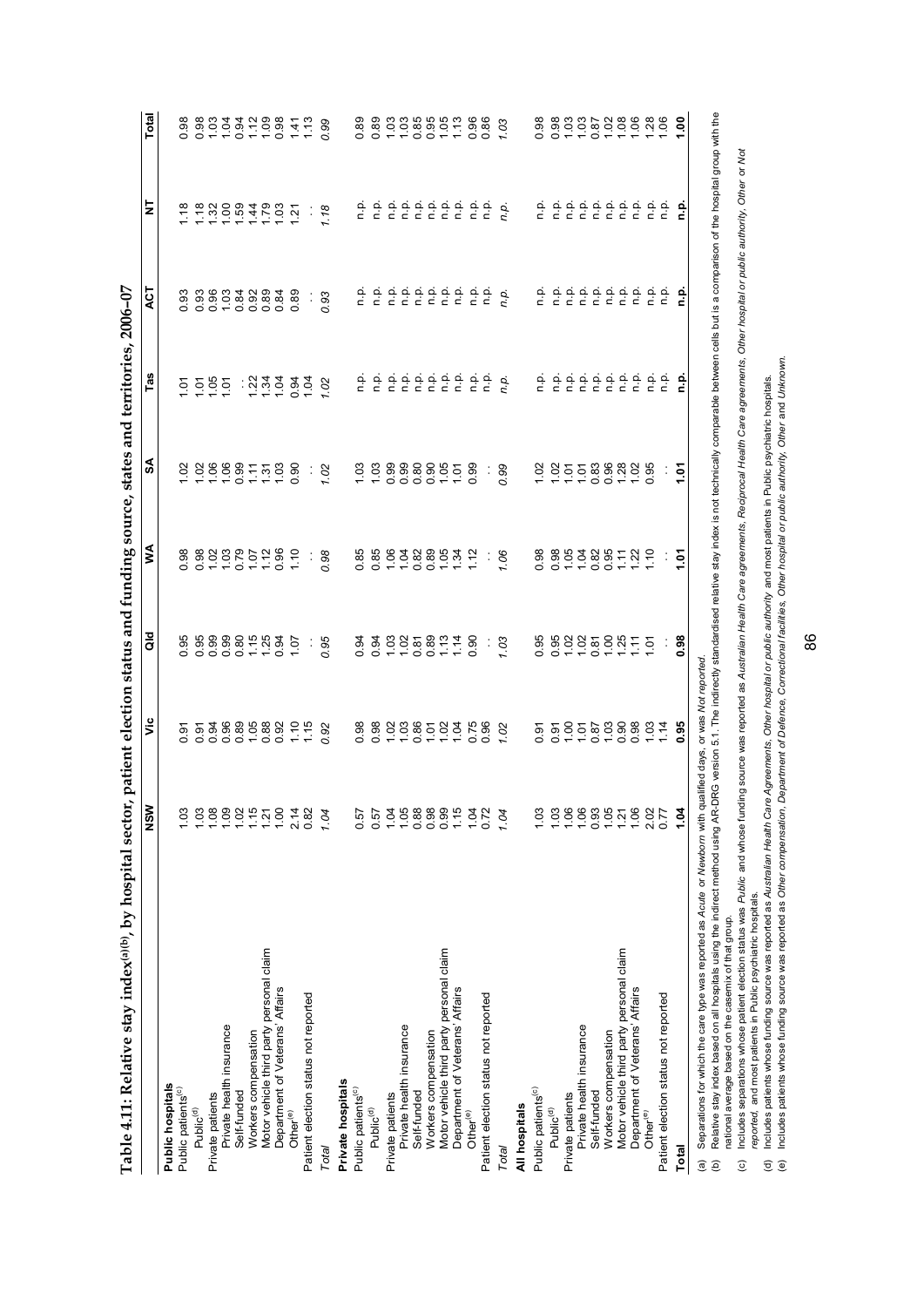# Table 4.11: Relative stay index[(a)(b)], by hospital sector, patient election status and funding source, states and territories, 2006–07

| | NSW | Vic | Qld | WA | SA | Tas | ACT | NT | Total |
|---|---|---|---|---|---|---|---|---|---|
| **Public hospitals** | | | | | | | | | |
| Public patients[(c)] | 1.03 | 0.91 | 0.95 | 0.98 | 1.02 | 1.01 | 0.93 | 1.18 | 0.98 |
| Public[(d)] | 1.03 | 0.91 | 0.95 | 0.98 | 1.02 | 1.01 | 0.93 | 1.18 | 0.98 |
| Private patients | 1.08 | 0.94 | 0.99 | 1.02 | 1.06 | 1.05 | 0.96 | 1.32 | 1.03 |
| Private health insurance | 1.09 | 0.96 | 0.99 | 1.03 | 1.06 | 1.01 | 1.03 | 1.00 | 1.04 |
| Self-funded | 1.02 | 0.89 | 0.80 | 0.79 | 0.99 | . . | 0.84 | 1.59 | 0.94 |
| Workers compensation | 1.15 | 1.05 | 1.15 | 1.07 | 1.11 | 1.22 | 0.92 | 1.44 | 1.12 |
| Motor vehicle third party personal claim | 1.21 | 0.88 | 1.25 | 1.12 | 1.31 | 1.34 | 0.89 | 1.79 | 1.09 |
| Department of Veterans' Affairs | 1.00 | 0.92 | 0.94 | 0.96 | 1.03 | 1.04 | 0.84 | 1.03 | 0.98 |
| Other[(e)] | 2.14 | 1.10 | 1.07 | 1.10 | 0.90 | 0.94 | 0.89 | 1.21 | 1.41 |
| Patient election status not reported | 0.82 | 1.15 | . . | . . | . . | 1.04 | . . | . . | 1.13 |
| *Total* | *1.04* | *0.92* | *0.95* | *0.98* | *1.02* | *1.02* | *0.93* | *1.18* | *0.99* |
| **Private hospitals** | | | | | | | | | |
| Public patients[(c)] | 0.57 | 0.98 | 0.94 | 0.85 | 1.03 | n.p. | n.p. | n.p. | 0.89 |
| Public[(d)] | 0.57 | 0.98 | 0.94 | 0.85 | 1.03 | n.p. | n.p. | n.p. | 0.89 |
| Private patients | 1.04 | 1.02 | 1.03 | 1.06 | 0.99 | n.p. | n.p. | n.p. | 1.03 |
| Private health insurance | 1.05 | 1.03 | 1.02 | 1.04 | 0.99 | n.p. | n.p. | n.p. | 1.03 |
| Self-funded | 0.88 | 0.86 | 0.81 | 0.82 | 0.80 | n.p. | n.p. | n.p. | 0.85 |
| Workers compensation | 0.98 | 1.01 | 0.89 | 0.89 | 0.90 | n.p. | n.p. | n.p. | 0.95 |
| Motor vehicle third party personal claim | 0.99 | 1.02 | 1.13 | 1.05 | 1.05 | n.p. | n.p. | n.p. | 1.05 |
| Department of Veterans' Affairs | 1.15 | 1.04 | 1.14 | 1.34 | 1.01 | n.p. | n.p. | n.p. | 1.13 |
| Other[(e)] | 1.04 | 0.75 | 0.90 | 1.12 | 0.99 | n.p. | n.p. | n.p. | 0.96 |
| Patient election status not reported | 0.72 | 0.96 | . . | . . | . . | n.p. | n.p. | n.p. | 0.86 |
| *Total* | *1.04* | *1.02* | *1.03* | *1.06* | *0.99* | *n.p.* | *n.p.* | *n.p.* | *1.03* |
| **All hospitals** | | | | | | | | | |
| Public patients[(c)] | 1.03 | 0.91 | 0.95 | 0.98 | 1.02 | n.p. | n.p. | n.p. | 0.98 |
| Public[(d)] | 1.03 | 0.91 | 0.95 | 0.98 | 1.02 | n.p. | n.p. | n.p. | 0.98 |
| Private patients | 1.06 | 1.00 | 1.02 | 1.05 | 1.01 | n.p. | n.p. | n.p. | 1.03 |
| Private health insurance | 1.06 | 1.01 | 1.02 | 1.04 | 1.01 | n.p. | n.p. | n.p. | 1.03 |
| Self-funded | 0.93 | 0.87 | 0.81 | 0.82 | 0.83 | n.p. | n.p. | n.p. | 0.87 |
| Workers compensation | 1.05 | 1.03 | 1.00 | 0.95 | 0.96 | n.p. | n.p. | n.p. | 1.02 |
| Motor vehicle third party personal claim | 1.21 | 0.90 | 1.25 | 1.11 | 1.28 | n.p. | n.p. | n.p. | 1.08 |
| Department of Veterans' Affairs | 1.06 | 0.98 | 1.11 | 1.22 | 1.02 | n.p. | n.p. | n.p. | 1.06 |
| Other[(e)] | 2.02 | 1.03 | 1.01 | 1.10 | 0.95 | n.p. | n.p. | n.p. | 1.28 |
| Patient election status not reported | 0.77 | 1.14 | . . | . . | . . | n.p. | n.p. | n.p. | 1.06 |
| **Total** | **1.04** | **0.95** | **0.98** | **1.01** | **1.01** | **n.p.** | **n.p.** | **n.p.** | **1.00** |

(a) Separations for which the care type was reported as *Acute* or *Newborn* with qualified days, or was *Not reported*.

(b) Relative stay index based on all hospitals using the indirect method using AR-DRG version 5.1. The indirectly standardised relative stay index is not technically comparable between cells but is a comparison of the hospital group with the national average based on the casemix of that group.

(c) Includes separations whose patient election status was *Public* and whose funding source was reported as *Australian Health Care agreements, Reciprocal Health Care agreements, Other hospital or public authority, Other* or *Not reported*, and most patients in Public psychiatric hospitals.

(d) Includes patients whose funding source was reported as *Australian Health Care Agreements, Other hospital or public authority* and most patients in Public psychiatric hospitals.

(e) Includes patients whose funding source was reported as *Other compensation, Department of Defence, Correctional facilities, Other hospital or public authority, Other* and *Unknown*.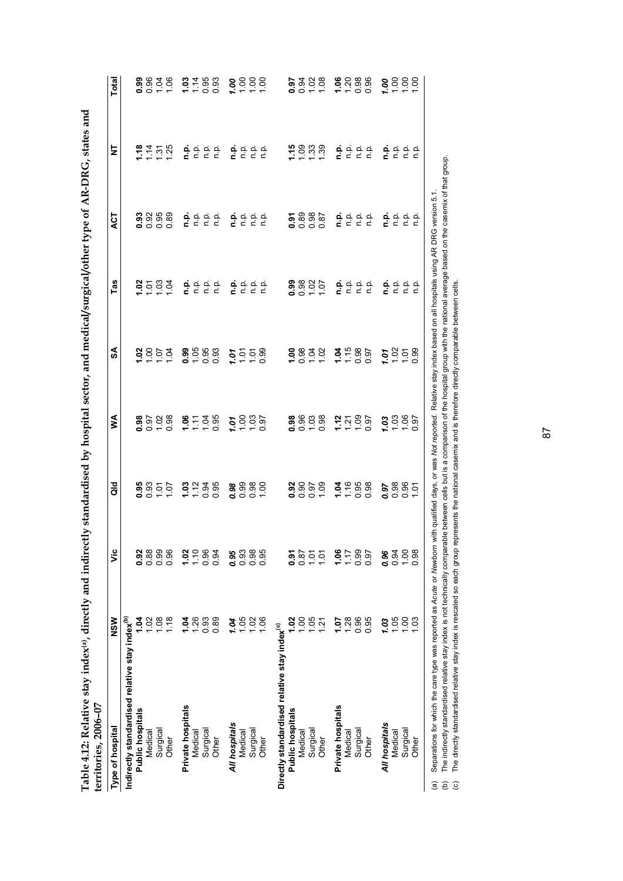**Table 4.12: Relative stay index[(a)], directly and indirectly standardised by hospital sector, and medical/surgical/other type of AR-DRG, states and territories, 2006–07**

| Type of hospital | NSW | Vic | Qld | WA | SA | Tas | ACT | NT | Total |
|---|---|---|---|---|---|---|---|---|---|
| **Indirectly standardised relative stay index[(b)]** | | | | | | | | | |
| **Public hospitals** | **1.04** | **0.92** | **0.95** | **0.98** | **1.02** | **1.02** | **0.93** | **1.18** | **0.99** |
| Medical | 1.02 | 0.88 | 0.93 | 0.97 | 1.00 | 1.01 | 0.92 | 1.14 | 0.96 |
| Surgical | 1.08 | 0.99 | 1.01 | 1.02 | 1.07 | 1.03 | 0.95 | 1.31 | 1.04 |
| Other | 1.18 | 0.96 | 1.07 | 0.98 | 1.04 | 1.04 | 0.89 | 1.25 | 1.06 |
| **Private hospitals** | **1.04** | **1.02** | **1.03** | **1.06** | **0.99** | **n.p.** | **n.p.** | **n.p.** | **1.03** |
| Medical | 1.26 | 1.10 | 1.12 | 1.11 | 1.05 | n.p. | n.p. | n.p. | 1.14 |
| Surgical | 0.93 | 0.96 | 0.94 | 1.04 | 0.95 | n.p. | n.p. | n.p. | 0.95 |
| Other | 0.89 | 0.94 | 0.95 | 0.95 | 0.93 | n.p. | n.p. | n.p. | 0.93 |
| ***All hospitals*** | ***1.04*** | ***0.95*** | ***0.98*** | ***1.01*** | ***1.01*** | ***n.p.*** | ***n.p.*** | ***n.p.*** | ***1.00*** |
| Medical | 1.05 | 0.93 | 0.99 | 1.00 | 1.01 | n.p. | n.p. | n.p. | 1.00 |
| Surgical | 1.02 | 0.98 | 0.98 | 1.03 | 1.01 | n.p. | n.p. | n.p. | 1.00 |
| Other | 1.06 | 0.95 | 1.00 | 0.97 | 0.99 | n.p. | n.p. | n.p. | 1.00 |
| **Directly standardised relative stay index[(c)]** | | | | | | | | | |
| **Public hospitals** | **1.02** | **0.91** | **0.92** | **0.98** | **1.00** | **0.99** | **0.91** | **1.15** | **0.97** |
| Medical | 1.00 | 0.87 | 0.90 | 0.96 | 0.98 | 0.98 | 0.89 | 1.09 | 0.94 |
| Surgical | 1.05 | 1.01 | 0.97 | 1.03 | 1.04 | 1.02 | 0.98 | 1.33 | 1.02 |
| Other | 1.21 | 1.01 | 1.09 | 0.98 | 1.02 | 1.07 | 0.87 | 1.39 | 1.08 |
| **Private hospitals** | **1.07** | **1.06** | **1.04** | **1.12** | **1.04** | **n.p.** | **n.p.** | **n.p.** | **1.06** |
| Medical | 1.28 | 1.17 | 1.16 | 1.21 | 1.15 | n.p. | n.p. | n.p. | 1.20 |
| Surgical | 0.96 | 0.99 | 0.95 | 1.09 | 0.98 | n.p. | n.p. | n.p. | 0.98 |
| Other | 0.95 | 0.97 | 0.98 | 0.97 | 0.97 | n.p. | n.p. | n.p. | 0.96 |
| ***All hospitals*** | ***1.03*** | ***0.96*** | ***0.97*** | ***1.03*** | ***1.01*** | ***n.p.*** | ***n.p.*** | ***n.p.*** | ***1.00*** |
| Medical | 1.05 | 0.94 | 0.98 | 1.03 | 1.02 | n.p. | n.p. | n.p. | 1.00 |
| Surgical | 1.00 | 1.00 | 0.96 | 1.06 | 1.01 | n.p. | n.p. | n.p. | 1.00 |
| Other | 1.03 | 0.98 | 1.01 | 0.97 | 0.99 | n.p. | n.p. | n.p. | 1.00 |

(a) Separations for which the care type was reported as *Acute* or *Newborn* with qualified days, or was *Not reported*. Relative stay index based on all hospitals using AR DRG version 5.1.

(b) The indirectly standardised relative stay index is not technically comparable between cells but is a comparison of the hospital group with the national average based on the casemix of that group.

(c) The directly standardised relative stay index is rescaled so each group represents the national casemix and is therefore directly comparable between cells.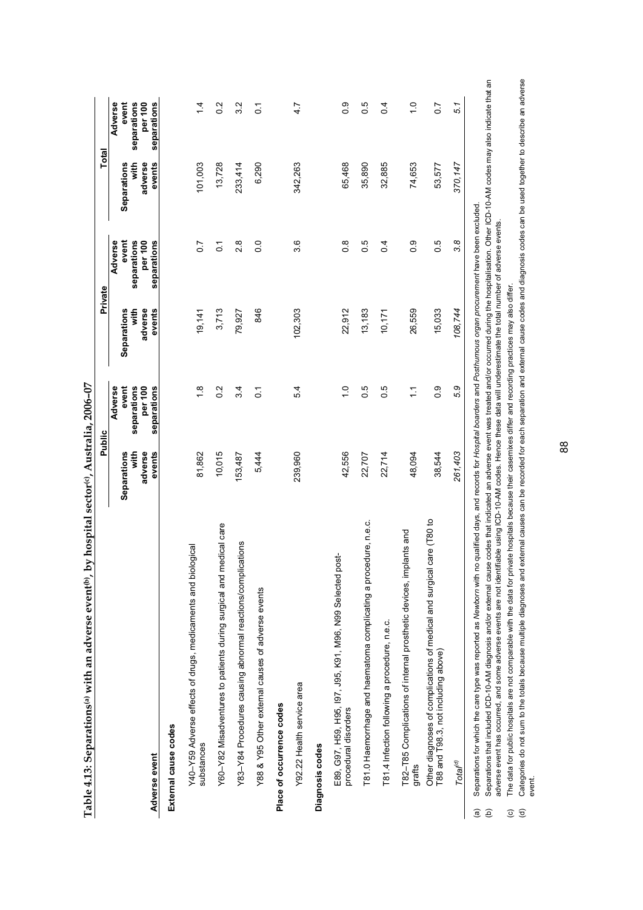**Table 4.13: Separations[a] with an adverse event[b], by hospital sector[c], Australia, 2006–07**

| Adverse event | Public | | Private | | Total | |
|---|---|---|---|---|---|---|
| | Separations with adverse events | Adverse event separations per 100 separations | Separations with adverse events | Adverse event separations per 100 separations | Separations with adverse events | Adverse event separations per 100 separations |
| **External cause codes** | | | | | | |
| Y40–Y59 Adverse effects of drugs, medicaments and biological substances | 81,862 | 1.8 | 19,141 | 0.7 | 101,003 | 1.4 |
| Y60–Y82 Misadventures to patients during surgical and medical care | 10,015 | 0.2 | 3,713 | 0.1 | 13,728 | 0.2 |
| Y83–Y84 Procedures causing abnormal reactions/complications | 153,487 | 3.4 | 79,927 | 2.8 | 233,414 | 3.2 |
| Y88 & Y95 Other external causes of adverse events | 5,444 | 0.1 | 846 | 0.0 | 6,290 | 0.1 |
| **Place of occurrence codes** | | | | | | |
| Y92.22 Health service area | 239,960 | 5.4 | 102,303 | 3.6 | 342,263 | 4.7 |
| **Diagnosis codes** | | | | | | |
| E89, G97, H59, H95, I97, J95, K91, M96, N99 Selected post-procedural disorders | 42,556 | 1.0 | 22,912 | 0.8 | 65,468 | 0.9 |
| T81.0 Haemorrhage and haematoma complicating a procedure, n.e.c. | 22,707 | 0.5 | 13,183 | 0.5 | 35,890 | 0.5 |
| T81.4 Infection following a procedure, n.e.c. | 22,714 | 0.5 | 10,171 | 0.4 | 32,885 | 0.4 |
| T82–T85 Complications of internal prosthetic devices, implants and grafts | 48,094 | 1.1 | 26,559 | 0.9 | 74,653 | 1.0 |
| Other diagnoses of complications of medical and surgical care (T80 to T88 and T98.3, not including above) | 38,544 | 0.9 | 15,033 | 0.5 | 53,577 | 0.7 |
| *Total*[d] | *261,403* | *5.9* | *108,744* | *3.8* | *370,147* | *5.1* |

(a) Separations for which the care type was reported as *Newborn* with no qualified days, and records for *Hospital boarders* and *Posthumous organ procurement* have been excluded.

(b) Separations that included ICD-10-AM diagnosis and/or external cause codes that indicated an adverse event was treated and/or occurred during the hospitalisation. Other ICD-10-AM codes may also indicate that an adverse event has occurred, and some adverse events are not identifiable using ICD-10-AM codes. Hence these data will underestimate the total number of adverse events.

(c) The data for public hospitals are not comparable with the data for private hospitals because their casemixes differ and recording practices may also differ.

(d) Categories do not sum to the totals because multiple diagnoses and external causes can be recorded for each separation and external cause codes and diagnosis codes can be used together to describe an adverse event.